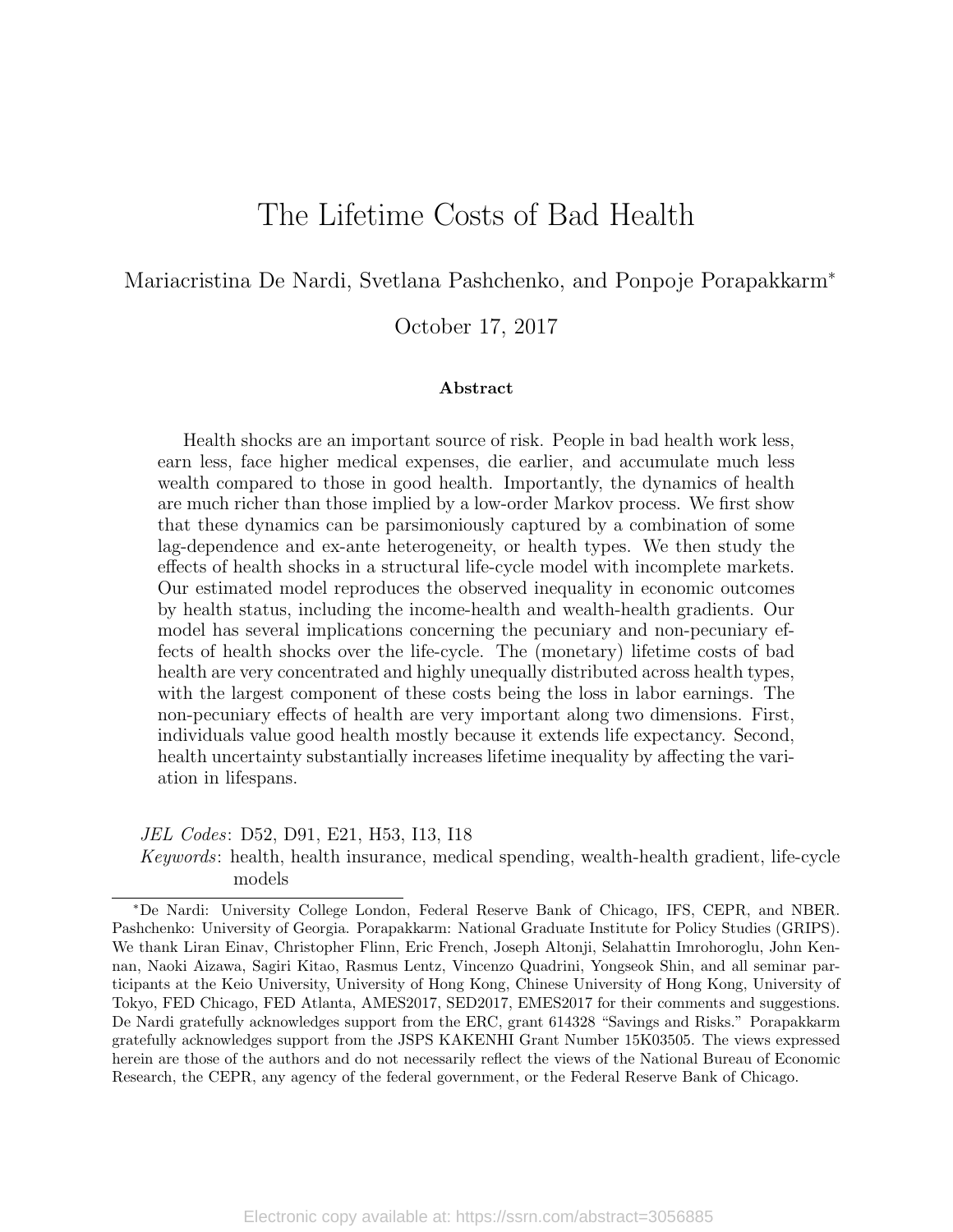# The Lifetime Costs of Bad Health

Mariacristina De Nardi, Svetlana Pashchenko, and Ponpoje Porapakkarm*

October 17, 2017

### Abstract

Health shocks are an important source of risk. People in bad health work less, earn less, face higher medical expenses, die earlier, and accumulate much less wealth compared to those in good health. Importantly, the dynamics of health are much richer than those implied by a low-order Markov process. We first show that these dynamics can be parsimoniously captured by a combination of some lag-dependence and ex-ante heterogeneity, or health types. We then study the effects of health shocks in a structural life-cycle model with incomplete markets. Our estimated model reproduces the observed inequality in economic outcomes by health status, including the income-health and wealth-health gradients. Our model has several implications concerning the pecuniary and non-pecuniary effects of health shocks over the life-cycle. The (monetary) lifetime costs of bad health are very concentrated and highly unequally distributed across health types, with the largest component of these costs being the loss in labor earnings. The non-pecuniary effects of health are very important along two dimensions. First, individuals value good health mostly because it extends life expectancy. Second, health uncertainty substantially increases lifetime inequality by affecting the variation in lifespans.

*JEL Codes*: D52, D91, E21, H53, I13, I18

*Keywords*: health, health insurance, medical spending, wealth-health gradient, life-cycle models

*De Nardi: University College London, Federal Reserve Bank of Chicago, IFS, CEPR, and NBER. Pashchenko: University of Georgia. Porapakkarm: National Graduate Institute for Policy Studies (GRIPS). We thank Liran Einav, Christopher Flinn, Eric French, Joseph Altonji, Selahattin Imrohoroglu, John Kennan, Naoki Aizawa, Sagiri Kitao, Rasmus Lentz, Vincenzo Quadrini, Yongseok Shin, and all seminar participants at the Keio University, University of Hong Kong, Chinese University of Hong Kong, University of Tokyo, FED Chicago, FED Atlanta, AMES2017, SED2017, EMES2017 for their comments and suggestions. De Nardi gratefully acknowledges support from the ERC, grant 614328 "Savings and Risks." Porapakkarm gratefully acknowledges support from the JSPS KAKENHI Grant Number 15K03505. The views expressed herein are those of the authors and do not necessarily reflect the views of the National Bureau of Economic Research, the CEPR, any agency of the federal government, or the Federal Reserve Bank of Chicago.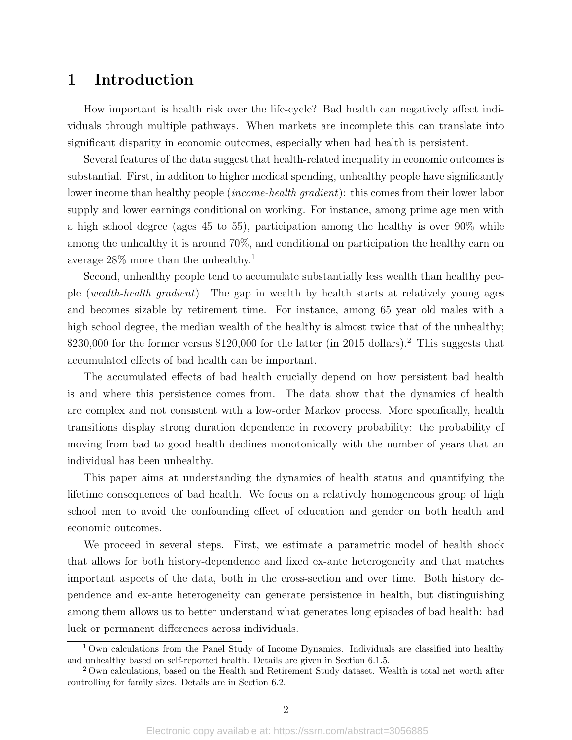# 1 Introduction

How important is health risk over the life-cycle? Bad health can negatively affect individuals through multiple pathways. When markets are incomplete this can translate into significant disparity in economic outcomes, especially when bad health is persistent.

Several features of the data suggest that health-related inequality in economic outcomes is substantial. First, in additon to higher medical spending, unhealthy people have significantly lower income than healthy people (*income-health gradient*): this comes from their lower labor supply and lower earnings conditional on working. For instance, among prime age men with a high school degree (ages 45 to 55), participation among the healthy is over 90% while among the unhealthy it is around 70%, and conditional on participation the healthy earn on average 28% more than the unhealthy.[1]

Second, unhealthy people tend to accumulate substantially less wealth than healthy people (*wealth-health gradient*). The gap in wealth by health starts at relatively young ages and becomes sizable by retirement time. For instance, among 65 year old males with a high school degree, the median wealth of the healthy is almost twice that of the unhealthy; $230,000 for the former versus $120,000 for the latter (in 2015 dollars).[2] This suggests that accumulated effects of bad health can be important.

The accumulated effects of bad health crucially depend on how persistent bad health is and where this persistence comes from. The data show that the dynamics of health are complex and not consistent with a low-order Markov process. More specifically, health transitions display strong duration dependence in recovery probability: the probability of moving from bad to good health declines monotonically with the number of years that an individual has been unhealthy.

This paper aims at understanding the dynamics of health status and quantifying the lifetime consequences of bad health. We focus on a relatively homogeneous group of high school men to avoid the confounding effect of education and gender on both health and economic outcomes.

We proceed in several steps. First, we estimate a parametric model of health shock that allows for both history-dependence and fixed ex-ante heterogeneity and that matches important aspects of the data, both in the cross-section and over time. Both history dependence and ex-ante heterogeneity can generate persistence in health, but distinguishing among them allows us to better understand what generates long episodes of bad health: bad luck or permanent differences across individuals.

[1] Own calculations from the Panel Study of Income Dynamics. Individuals are classified into healthy and unhealthy based on self-reported health. Details are given in Section 6.1.5.

[2] Own calculations, based on the Health and Retirement Study dataset. Wealth is total net worth after controlling for family sizes. Details are in Section 6.2.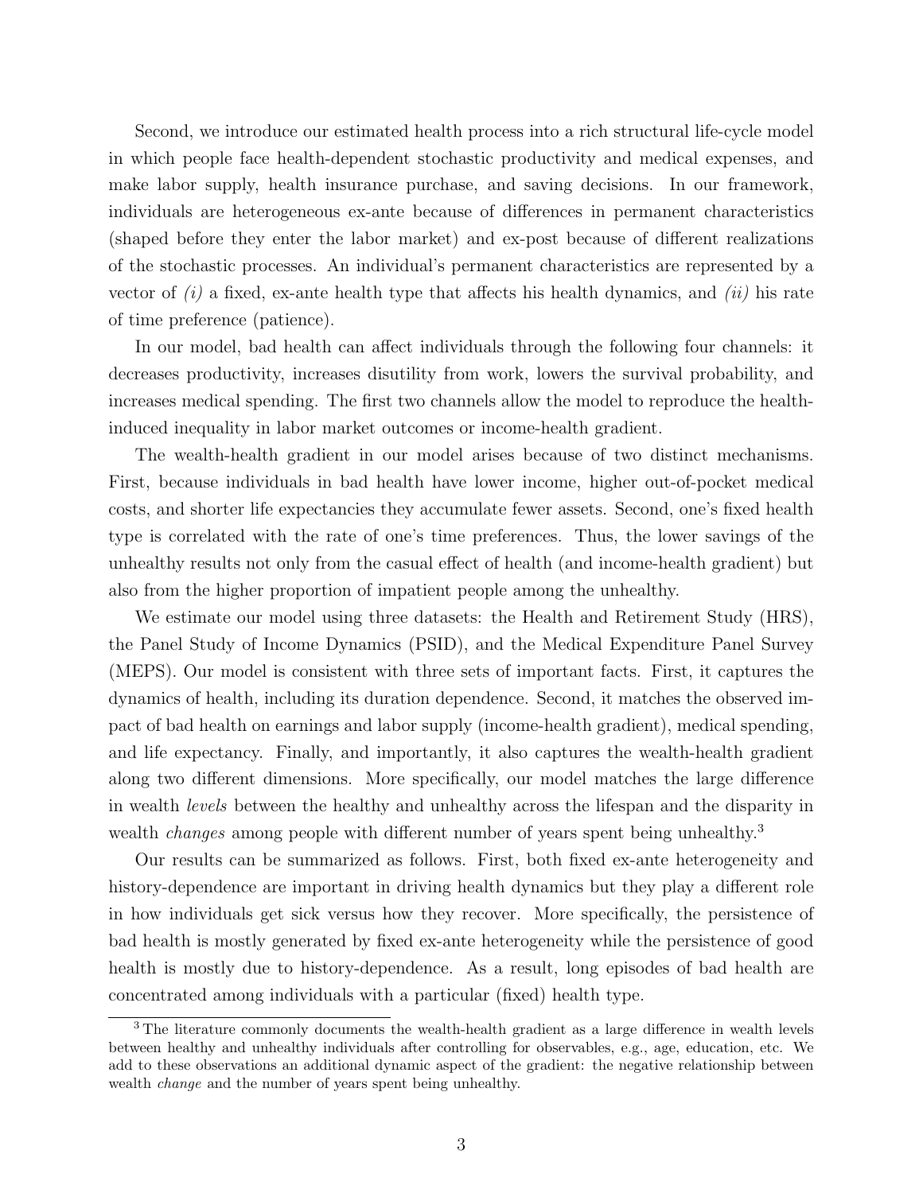Second, we introduce our estimated health process into a rich structural life-cycle model in which people face health-dependent stochastic productivity and medical expenses, and make labor supply, health insurance purchase, and saving decisions. In our framework, individuals are heterogeneous ex-ante because of differences in permanent characteristics (shaped before they enter the labor market) and ex-post because of different realizations of the stochastic processes. An individual's permanent characteristics are represented by a vector of *(i)* a fixed, ex-ante health type that affects his health dynamics, and *(ii)* his rate of time preference (patience).

In our model, bad health can affect individuals through the following four channels: it decreases productivity, increases disutility from work, lowers the survival probability, and increases medical spending. The first two channels allow the model to reproduce the health-induced inequality in labor market outcomes or income-health gradient.

The wealth-health gradient in our model arises because of two distinct mechanisms. First, because individuals in bad health have lower income, higher out-of-pocket medical costs, and shorter life expectancies they accumulate fewer assets. Second, one's fixed health type is correlated with the rate of one's time preferences. Thus, the lower savings of the unhealthy results not only from the casual effect of health (and income-health gradient) but also from the higher proportion of impatient people among the unhealthy.

We estimate our model using three datasets: the Health and Retirement Study (HRS), the Panel Study of Income Dynamics (PSID), and the Medical Expenditure Panel Survey (MEPS). Our model is consistent with three sets of important facts. First, it captures the dynamics of health, including its duration dependence. Second, it matches the observed impact of bad health on earnings and labor supply (income-health gradient), medical spending, and life expectancy. Finally, and importantly, it also captures the wealth-health gradient along two different dimensions. More specifically, our model matches the large difference in wealth *levels* between the healthy and unhealthy across the lifespan and the disparity in wealth *changes* among people with different number of years spent being unhealthy.[3]

Our results can be summarized as follows. First, both fixed ex-ante heterogeneity and history-dependence are important in driving health dynamics but they play a different role in how individuals get sick versus how they recover. More specifically, the persistence of bad health is mostly generated by fixed ex-ante heterogeneity while the persistence of good health is mostly due to history-dependence. As a result, long episodes of bad health are concentrated among individuals with a particular (fixed) health type.

[3] The literature commonly documents the wealth-health gradient as a large difference in wealth levels between healthy and unhealthy individuals after controlling for observables, e.g., age, education, etc. We add to these observations an additional dynamic aspect of the gradient: the negative relationship between wealth *change* and the number of years spent being unhealthy.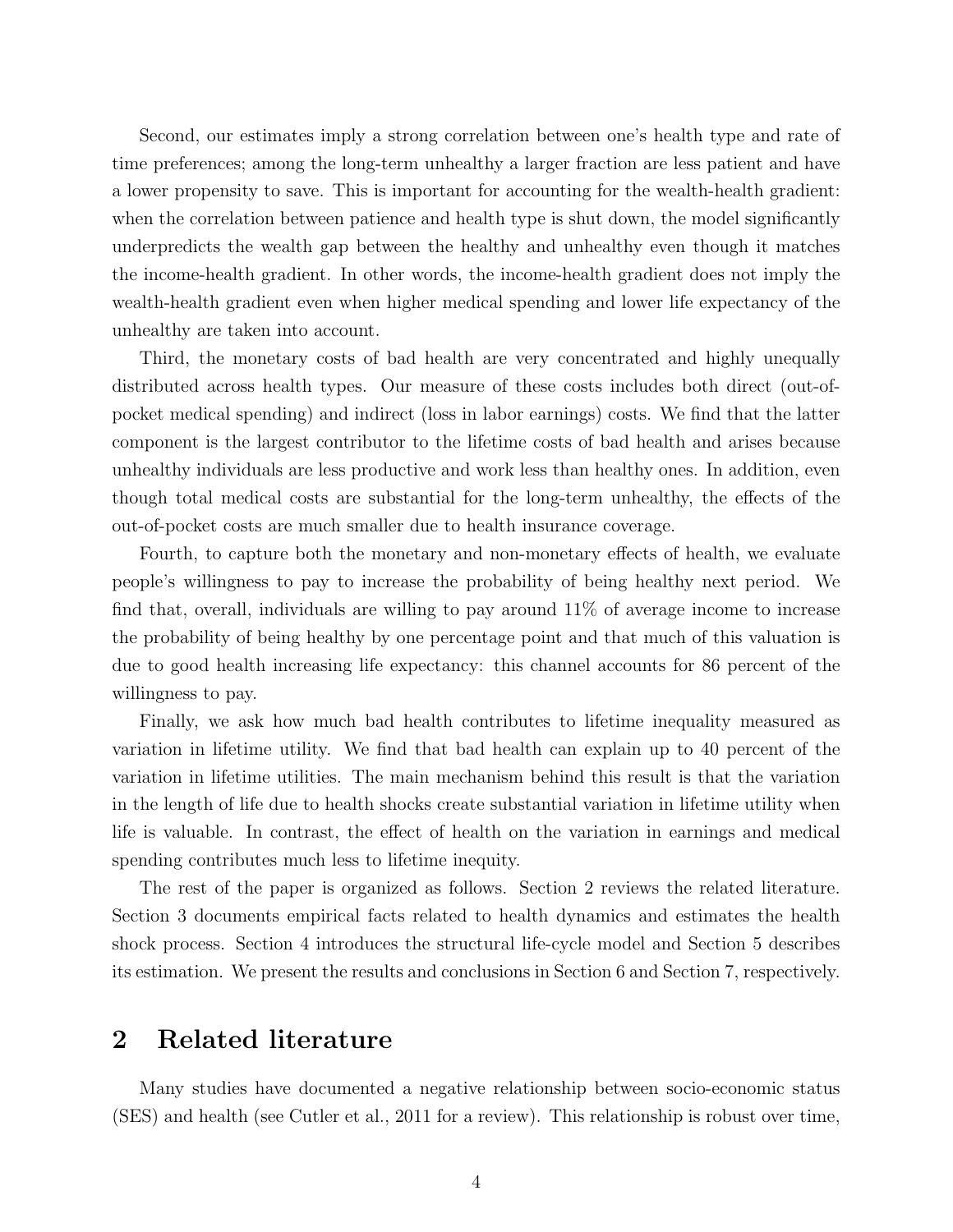Second, our estimates imply a strong correlation between one's health type and rate of time preferences; among the long-term unhealthy a larger fraction are less patient and have a lower propensity to save. This is important for accounting for the wealth-health gradient: when the correlation between patience and health type is shut down, the model significantly underpredicts the wealth gap between the healthy and unhealthy even though it matches the income-health gradient. In other words, the income-health gradient does not imply the wealth-health gradient even when higher medical spending and lower life expectancy of the unhealthy are taken into account.

Third, the monetary costs of bad health are very concentrated and highly unequally distributed across health types. Our measure of these costs includes both direct (out-of-pocket medical spending) and indirect (loss in labor earnings) costs. We find that the latter component is the largest contributor to the lifetime costs of bad health and arises because unhealthy individuals are less productive and work less than healthy ones. In addition, even though total medical costs are substantial for the long-term unhealthy, the effects of the out-of-pocket costs are much smaller due to health insurance coverage.

Fourth, to capture both the monetary and non-monetary effects of health, we evaluate people's willingness to pay to increase the probability of being healthy next period. We find that, overall, individuals are willing to pay around 11% of average income to increase the probability of being healthy by one percentage point and that much of this valuation is due to good health increasing life expectancy: this channel accounts for 86 percent of the willingness to pay.

Finally, we ask how much bad health contributes to lifetime inequality measured as variation in lifetime utility. We find that bad health can explain up to 40 percent of the variation in lifetime utilities. The main mechanism behind this result is that the variation in the length of life due to health shocks create substantial variation in lifetime utility when life is valuable. In contrast, the effect of health on the variation in earnings and medical spending contributes much less to lifetime inequity.

The rest of the paper is organized as follows. Section 2 reviews the related literature. Section 3 documents empirical facts related to health dynamics and estimates the health shock process. Section 4 introduces the structural life-cycle model and Section 5 describes its estimation. We present the results and conclusions in Section 6 and Section 7, respectively.

## 2 Related literature

Many studies have documented a negative relationship between socio-economic status (SES) and health (see Cutler et al., 2011 for a review). This relationship is robust over time,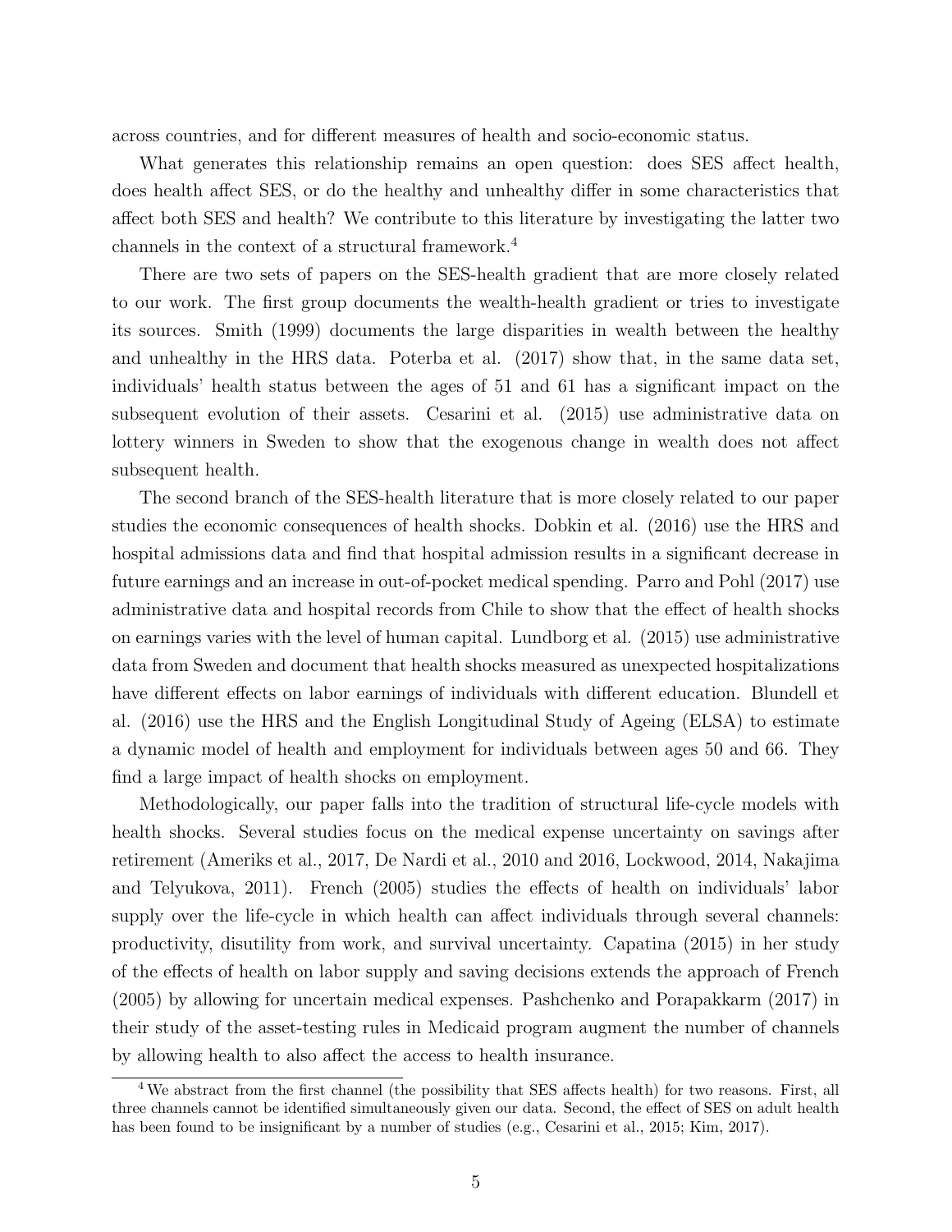across countries, and for different measures of health and socio-economic status.

What generates this relationship remains an open question: does SES affect health, does health affect SES, or do the healthy and unhealthy differ in some characteristics that affect both SES and health? We contribute to this literature by investigating the latter two channels in the context of a structural framework.[4]

There are two sets of papers on the SES-health gradient that are more closely related to our work. The first group documents the wealth-health gradient or tries to investigate its sources. Smith (1999) documents the large disparities in wealth between the healthy and unhealthy in the HRS data. Poterba et al. (2017) show that, in the same data set, individuals' health status between the ages of 51 and 61 has a significant impact on the subsequent evolution of their assets. Cesarini et al. (2015) use administrative data on lottery winners in Sweden to show that the exogenous change in wealth does not affect subsequent health.

The second branch of the SES-health literature that is more closely related to our paper studies the economic consequences of health shocks. Dobkin et al. (2016) use the HRS and hospital admissions data and find that hospital admission results in a significant decrease in future earnings and an increase in out-of-pocket medical spending. Parro and Pohl (2017) use administrative data and hospital records from Chile to show that the effect of health shocks on earnings varies with the level of human capital. Lundborg et al. (2015) use administrative data from Sweden and document that health shocks measured as unexpected hospitalizations have different effects on labor earnings of individuals with different education. Blundell et al. (2016) use the HRS and the English Longitudinal Study of Ageing (ELSA) to estimate a dynamic model of health and employment for individuals between ages 50 and 66. They find a large impact of health shocks on employment.

Methodologically, our paper falls into the tradition of structural life-cycle models with health shocks. Several studies focus on the medical expense uncertainty on savings after retirement (Ameriks et al., 2017, De Nardi et al., 2010 and 2016, Lockwood, 2014, Nakajima and Telyukova, 2011). French (2005) studies the effects of health on individuals' labor supply over the life-cycle in which health can affect individuals through several channels: productivity, disutility from work, and survival uncertainty. Capatina (2015) in her study of the effects of health on labor supply and saving decisions extends the approach of French (2005) by allowing for uncertain medical expenses. Pashchenko and Porapakkarm (2017) in their study of the asset-testing rules in Medicaid program augment the number of channels by allowing health to also affect the access to health insurance.

[4] We abstract from the first channel (the possibility that SES affects health) for two reasons. First, all three channels cannot be identified simultaneously given our data. Second, the effect of SES on adult health has been found to be insignificant by a number of studies (e.g., Cesarini et al., 2015; Kim, 2017).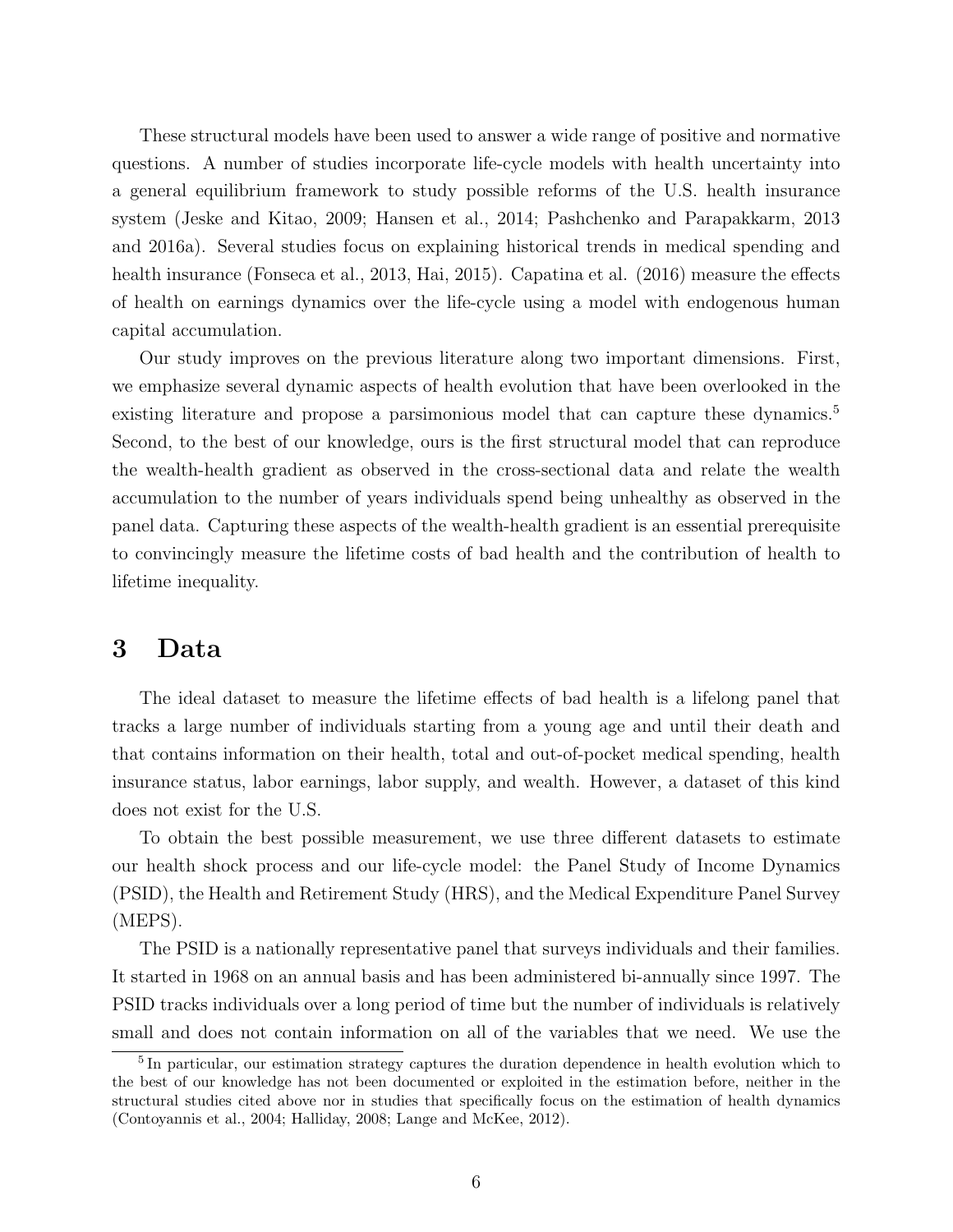These structural models have been used to answer a wide range of positive and normative questions. A number of studies incorporate life-cycle models with health uncertainty into a general equilibrium framework to study possible reforms of the U.S. health insurance system (Jeske and Kitao, 2009; Hansen et al., 2014; Pashchenko and Parapakkarm, 2013 and 2016a). Several studies focus on explaining historical trends in medical spending and health insurance (Fonseca et al., 2013, Hai, 2015). Capatina et al. (2016) measure the effects of health on earnings dynamics over the life-cycle using a model with endogenous human capital accumulation.

Our study improves on the previous literature along two important dimensions. First, we emphasize several dynamic aspects of health evolution that have been overlooked in the existing literature and propose a parsimonious model that can capture these dynamics.[5] Second, to the best of our knowledge, ours is the first structural model that can reproduce the wealth-health gradient as observed in the cross-sectional data and relate the wealth accumulation to the number of years individuals spend being unhealthy as observed in the panel data. Capturing these aspects of the wealth-health gradient is an essential prerequisite to convincingly measure the lifetime costs of bad health and the contribution of health to lifetime inequality.

# 3 Data

The ideal dataset to measure the lifetime effects of bad health is a lifelong panel that tracks a large number of individuals starting from a young age and until their death and that contains information on their health, total and out-of-pocket medical spending, health insurance status, labor earnings, labor supply, and wealth. However, a dataset of this kind does not exist for the U.S.

To obtain the best possible measurement, we use three different datasets to estimate our health shock process and our life-cycle model: the Panel Study of Income Dynamics (PSID), the Health and Retirement Study (HRS), and the Medical Expenditure Panel Survey (MEPS).

The PSID is a nationally representative panel that surveys individuals and their families. It started in 1968 on an annual basis and has been administered bi-annually since 1997. The PSID tracks individuals over a long period of time but the number of individuals is relatively small and does not contain information on all of the variables that we need. We use the

[5] In particular, our estimation strategy captures the duration dependence in health evolution which to the best of our knowledge has not been documented or exploited in the estimation before, neither in the structural studies cited above nor in studies that specifically focus on the estimation of health dynamics (Contoyannis et al., 2004; Halliday, 2008; Lange and McKee, 2012).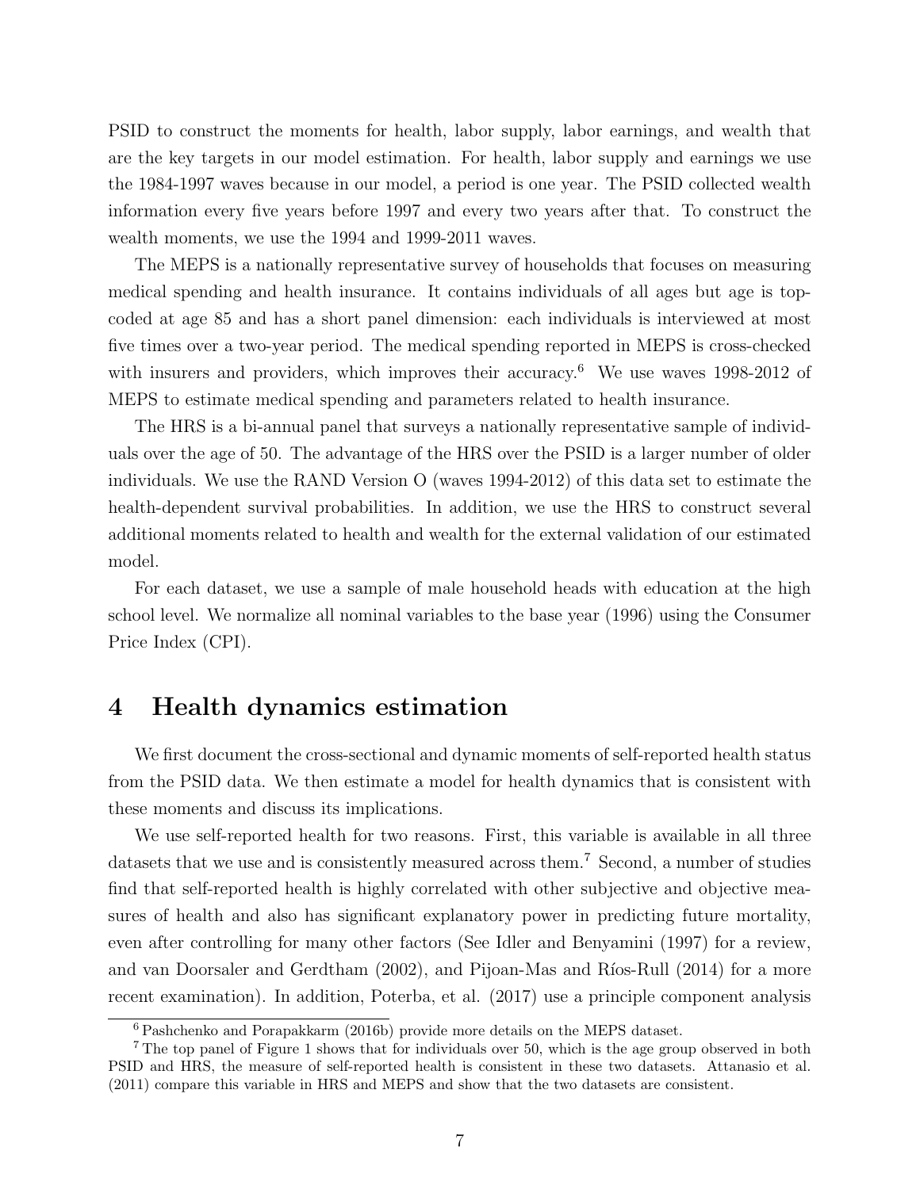PSID to construct the moments for health, labor supply, labor earnings, and wealth that are the key targets in our model estimation. For health, labor supply and earnings we use the 1984-1997 waves because in our model, a period is one year. The PSID collected wealth information every five years before 1997 and every two years after that. To construct the wealth moments, we use the 1994 and 1999-2011 waves.

The MEPS is a nationally representative survey of households that focuses on measuring medical spending and health insurance. It contains individuals of all ages but age is top-coded at age 85 and has a short panel dimension: each individuals is interviewed at most five times over a two-year period. The medical spending reported in MEPS is cross-checked with insurers and providers, which improves their accuracy.[6] We use waves 1998-2012 of MEPS to estimate medical spending and parameters related to health insurance.

The HRS is a bi-annual panel that surveys a nationally representative sample of individuals over the age of 50. The advantage of the HRS over the PSID is a larger number of older individuals. We use the RAND Version O (waves 1994-2012) of this data set to estimate the health-dependent survival probabilities. In addition, we use the HRS to construct several additional moments related to health and wealth for the external validation of our estimated model.

For each dataset, we use a sample of male household heads with education at the high school level. We normalize all nominal variables to the base year (1996) using the Consumer Price Index (CPI).

# 4 Health dynamics estimation

We first document the cross-sectional and dynamic moments of self-reported health status from the PSID data. We then estimate a model for health dynamics that is consistent with these moments and discuss its implications.

We use self-reported health for two reasons. First, this variable is available in all three datasets that we use and is consistently measured across them.[7] Second, a number of studies find that self-reported health is highly correlated with other subjective and objective measures of health and also has significant explanatory power in predicting future mortality, even after controlling for many other factors (See Idler and Benyamini (1997) for a review, and van Doorsaler and Gerdtham (2002), and Pijoan-Mas and Ríos-Rull (2014) for a more recent examination). In addition, Poterba, et al. (2017) use a principle component analysis

[6] Pashchenko and Porapakkarm (2016b) provide more details on the MEPS dataset.

[7] The top panel of Figure 1 shows that for individuals over 50, which is the age group observed in both PSID and HRS, the measure of self-reported health is consistent in these two datasets. Attanasio et al. (2011) compare this variable in HRS and MEPS and show that the two datasets are consistent.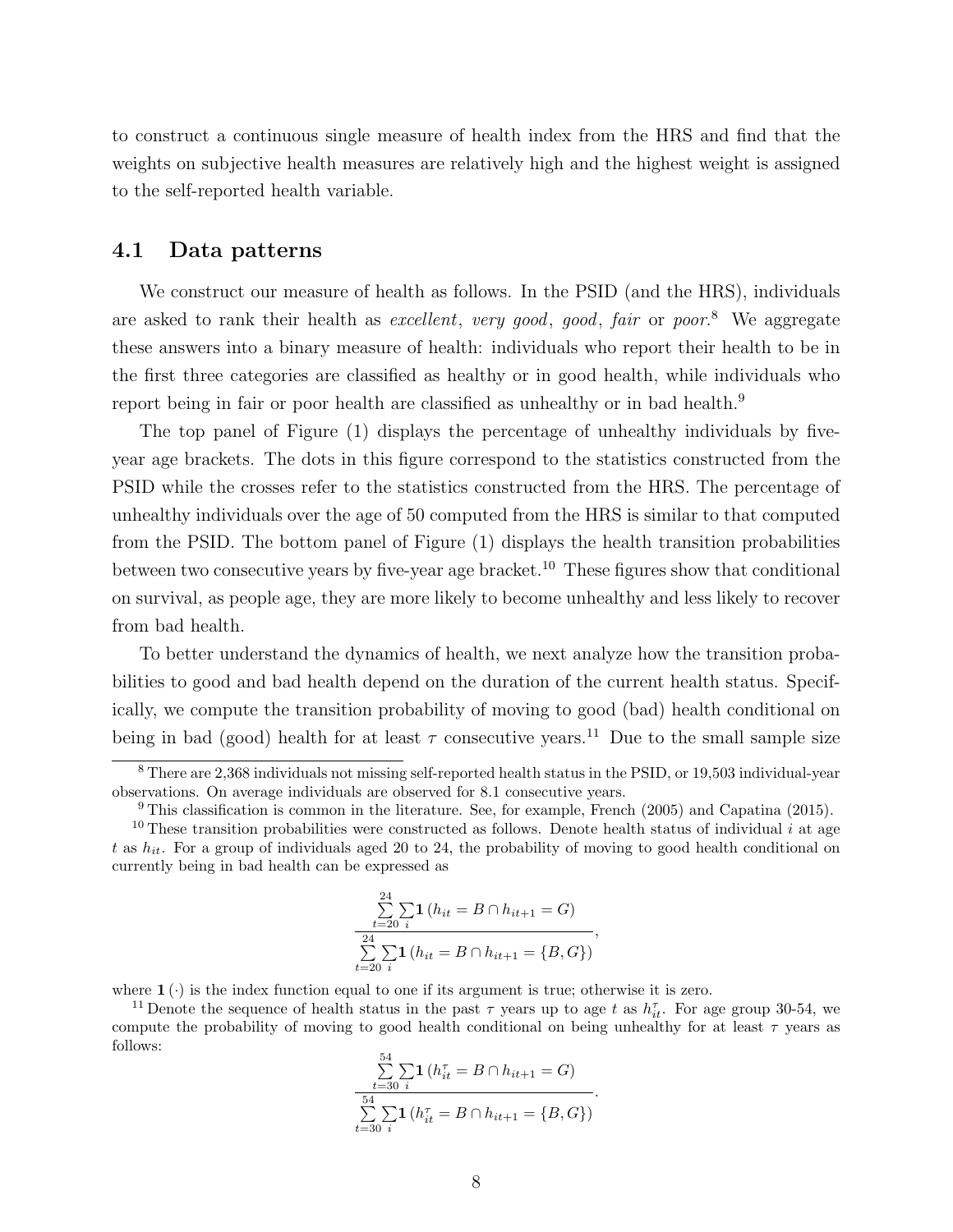to construct a continuous single measure of health index from the HRS and find that the weights on subjective health measures are relatively high and the highest weight is assigned to the self-reported health variable.

## 4.1 Data patterns

We construct our measure of health as follows. In the PSID (and the HRS), individuals are asked to rank their health as *excellent*, *very good*, *good*, *fair* or *poor*.[8] We aggregate these answers into a binary measure of health: individuals who report their health to be in the first three categories are classified as healthy or in good health, while individuals who report being in fair or poor health are classified as unhealthy or in bad health.[9]

The top panel of Figure (1) displays the percentage of unhealthy individuals by five-year age brackets. The dots in this figure correspond to the statistics constructed from the PSID while the crosses refer to the statistics constructed from the HRS. The percentage of unhealthy individuals over the age of 50 computed from the HRS is similar to that computed from the PSID. The bottom panel of Figure (1) displays the health transition probabilities between two consecutive years by five-year age bracket.[10] These figures show that conditional on survival, as people age, they are more likely to become unhealthy and less likely to recover from bad health.

To better understand the dynamics of health, we next analyze how the transition probabilities to good and bad health depend on the duration of the current health status. Specifically, we compute the transition probability of moving to good (bad) health conditional on being in bad (good) health for at least $\tau$ consecutive years.[11] Due to the small sample size

---

[8] There are 2,368 individuals not missing self-reported health status in the PSID, or 19,503 individual-year observations. On average individuals are observed for 8.1 consecutive years.

[9] This classification is common in the literature. See, for example, French (2005) and Capatina (2015).

[10] These transition probabilities were constructed as follows. Denote health status of individual $i$ at age $t$ as $h_{it}$. For a group of individuals aged 20 to 24, the probability of moving to good health conditional on currently being in bad health can be expressed as

$$\frac{\sum_{t=20}^{24}\sum_{i}\mathbf{1}\left(h_{it}=B\cap h_{it+1}=G\right)}{\sum_{t=20}^{24}\sum_{i}\mathbf{1}\left(h_{it}=B\cap h_{it+1}=\{B,G\}\right)},$$

where $\mathbf{1}\left(\cdot\right)$ is the index function equal to one if its argument is true; otherwise it is zero.

[11] Denote the sequence of health status in the past $\tau$ years up to age $t$ as $h_{it}^{\tau}$. For age group 30-54, we compute the probability of moving to good health conditional on being unhealthy for at least $\tau$ years as follows:

$$\frac{\sum_{t=30}^{54}\sum_{i}\mathbf{1}\left(h_{it}^{\tau}=B\cap h_{it+1}=G\right)}{\sum_{t=30}^{54}\sum_{i}\mathbf{1}\left(h_{it}^{\tau}=B\cap h_{it+1}=\{B,G\}\right)}.$$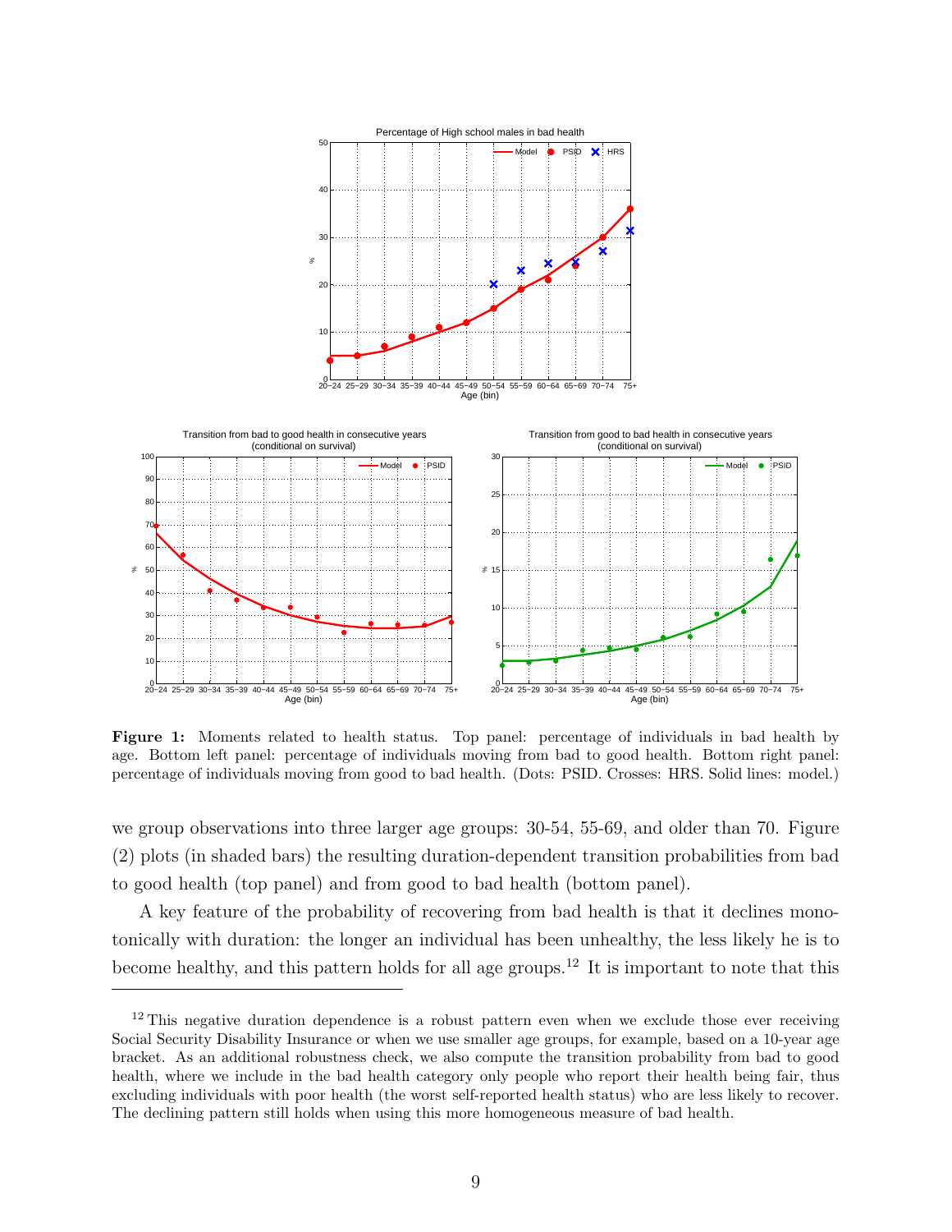Percentage of High school males in bad health

Model PSID HRS

%

0 10 20 30 40 50

20−24 25−29 30−34 35−39 40−44 45−49 50−54 55−59 60−64 65−69 70−74 75+

Age (bin)

Transition from bad to good health in consecutive years
(conditional on survival)

Model PSID

%

0 10 20 30 40 50 60 70 80 90 100

20−24 25−29 30−34 35−39 40−44 45−49 50−54 55−59 60−64 65−69 70−74 75+

Age (bin)

Transition from good to bad health in consecutive years
(conditional on survival)

Model PSID

%

0 5 10 15 20 25 30

20−24 25−29 30−34 35−39 40−44 45−49 50−54 55−59 60−64 65−69 70−74 75+

Age (bin)

**Figure 1:** Moments related to health status. Top panel: percentage of individuals in bad health by age. Bottom left panel: percentage of individuals moving from bad to good health. Bottom right panel: percentage of individuals moving from good to bad health. (Dots: PSID. Crosses: HRS. Solid lines: model.)

we group observations into three larger age groups: 30-54, 55-69, and older than 70. Figure (2) plots (in shaded bars) the resulting duration-dependent transition probabilities from bad to good health (top panel) and from good to bad health (bottom panel).

A key feature of the probability of recovering from bad health is that it declines monotonically with duration: the longer an individual has been unhealthy, the less likely he is to become healthy, and this pattern holds for all age groups.[12] It is important to note that this

[12] This negative duration dependence is a robust pattern even when we exclude those ever receiving Social Security Disability Insurance or when we use smaller age groups, for example, based on a 10-year age bracket. As an additional robustness check, we also compute the transition probability from bad to good health, where we include in the bad health category only people who report their health being fair, thus excluding individuals with poor health (the worst self-reported health status) who are less likely to recover. The declining pattern still holds when using this more homogeneous measure of bad health.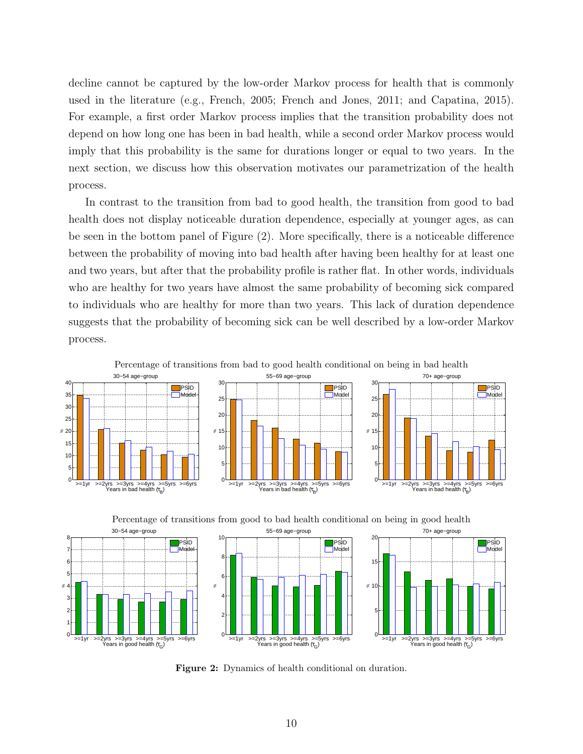decline cannot be captured by the low-order Markov process for health that is commonly used in the literature (e.g., French, 2005; French and Jones, 2011; and Capatina, 2015). For example, a first order Markov process implies that the transition probability does not depend on how long one has been in bad health, while a second order Markov process would imply that this probability is the same for durations longer or equal to two years. In the next section, we discuss how this observation motivates our parametrization of the health process.

In contrast to the transition from bad to good health, the transition from good to bad health does not display noticeable duration dependence, especially at younger ages, as can be seen in the bottom panel of Figure (2). More specifically, there is a noticeable difference between the probability of moving into bad health after having been healthy for at least one and two years, but after that the probability profile is rather flat. In other words, individuals who are healthy for two years have almost the same probability of becoming sick compared to individuals who are healthy for more than two years. This lack of duration dependence suggests that the probability of becoming sick can be well described by a low-order Markov process.

Percentage of transitions from bad to good health conditional on being in bad health

30−54 age−group

55−69 age−group

70+ age−group

PSID

Model

%

>=1yr >=2yrs >=3yrs >=4yrs >=5yrs >=6yrs

Years in bad health ($\tau_B$)

Percentage of transitions from good to bad health conditional on being in good health

30−54 age−group

55−69 age−group

70+ age−group

PSID

Model

%

>=1yr >=2yrs >=3yrs >=4yrs >=5yrs >=6yrs

Years in good health ($\tau_G$)

**Figure 2:** Dynamics of health conditional on duration.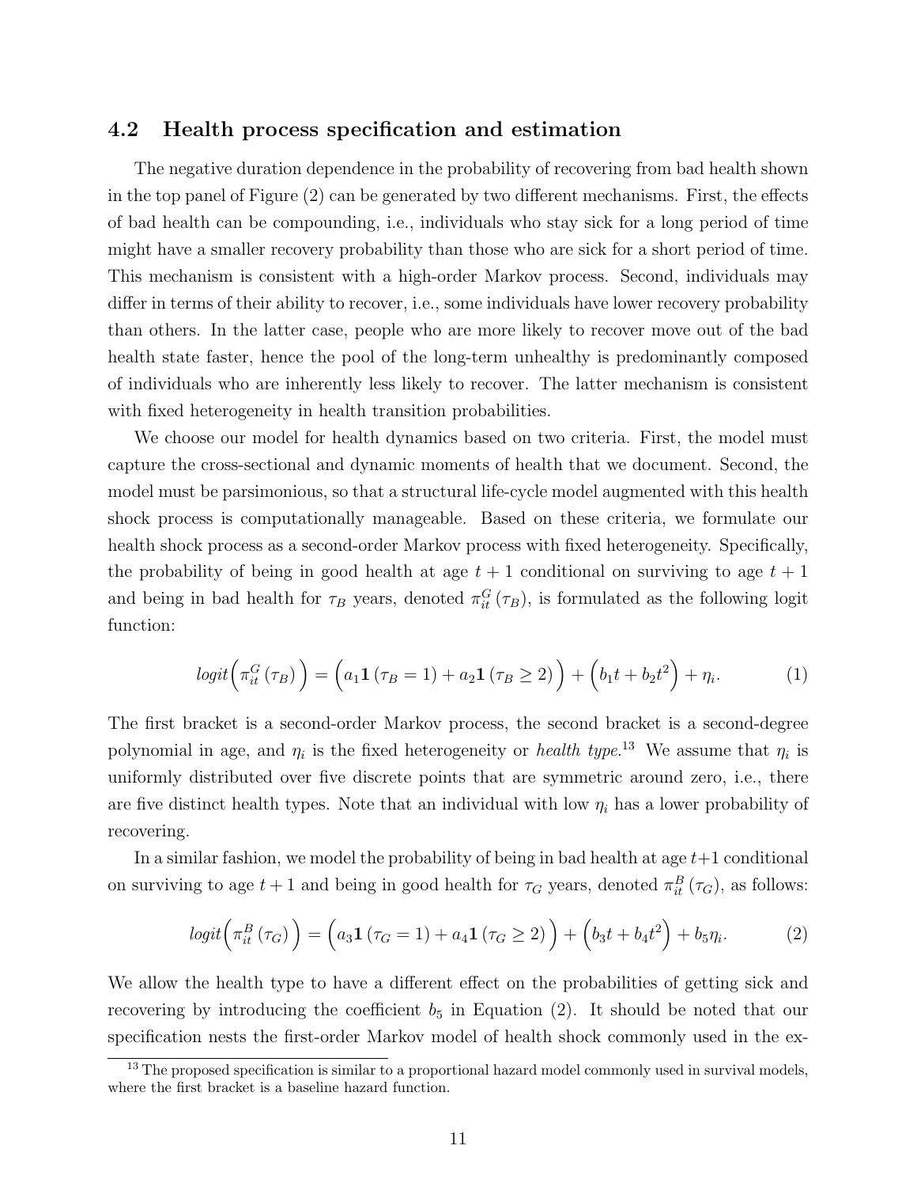### 4.2 Health process specification and estimation

The negative duration dependence in the probability of recovering from bad health shown in the top panel of Figure (2) can be generated by two different mechanisms. First, the effects of bad health can be compounding, i.e., individuals who stay sick for a long period of time might have a smaller recovery probability than those who are sick for a short period of time. This mechanism is consistent with a high-order Markov process. Second, individuals may differ in terms of their ability to recover, i.e., some individuals have lower recovery probability than others. In the latter case, people who are more likely to recover move out of the bad health state faster, hence the pool of the long-term unhealthy is predominantly composed of individuals who are inherently less likely to recover. The latter mechanism is consistent with fixed heterogeneity in health transition probabilities.

We choose our model for health dynamics based on two criteria. First, the model must capture the cross-sectional and dynamic moments of health that we document. Second, the model must be parsimonious, so that a structural life-cycle model augmented with this health shock process is computationally manageable. Based on these criteria, we formulate our health shock process as a second-order Markov process with fixed heterogeneity. Specifically, the probability of being in good health at age $t+1$ conditional on surviving to age $t+1$ and being in bad health for $\tau_B$ years, denoted $\pi_{it}^{G}(\tau_B)$, is formulated as the following logit function:

$$logit\Big(\pi_{it}^{G}(\tau_B)\Big) = \Big(a_1 \mathbf{1}(\tau_B = 1) + a_2 \mathbf{1}(\tau_B \geq 2)\Big) + \Big(b_1 t + b_2 t^2\Big) + \eta_i. \tag{1}$$

The first bracket is a second-order Markov process, the second bracket is a second-degree polynomial in age, and $\eta_i$ is the fixed heterogeneity or *health type*.[13] We assume that $\eta_i$ is uniformly distributed over five discrete points that are symmetric around zero, i.e., there are five distinct health types. Note that an individual with low $\eta_i$ has a lower probability of recovering.

In a similar fashion, we model the probability of being in bad health at age $t+1$ conditional on surviving to age $t+1$ and being in good health for $\tau_G$ years, denoted $\pi_{it}^{B}(\tau_G)$, as follows:

$$logit\Big(\pi_{it}^{B}(\tau_G)\Big) = \Big(a_3 \mathbf{1}(\tau_G = 1) + a_4 \mathbf{1}(\tau_G \geq 2)\Big) + \Big(b_3 t + b_4 t^2\Big) + b_5 \eta_i. \tag{2}$$

We allow the health type to have a different effect on the probabilities of getting sick and recovering by introducing the coefficient $b_5$ in Equation (2). It should be noted that our specification nests the first-order Markov model of health shock commonly used in the ex-

[13] The proposed specification is similar to a proportional hazard model commonly used in survival models, where the first bracket is a baseline hazard function.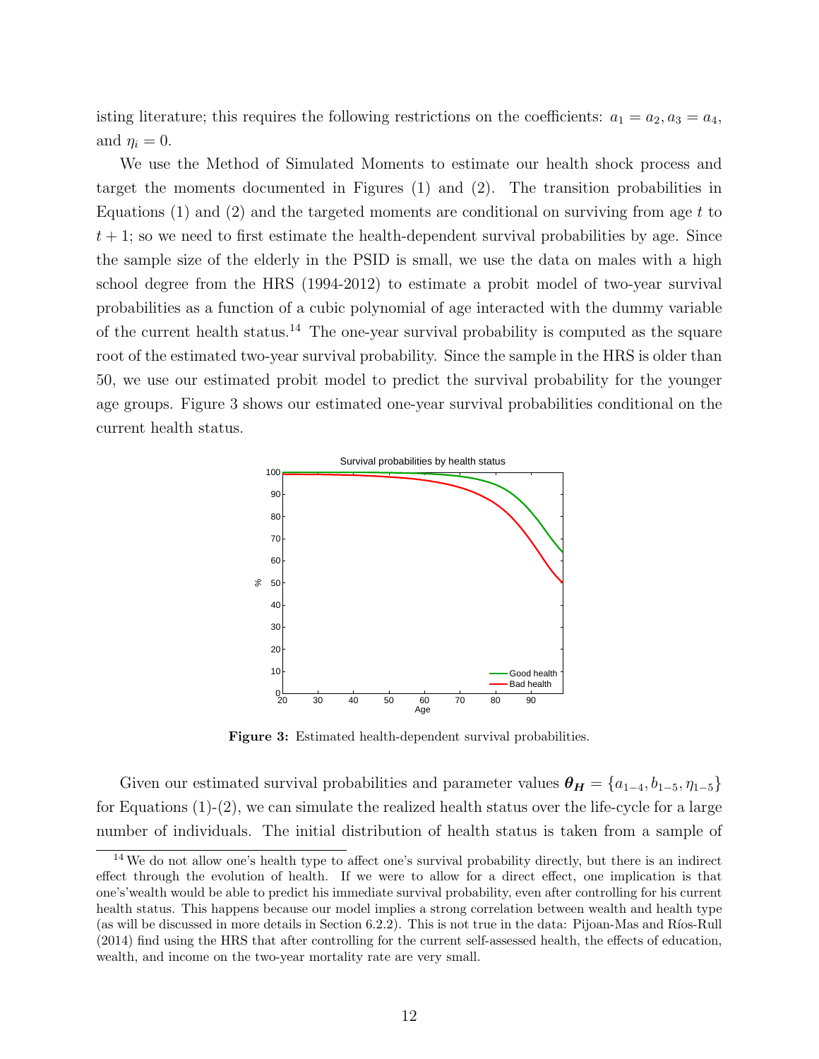isting literature; this requires the following restrictions on the coefficients: $a_1 = a_2, a_3 = a_4$, and $\eta_i = 0$.

We use the Method of Simulated Moments to estimate our health shock process and target the moments documented in Figures (1) and (2). The transition probabilities in Equations (1) and (2) and the targeted moments are conditional on surviving from age $t$ to $t+1$; so we need to first estimate the health-dependent survival probabilities by age. Since the sample size of the elderly in the PSID is small, we use the data on males with a high school degree from the HRS (1994-2012) to estimate a probit model of two-year survival probabilities as a function of a cubic polynomial of age interacted with the dummy variable of the current health status.[14] The one-year survival probability is computed as the square root of the estimated two-year survival probability. Since the sample in the HRS is older than 50, we use our estimated probit model to predict the survival probability for the younger age groups. Figure 3 shows our estimated one-year survival probabilities conditional on the current health status.

Survival probabilities by health status

%

0
10
20
30
40
50
60
70
80
90
100

Age

20
30
40
50
60
70
80
90

Good health
Bad health

**Figure 3:** Estimated health-dependent survival probabilities.

Given our estimated survival probabilities and parameter values $\boldsymbol{\theta_H} = \{a_{1-4}, b_{1-5}, \eta_{1-5}\}$ for Equations (1)-(2), we can simulate the realized health status over the life-cycle for a large number of individuals. The initial distribution of health status is taken from a sample of

[14] We do not allow one's health type to affect one's survival probability directly, but there is an indirect effect through the evolution of health. If we were to allow for a direct effect, one implication is that one's'wealth would be able to predict his immediate survival probability, even after controlling for his current health status. This happens because our model implies a strong correlation between wealth and health type (as will be discussed in more details in Section 6.2.2). This is not true in the data: Pijoan-Mas and Ríos-Rull (2014) find using the HRS that after controlling for the current self-assessed health, the effects of education, wealth, and income on the two-year mortality rate are very small.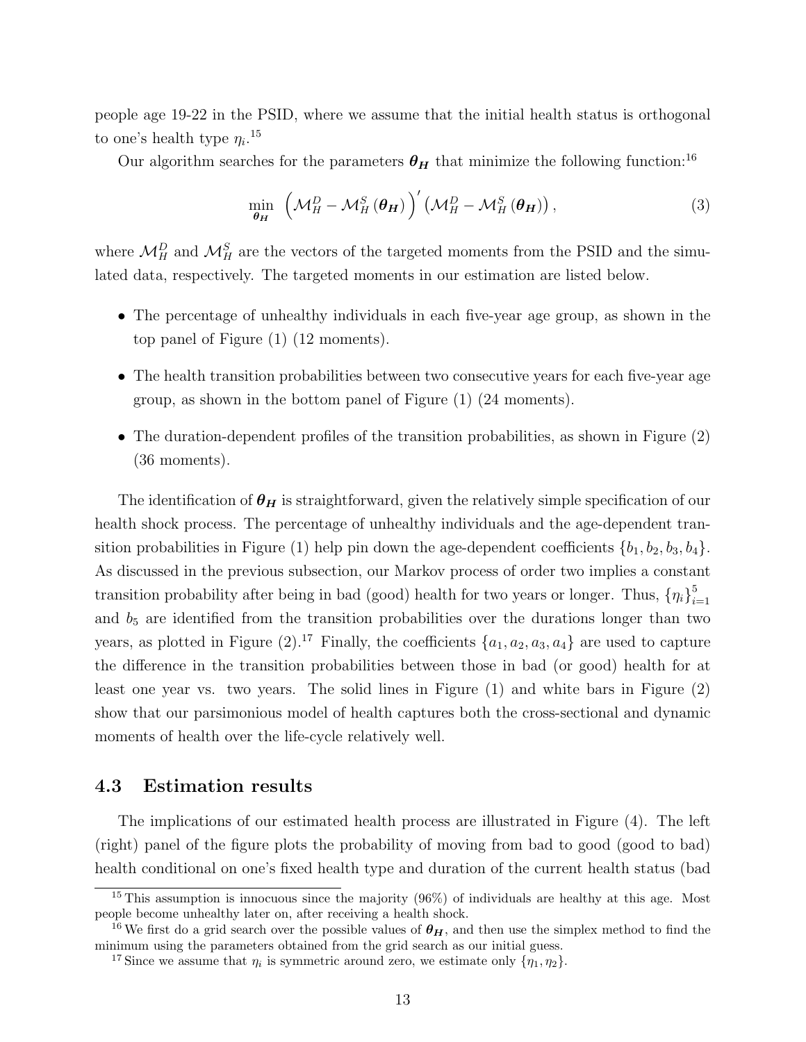people age 19-22 in the PSID, where we assume that the initial health status is orthogonal to one's health type $\eta_i$.[15]

Our algorithm searches for the parameters $\boldsymbol{\theta_H}$ that minimize the following function:[16]

$$\min_{\boldsymbol{\theta_H}} \left(\mathcal{M}_H^D - \mathcal{M}_H^S(\boldsymbol{\theta_H})\right)' \left(\mathcal{M}_H^D - \mathcal{M}_H^S(\boldsymbol{\theta_H})\right), \tag{3}$$

where $\mathcal{M}_H^D$ and $\mathcal{M}_H^S$ are the vectors of the targeted moments from the PSID and the simulated data, respectively. The targeted moments in our estimation are listed below.

- The percentage of unhealthy individuals in each five-year age group, as shown in the top panel of Figure (1) (12 moments).
- The health transition probabilities between two consecutive years for each five-year age group, as shown in the bottom panel of Figure (1) (24 moments).
- The duration-dependent profiles of the transition probabilities, as shown in Figure (2) (36 moments).

The identification of $\boldsymbol{\theta_H}$ is straightforward, given the relatively simple specification of our health shock process. The percentage of unhealthy individuals and the age-dependent transition probabilities in Figure (1) help pin down the age-dependent coefficients $\{b_1, b_2, b_3, b_4\}$. As discussed in the previous subsection, our Markov process of order two implies a constant transition probability after being in bad (good) health for two years or longer. Thus, $\{\eta_i\}_{i=1}^5$ and $b_5$ are identified from the transition probabilities over the durations longer than two years, as plotted in Figure (2).[17] Finally, the coefficients $\{a_1, a_2, a_3, a_4\}$ are used to capture the difference in the transition probabilities between those in bad (or good) health for at least one year vs. two years. The solid lines in Figure (1) and white bars in Figure (2) show that our parsimonious model of health captures both the cross-sectional and dynamic moments of health over the life-cycle relatively well.

### 4.3 Estimation results

The implications of our estimated health process are illustrated in Figure (4). The left (right) panel of the figure plots the probability of moving from bad to good (good to bad) health conditional on one's fixed health type and duration of the current health status (bad

---

[15] This assumption is innocuous since the majority (96%) of individuals are healthy at this age. Most people become unhealthy later on, after receiving a health shock.

[16] We first do a grid search over the possible values of $\boldsymbol{\theta_H}$, and then use the simplex method to find the minimum using the parameters obtained from the grid search as our initial guess.

[17] Since we assume that $\eta_i$ is symmetric around zero, we estimate only $\{\eta_1, \eta_2\}$.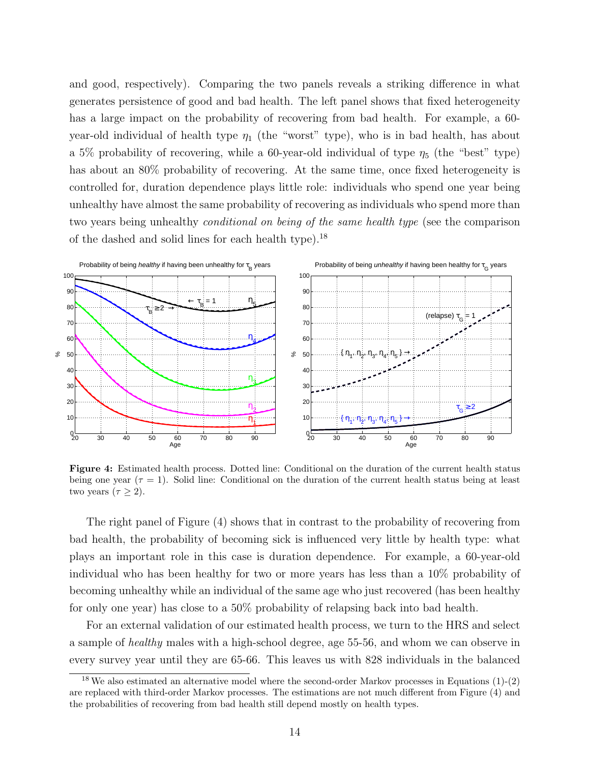and good, respectively). Comparing the two panels reveals a striking difference in what generates persistence of good and bad health. The left panel shows that fixed heterogeneity has a large impact on the probability of recovering from bad health. For example, a 60-year-old individual of health type $\eta_1$ (the "worst" type), who is in bad health, has about a 5% probability of recovering, while a 60-year-old individual of type $\eta_5$ (the "best" type) has about an 80% probability of recovering. At the same time, once fixed heterogeneity is controlled for, duration dependence plays little role: individuals who spend one year being unhealthy have almost the same probability of recovering as individuals who spend more than two years being unhealthy *conditional on being of the same health type* (see the comparison of the dashed and solid lines for each health type).[18]

Probability of being *healthy* if having been unhealthy for $\tau_B$ years

100
90
80
70
60
50
40
30
20
10
0
%
20 30 40 50 60 70 80 90
Age
$\leftarrow \tau_B = 1$
$\tau_B \geq 2 \rightarrow$
$\eta_5$
$\eta_4$
$\eta_3$
$\eta_2$
$\eta_1$

Probability of being *unhealthy* if having been healthy for $\tau_G$ years

100
90
80
70
60
50
40
30
20
10
0
%
20 30 40 50 60 70 80 90
Age
(relapse) $\tau_G = 1$
$\{\eta_1, \eta_2, \eta_3, \eta_4, \eta_5\} \rightarrow$
$\tau_G \geq 2$
$\{\eta_1, \eta_2, \eta_3, \eta_4, \eta_5\} \rightarrow$

**Figure 4:** Estimated health process. Dotted line: Conditional on the duration of the current health status being one year ($\tau = 1$). Solid line: Conditional on the duration of the current health status being at least two years ($\tau \geq 2$).

The right panel of Figure (4) shows that in contrast to the probability of recovering from bad health, the probability of becoming sick is influenced very little by health type: what plays an important role in this case is duration dependence. For example, a 60-year-old individual who has been healthy for two or more years has less than a 10% probability of becoming unhealthy while an individual of the same age who just recovered (has been healthy for only one year) has close to a 50% probability of relapsing back into bad health.

For an external validation of our estimated health process, we turn to the HRS and select a sample of *healthy* males with a high-school degree, age 55-56, and whom we can observe in every survey year until they are 65-66. This leaves us with 828 individuals in the balanced

[18] We also estimated an alternative model where the second-order Markov processes in Equations (1)-(2) are replaced with third-order Markov processes. The estimations are not much different from Figure (4) and the probabilities of recovering from bad health still depend mostly on health types.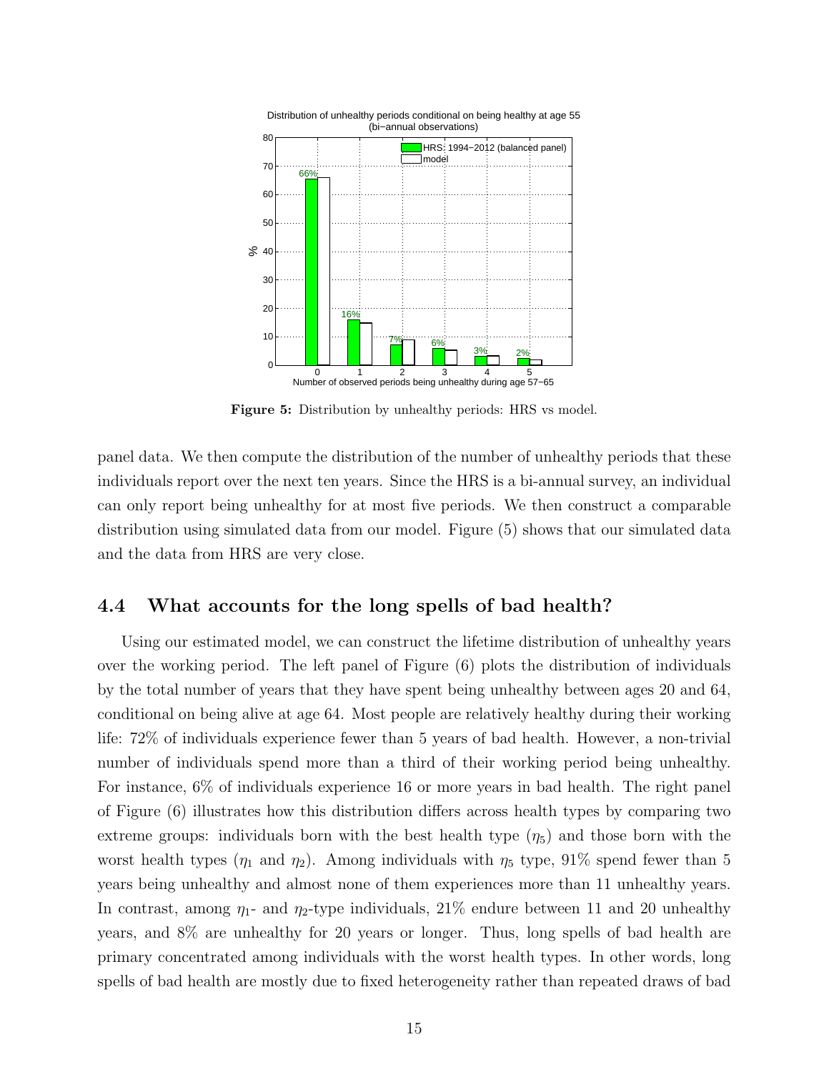Distribution of unhealthy periods conditional on being healthy at age 55
(bi−annual observations)

HRS: 1994−2012 (balanced panel)
model

%

66%
16%
7%
6%
3%
2%

0 1 2 3 4 5

Number of observed periods being unhealthy during age 57−65

**Figure 5:** Distribution by unhealthy periods: HRS vs model.

panel data. We then compute the distribution of the number of unhealthy periods that these individuals report over the next ten years. Since the HRS is a bi-annual survey, an individual can only report being unhealthy for at most five periods. We then construct a comparable distribution using simulated data from our model. Figure (5) shows that our simulated data and the data from HRS are very close.

## 4.4 What accounts for the long spells of bad health?

Using our estimated model, we can construct the lifetime distribution of unhealthy years over the working period. The left panel of Figure (6) plots the distribution of individuals by the total number of years that they have spent being unhealthy between ages 20 and 64, conditional on being alive at age 64. Most people are relatively healthy during their working life: 72% of individuals experience fewer than 5 years of bad health. However, a non-trivial number of individuals spend more than a third of their working period being unhealthy. For instance, 6% of individuals experience 16 or more years in bad health. The right panel of Figure (6) illustrates how this distribution differs across health types by comparing two extreme groups: individuals born with the best health type ($\eta_5$) and those born with the worst health types ($\eta_1$ and $\eta_2$). Among individuals with $\eta_5$ type, 91% spend fewer than 5 years being unhealthy and almost none of them experiences more than 11 unhealthy years. In contrast, among $\eta_1$- and $\eta_2$-type individuals, 21% endure between 11 and 20 unhealthy years, and 8% are unhealthy for 20 years or longer. Thus, long spells of bad health are primary concentrated among individuals with the worst health types. In other words, long spells of bad health are mostly due to fixed heterogeneity rather than repeated draws of bad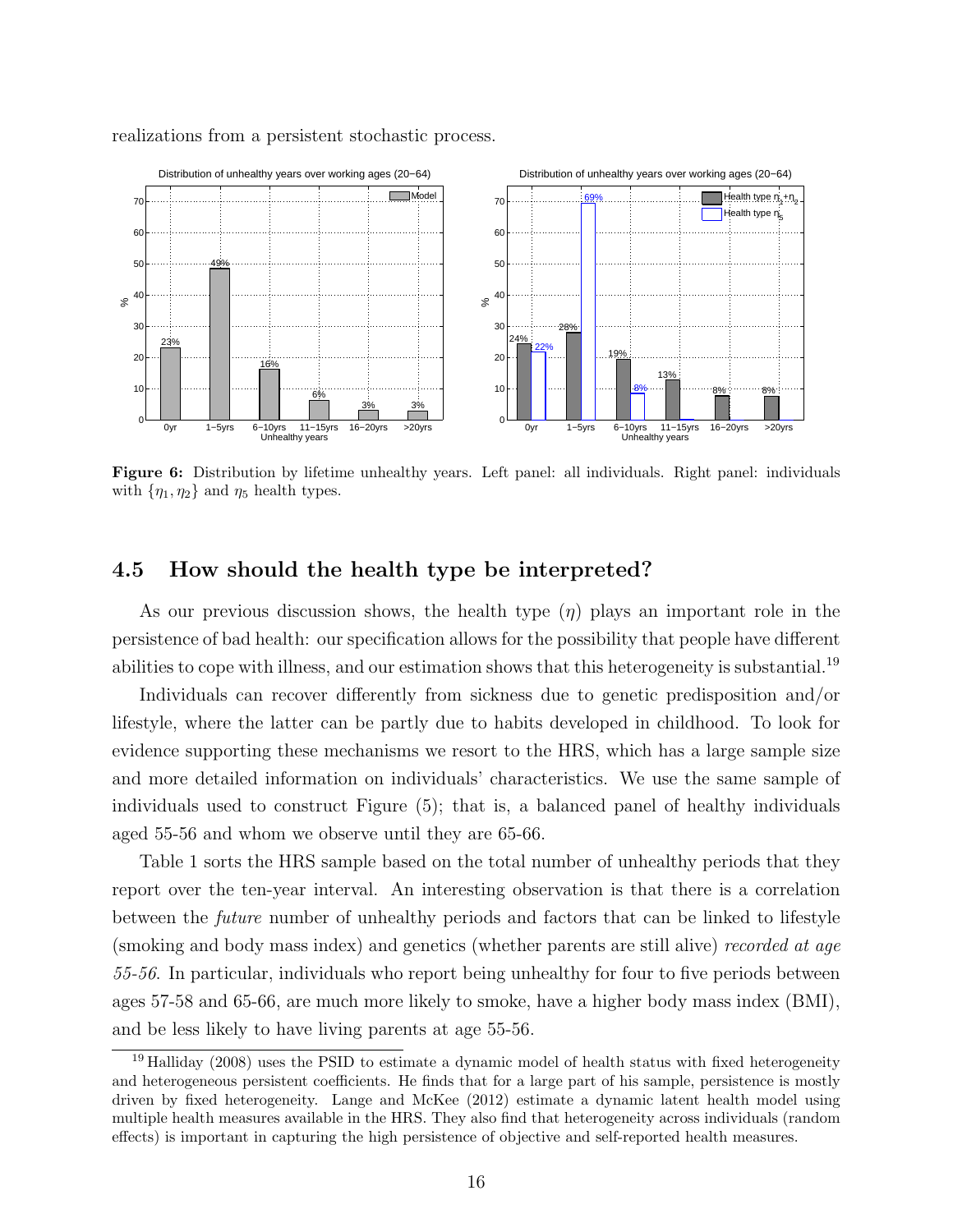realizations from a persistent stochastic process.

Distribution of unhealthy years over working ages (20−64)

Model

23%
49%
16%
6%
3%
3%

0yr 1−5yrs 6−10yrs 11−15yrs 16−20yrs >20yrs

Unhealthy years

%

Distribution of unhealthy years over working ages (20−64)

Health type $\eta_1+\eta_2$
Health type $\eta_5$

24%
22%
28%
69%
19%
8%
13%
8%
8%

0yr 1−5yrs 6−10yrs 11−15yrs 16−20yrs >20yrs

Unhealthy years

%

**Figure 6:** Distribution by lifetime unhealthy years. Left panel: all individuals. Right panel: individuals with $\{\eta_1, \eta_2\}$ and $\eta_5$ health types.

## 4.5 How should the health type be interpreted?

As our previous discussion shows, the health type ($\eta$) plays an important role in the persistence of bad health: our specification allows for the possibility that people have different abilities to cope with illness, and our estimation shows that this heterogeneity is substantial.[19]

Individuals can recover differently from sickness due to genetic predisposition and/or lifestyle, where the latter can be partly due to habits developed in childhood. To look for evidence supporting these mechanisms we resort to the HRS, which has a large sample size and more detailed information on individuals' characteristics. We use the same sample of individuals used to construct Figure (5); that is, a balanced panel of healthy individuals aged 55-56 and whom we observe until they are 65-66.

Table 1 sorts the HRS sample based on the total number of unhealthy periods that they report over the ten-year interval. An interesting observation is that there is a correlation between the *future* number of unhealthy periods and factors that can be linked to lifestyle (smoking and body mass index) and genetics (whether parents are still alive) *recorded at age 55-56.* In particular, individuals who report being unhealthy for four to five periods between ages 57-58 and 65-66, are much more likely to smoke, have a higher body mass index (BMI), and be less likely to have living parents at age 55-56.

[19] Halliday (2008) uses the PSID to estimate a dynamic model of health status with fixed heterogeneity and heterogeneous persistent coefficients. He finds that for a large part of his sample, persistence is mostly driven by fixed heterogeneity. Lange and McKee (2012) estimate a dynamic latent health model using multiple health measures available in the HRS. They also find that heterogeneity across individuals (random effects) is important in capturing the high persistence of objective and self-reported health measures.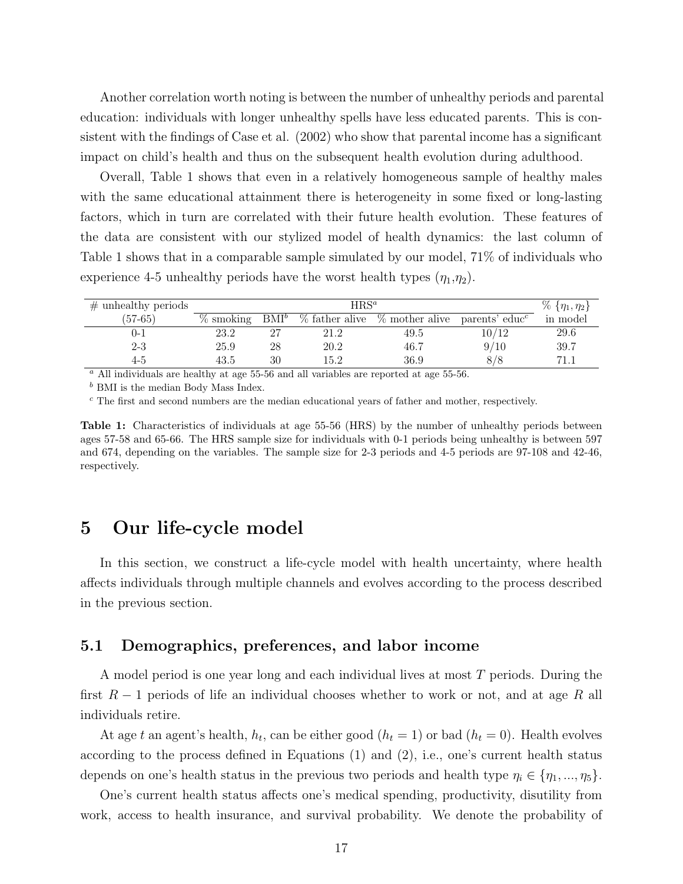Another correlation worth noting is between the number of unhealthy periods and parental education: individuals with longer unhealthy spells have less educated parents. This is consistent with the findings of Case et al. (2002) who show that parental income has a significant impact on child's health and thus on the subsequent health evolution during adulthood.

Overall, Table 1 shows that even in a relatively homogeneous sample of healthy males with the same educational attainment there is heterogeneity in some fixed or long-lasting factors, which in turn are correlated with their future health evolution. These features of the data are consistent with our stylized model of health dynamics: the last column of Table 1 shows that in a comparable sample simulated by our model, 71% of individuals who experience 4-5 unhealthy periods have the worst health types ($\eta_1$,$\eta_2$).

| # unhealthy periods | HRS[a] | | | | | % $\{\eta_1, \eta_2\}$ |
|---|---|---|---|---|---|---|
| (57-65) | % smoking | BMI[b] | % father alive | % mother alive | parents' educ[c] | in model |
| 0-1 | 23.2 | 27 | 21.2 | 49.5 | 10/12 | 29.6 |
| 2-3 | 25.9 | 28 | 20.2 | 46.7 | 9/10 | 39.7 |
| 4-5 | 43.5 | 30 | 15.2 | 36.9 | 8/8 | 71.1 |

[a] All individuals are healthy at age 55-56 and all variables are reported at age 55-56.

[b] BMI is the median Body Mass Index.

[c] The first and second numbers are the median educational years of father and mother, respectively.

**Table 1:** Characteristics of individuals at age 55-56 (HRS) by the number of unhealthy periods between ages 57-58 and 65-66. The HRS sample size for individuals with 0-1 periods being unhealthy is between 597 and 674, depending on the variables. The sample size for 2-3 periods and 4-5 periods are 97-108 and 42-46, respectively.

# 5 Our life-cycle model

In this section, we construct a life-cycle model with health uncertainty, where health affects individuals through multiple channels and evolves according to the process described in the previous section.

## 5.1 Demographics, preferences, and labor income

A model period is one year long and each individual lives at most $T$ periods. During the first $R-1$ periods of life an individual chooses whether to work or not, and at age $R$ all individuals retire.

At age $t$ an agent's health, $h_t$, can be either good ($h_t = 1$) or bad ($h_t = 0$). Health evolves according to the process defined in Equations (1) and (2), i.e., one's current health status depends on one's health status in the previous two periods and health type $\eta_i \in \{\eta_1, ..., \eta_5\}$.

One's current health status affects one's medical spending, productivity, disutility from work, access to health insurance, and survival probability. We denote the probability of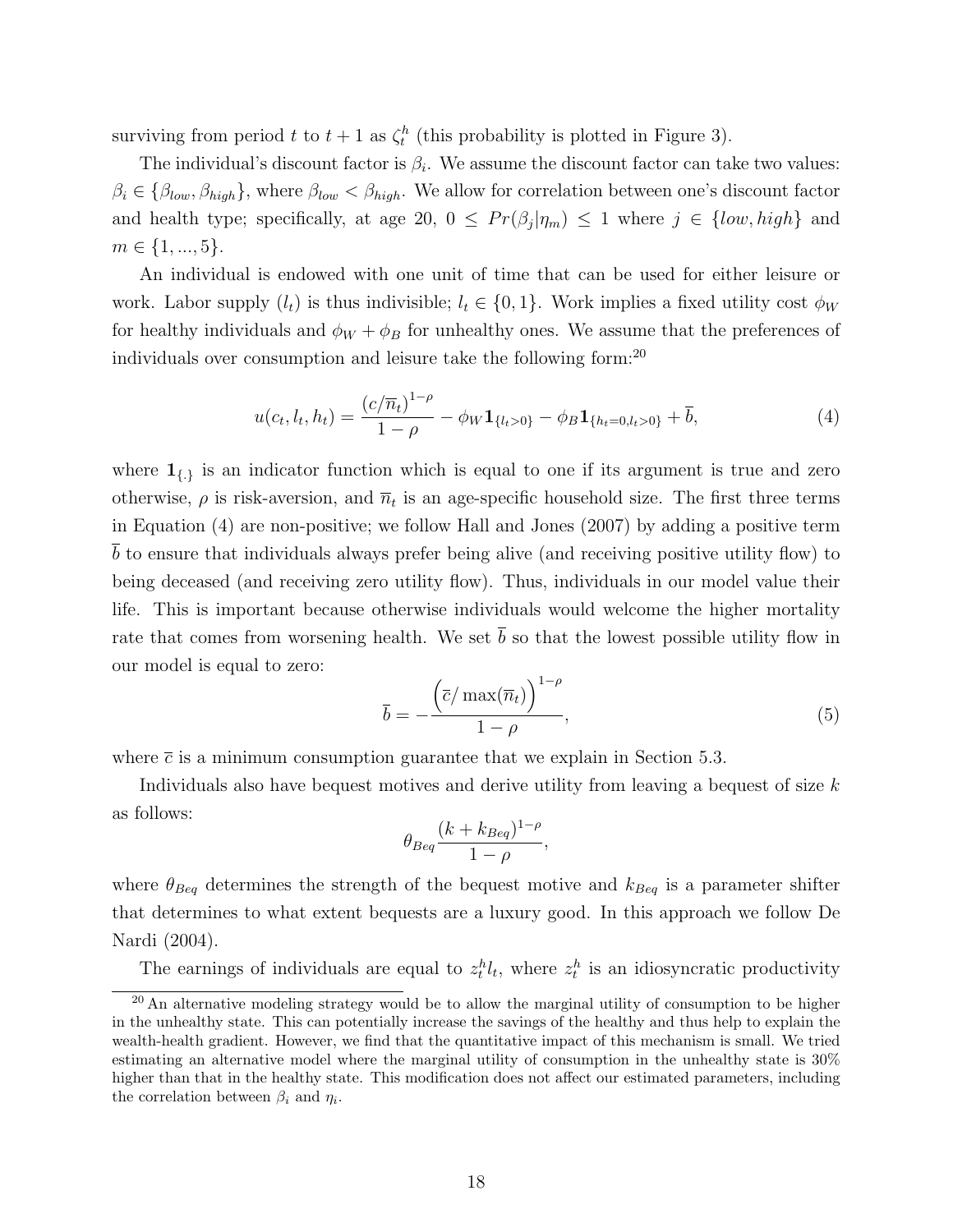surviving from period $t$ to $t+1$ as $\zeta_t^h$ (this probability is plotted in Figure 3).

The individual's discount factor is $\beta_i$. We assume the discount factor can take two values: $\beta_i \in \{\beta_{low}, \beta_{high}\}$, where $\beta_{low} < \beta_{high}$. We allow for correlation between one's discount factor and health type; specifically, at age 20, $0 \leq Pr(\beta_j|\eta_m) \leq 1$ where $j \in \{low, high\}$ and $m \in \{1, ..., 5\}$.

An individual is endowed with one unit of time that can be used for either leisure or work. Labor supply ($l_t$) is thus indivisible; $l_t \in \{0, 1\}$. Work implies a fixed utility cost $\phi_W$ for healthy individuals and $\phi_W + \phi_B$ for unhealthy ones. We assume that the preferences of individuals over consumption and leisure take the following form:[20]

$$u(c_t, l_t, h_t) = \frac{(c/\overline{n}_t)^{1-\rho}}{1-\rho} - \phi_W \mathbf{1}_{\{l_t>0\}} - \phi_B \mathbf{1}_{\{h_t=0, l_t>0\}} + \overline{b}, \tag{4}$$

where $\mathbf{1}_{\{.\}}$ is an indicator function which is equal to one if its argument is true and zero otherwise, $\rho$ is risk-aversion, and $\overline{n}_t$ is an age-specific household size. The first three terms in Equation (4) are non-positive; we follow Hall and Jones (2007) by adding a positive term $\overline{b}$ to ensure that individuals always prefer being alive (and receiving positive utility flow) to being deceased (and receiving zero utility flow). Thus, individuals in our model value their life. This is important because otherwise individuals would welcome the higher mortality rate that comes from worsening health. We set $\overline{b}$ so that the lowest possible utility flow in our model is equal to zero:

$$\overline{b} = -\frac{\left(\overline{c}/\max(\overline{n}_t)\right)^{1-\rho}}{1-\rho}, \tag{5}$$

where $\overline{c}$ is a minimum consumption guarantee that we explain in Section 5.3.

Individuals also have bequest motives and derive utility from leaving a bequest of size $k$ as follows:

$$\theta_{Beq} \frac{(k + k_{Beq})^{1-\rho}}{1-\rho},$$

where $\theta_{Beq}$ determines the strength of the bequest motive and $k_{Beq}$ is a parameter shifter that determines to what extent bequests are a luxury good. In this approach we follow De Nardi (2004).

The earnings of individuals are equal to $z_t^h l_t$, where $z_t^h$ is an idiosyncratic productivity

[20] An alternative modeling strategy would be to allow the marginal utility of consumption to be higher in the unhealthy state. This can potentially increase the savings of the healthy and thus help to explain the wealth-health gradient. However, we find that the quantitative impact of this mechanism is small. We tried estimating an alternative model where the marginal utility of consumption in the unhealthy state is 30% higher than that in the healthy state. This modification does not affect our estimated parameters, including the correlation between $\beta_i$ and $\eta_i$.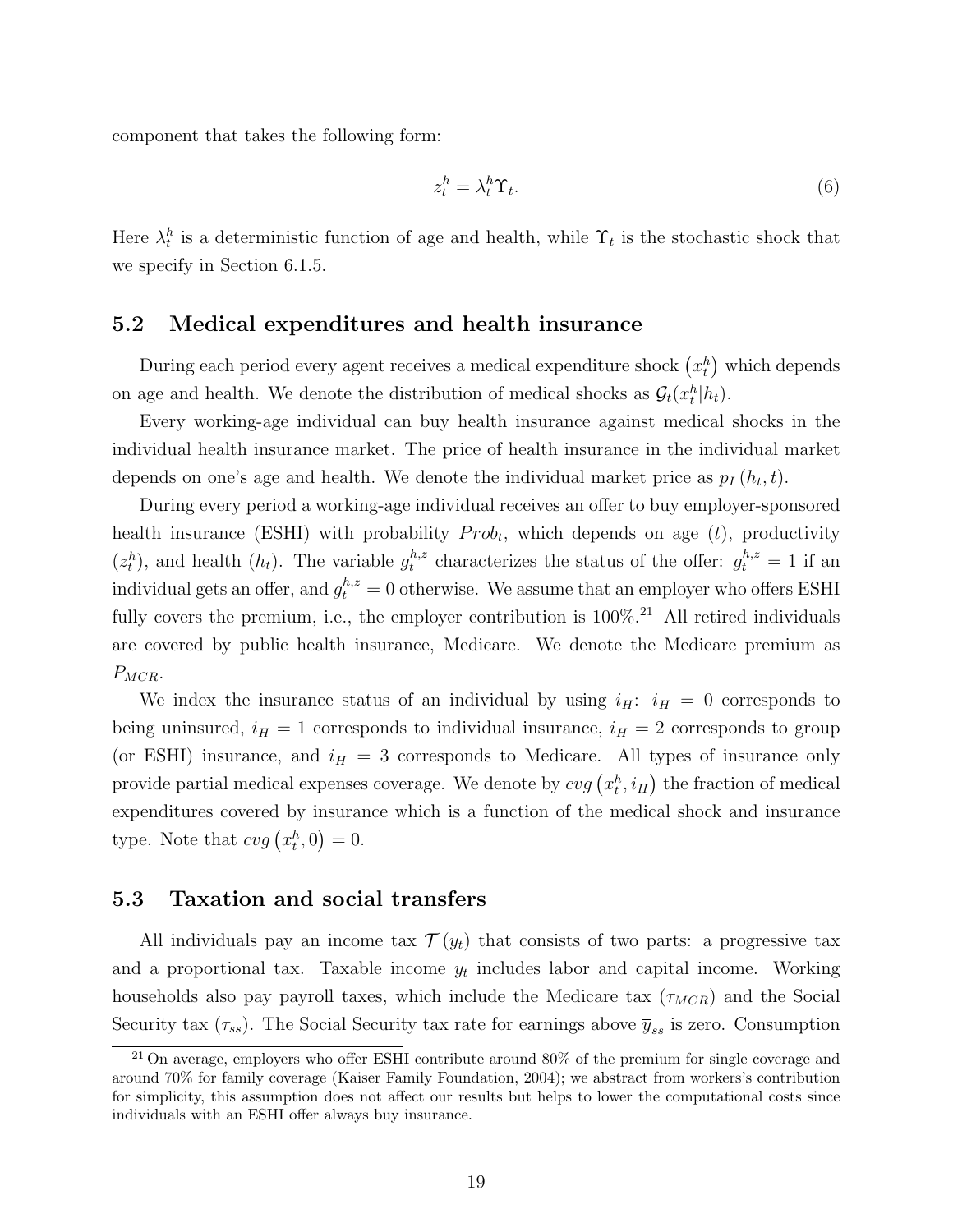component that takes the following form:

$$z_t^h = \lambda_t^h \Upsilon_t. \tag{6}$$

Here $\lambda_t^h$ is a deterministic function of age and health, while $\Upsilon_t$ is the stochastic shock that we specify in Section 6.1.5.

### 5.2 Medical expenditures and health insurance

During each period every agent receives a medical expenditure shock $\left(x_t^h\right)$ which depends on age and health. We denote the distribution of medical shocks as $\mathcal{G}_t(x_t^h|h_t)$.

Every working-age individual can buy health insurance against medical shocks in the individual health insurance market. The price of health insurance in the individual market depends on one's age and health. We denote the individual market price as $p_I\left(h_t, t\right)$.

During every period a working-age individual receives an offer to buy employer-sponsored health insurance (ESHI) with probability $Prob_t$, which depends on age ($t$), productivity ($z_t^h$), and health ($h_t$). The variable $g_t^{h,z}$ characterizes the status of the offer: $g_t^{h,z} = 1$ if an individual gets an offer, and $g_t^{h,z} = 0$ otherwise. We assume that an employer who offers ESHI fully covers the premium, i.e., the employer contribution is 100%.[21] All retired individuals are covered by public health insurance, Medicare. We denote the Medicare premium as $P_{MCR}$.

We index the insurance status of an individual by using $i_H$: $i_H = 0$ corresponds to being uninsured, $i_H = 1$ corresponds to individual insurance, $i_H = 2$ corresponds to group (or ESHI) insurance, and $i_H = 3$ corresponds to Medicare. All types of insurance only provide partial medical expenses coverage. We denote by $cvg\left(x_t^h, i_H\right)$ the fraction of medical expenditures covered by insurance which is a function of the medical shock and insurance type. Note that $cvg\left(x_t^h, 0\right) = 0$.

### 5.3 Taxation and social transfers

All individuals pay an income tax $\mathcal{T}\left(y_t\right)$ that consists of two parts: a progressive tax and a proportional tax. Taxable income $y_t$ includes labor and capital income. Working households also pay payroll taxes, which include the Medicare tax ($\tau_{MCR}$) and the Social Security tax ($\tau_{ss}$). The Social Security tax rate for earnings above $\overline{y}_{ss}$ is zero. Consumption

[21] On average, employers who offer ESHI contribute around 80% of the premium for single coverage and around 70% for family coverage (Kaiser Family Foundation, 2004); we abstract from workers's contribution for simplicity, this assumption does not affect our results but helps to lower the computational costs since individuals with an ESHI offer always buy insurance.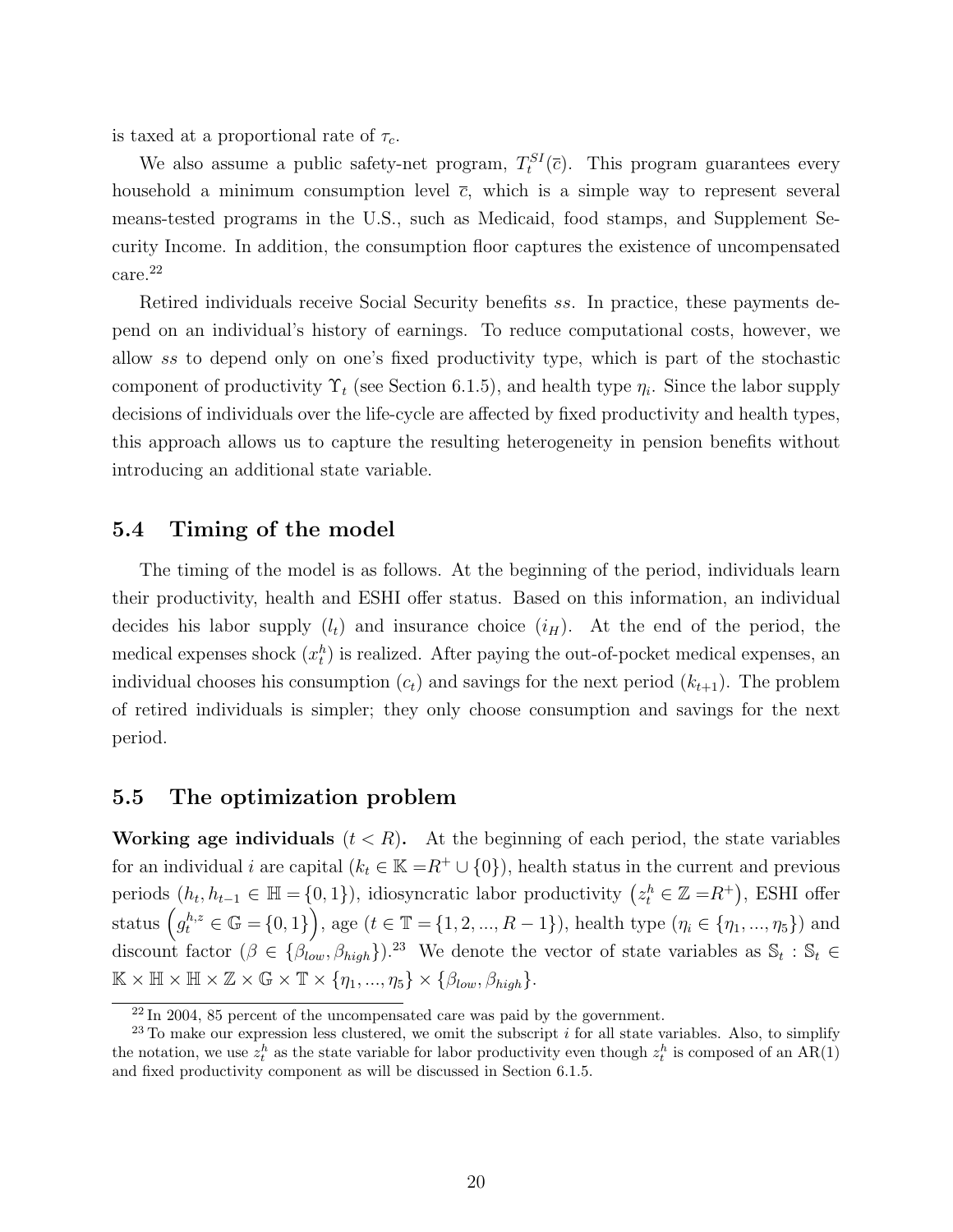is taxed at a proportional rate of $\tau_c$.

We also assume a public safety-net program, $T_t^{SI}(\bar{c})$. This program guarantees every household a minimum consumption level $\bar{c}$, which is a simple way to represent several means-tested programs in the U.S., such as Medicaid, food stamps, and Supplement Security Income. In addition, the consumption floor captures the existence of uncompensated care.[22]

Retired individuals receive Social Security benefits $ss$. In practice, these payments depend on an individual's history of earnings. To reduce computational costs, however, we allow $ss$ to depend only on one's fixed productivity type, which is part of the stochastic component of productivity $\Upsilon_t$ (see Section 6.1.5), and health type $\eta_i$. Since the labor supply decisions of individuals over the life-cycle are affected by fixed productivity and health types, this approach allows us to capture the resulting heterogeneity in pension benefits without introducing an additional state variable.

## 5.4 Timing of the model

The timing of the model is as follows. At the beginning of the period, individuals learn their productivity, health and ESHI offer status. Based on this information, an individual decides his labor supply ($l_t$) and insurance choice ($i_H$). At the end of the period, the medical expenses shock ($x_t^h$) is realized. After paying the out-of-pocket medical expenses, an individual chooses his consumption ($c_t$) and savings for the next period ($k_{t+1}$). The problem of retired individuals is simpler; they only choose consumption and savings for the next period.

## 5.5 The optimization problem

**Working age individuals** ($t < R$)**.** At the beginning of each period, the state variables for an individual $i$ are capital ($k_t \in \mathbb{K} = R^+ \cup \{0\}$), health status in the current and previous periods ($h_t, h_{t-1} \in \mathbb{H} = \{0, 1\}$), idiosyncratic labor productivity $\left(z_t^h \in \mathbb{Z} = R^+\right)$, ESHI offer status $\left(g_t^{h,z} \in \mathbb{G} = \{0, 1\}\right)$, age ($t \in \mathbb{T} = \{1, 2, ..., R-1\}$), health type ($\eta_i \in \{\eta_1, ..., \eta_5\}$) and discount factor ($\beta \in \{\beta_{low}, \beta_{high}\}$).[23] We denote the vector of state variables as $\mathbb{S}_t : \mathbb{S}_t \in \mathbb{K} \times \mathbb{H} \times \mathbb{H} \times \mathbb{Z} \times \mathbb{G} \times \mathbb{T} \times \{\eta_1, ..., \eta_5\} \times \{\beta_{low}, \beta_{high}\}$.

[22] In 2004, 85 percent of the uncompensated care was paid by the government.

[23] To make our expression less clustered, we omit the subscript $i$ for all state variables. Also, to simplify the notation, we use $z_t^h$ as the state variable for labor productivity even though $z_t^h$ is composed of an AR(1) and fixed productivity component as will be discussed in Section 6.1.5.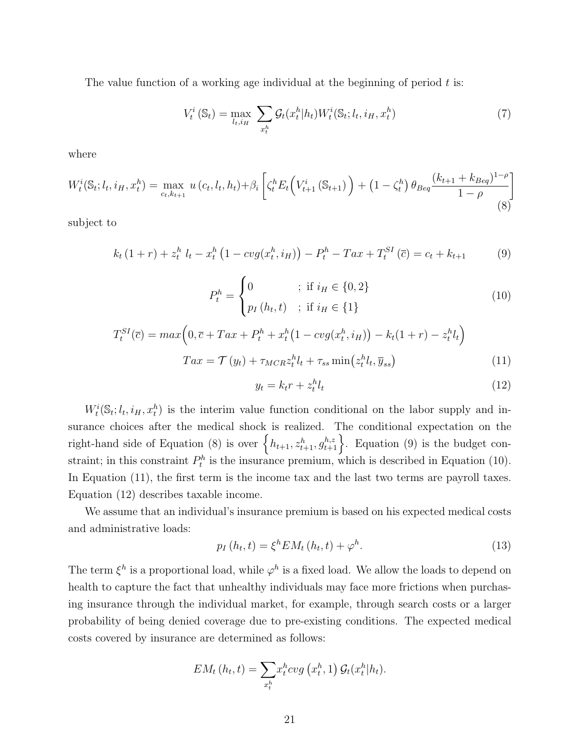The value function of a working age individual at the beginning of period $t$ is:

$$V_t^i(\mathbb{S}_t) = \max_{l_t, i_H} \sum_{x_t^h} \mathcal{G}_t(x_t^h|h_t) W_t^i(\mathbb{S}_t; l_t, i_H, x_t^h) \tag{7}$$

where

$$W_t^i(\mathbb{S}_t; l_t, i_H, x_t^h) = \max_{c_t, k_{t+1}} u(c_t, l_t, h_t) + \beta_i \left[ \zeta_t^h E_t \Big( V_{t+1}^i(\mathbb{S}_{t+1}) \Big) + \left(1 - \zeta_t^h\right) \theta_{Beq} \frac{(k_{t+1} + k_{Beq})^{1-\rho}}{1-\rho} \right] \tag{8}$$

subject to

$$k_t(1+r) + z_t^h\, l_t - x_t^h\left(1 - cvg(x_t^h, i_H)\right) - P_t^h - Tax + T_t^{SI}(\overline{c}) = c_t + k_{t+1} \tag{9}$$

$$P_t^h = \begin{cases} 0 & ; \text{ if } i_H \in \{0, 2\} \\ p_I(h_t, t) & ; \text{ if } i_H \in \{1\} \end{cases} \tag{10}$$

$$T_t^{SI}(\overline{c}) = max\Big(0, \overline{c} + Tax + P_t^h + x_t^h\big(1 - cvg(x_t^h, i_H)\big) - k_t(1+r) - z_t^h l_t\Big)$$

$$Tax = \mathcal{T}(y_t) + \tau_{MCR} z_t^h l_t + \tau_{ss} \min\big(z_t^h l_t, \overline{y}_{ss}\big) \tag{11}$$

$$y_t = k_t r + z_t^h l_t \tag{12}$$

$W_t^i(\mathbb{S}_t; l_t, i_H, x_t^h)$ is the interim value function conditional on the labor supply and insurance choices after the medical shock is realized. The conditional expectation on the right-hand side of Equation (8) is over $\left\{h_{t+1}, z_{t+1}^h, g_{t+1}^{h,z}\right\}$. Equation (9) is the budget constraint; in this constraint $P_t^h$ is the insurance premium, which is described in Equation (10). In Equation (11), the first term is the income tax and the last two terms are payroll taxes. Equation (12) describes taxable income.

We assume that an individual's insurance premium is based on his expected medical costs and administrative loads:

$$p_I(h_t, t) = \xi^h EM_t(h_t, t) + \varphi^h. \tag{13}$$

The term $\xi^h$ is a proportional load, while $\varphi^h$ is a fixed load. We allow the loads to depend on health to capture the fact that unhealthy individuals may face more frictions when purchasing insurance through the individual market, for example, through search costs or a larger probability of being denied coverage due to pre-existing conditions. The expected medical costs covered by insurance are determined as follows:

$$EM_t(h_t, t) = \sum_{x_t^h} x_t^h cvg\left(x_t^h, 1\right) \mathcal{G}_t(x_t^h|h_t).$$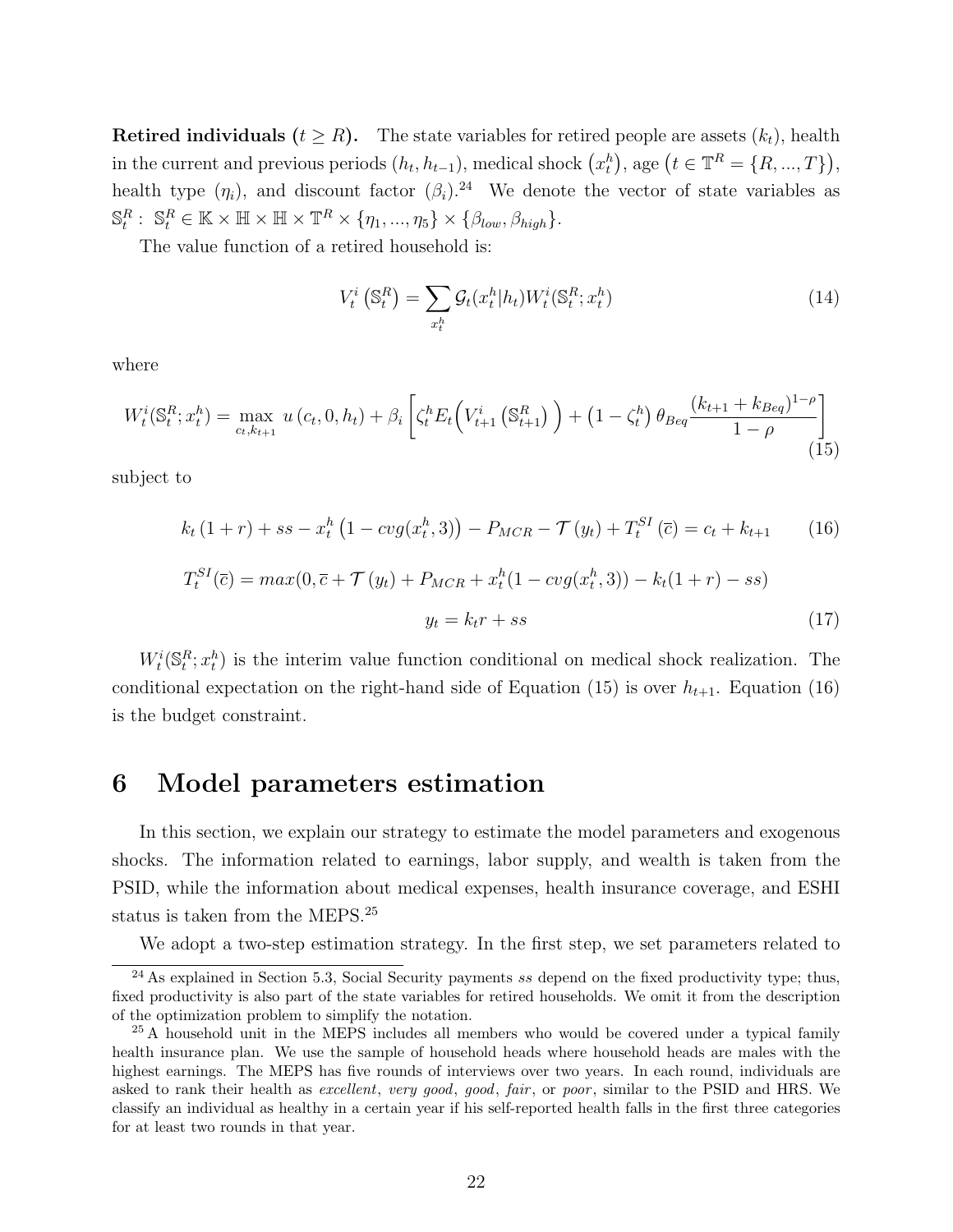**Retired individuals ($t \geq R$).** The state variables for retired people are assets ($k_t$), health in the current and previous periods ($h_t, h_{t-1}$), medical shock $\left(x_t^h\right)$, age $\left(t \in \mathbb{T}^R = \{R, ..., T\}\right)$, health type ($\eta_i$), and discount factor ($\beta_i$).[24] We denote the vector of state variables as $\mathbb{S}_t^R$ : $\mathbb{S}_t^R \in \mathbb{K} \times \mathbb{H} \times \mathbb{H} \times \mathbb{T}^R \times \{\eta_1, ..., \eta_5\} \times \{\beta_{low}, \beta_{high}\}$.

The value function of a retired household is:

$$V_t^i\left(\mathbb{S}_t^R\right) = \sum_{x_t^h} \mathcal{G}_t(x_t^h|h_t) W_t^i(\mathbb{S}_t^R; x_t^h) \tag{14}$$

where

$$W_t^i(\mathbb{S}_t^R; x_t^h) = \max_{c_t, k_{t+1}} u\left(c_t, 0, h_t\right) + \beta_i \left[\zeta_t^h E_t\Big(V_{t+1}^i\left(\mathbb{S}_{t+1}^R\right)\Big) + \left(1 - \zeta_t^h\right) \theta_{Beq} \frac{(k_{t+1} + k_{Beq})^{1-\rho}}{1-\rho}\right] \tag{15}$$

subject to

$$k_t\left(1+r\right) + ss - x_t^h\left(1 - cvg(x_t^h, 3)\right) - P_{MCR} - \mathcal{T}\left(y_t\right) + T_t^{SI}\left(\overline{c}\right) = c_t + k_{t+1} \tag{16}$$

$$T_t^{SI}(\overline{c}) = max(0, \overline{c} + \mathcal{T}\left(y_t\right) + P_{MCR} + x_t^h(1 - cvg(x_t^h, 3)) - k_t(1+r) - ss)$$

$$y_t = k_t r + ss \tag{17}$$

$W_t^i(\mathbb{S}_t^R; x_t^h)$ is the interim value function conditional on medical shock realization. The conditional expectation on the right-hand side of Equation (15) is over $h_{t+1}$. Equation (16) is the budget constraint.

# 6 Model parameters estimation

In this section, we explain our strategy to estimate the model parameters and exogenous shocks. The information related to earnings, labor supply, and wealth is taken from the PSID, while the information about medical expenses, health insurance coverage, and ESHI status is taken from the MEPS.[25]

We adopt a two-step estimation strategy. In the first step, we set parameters related to

[24] As explained in Section 5.3, Social Security payments $ss$ depend on the fixed productivity type; thus, fixed productivity is also part of the state variables for retired households. We omit it from the description of the optimization problem to simplify the notation.

[25] A household unit in the MEPS includes all members who would be covered under a typical family health insurance plan. We use the sample of household heads where household heads are males with the highest earnings. The MEPS has five rounds of interviews over two years. In each round, individuals are asked to rank their health as *excellent*, *very good*, *good*, *fair*, or *poor*, similar to the PSID and HRS. We classify an individual as healthy in a certain year if his self-reported health falls in the first three categories for at least two rounds in that year.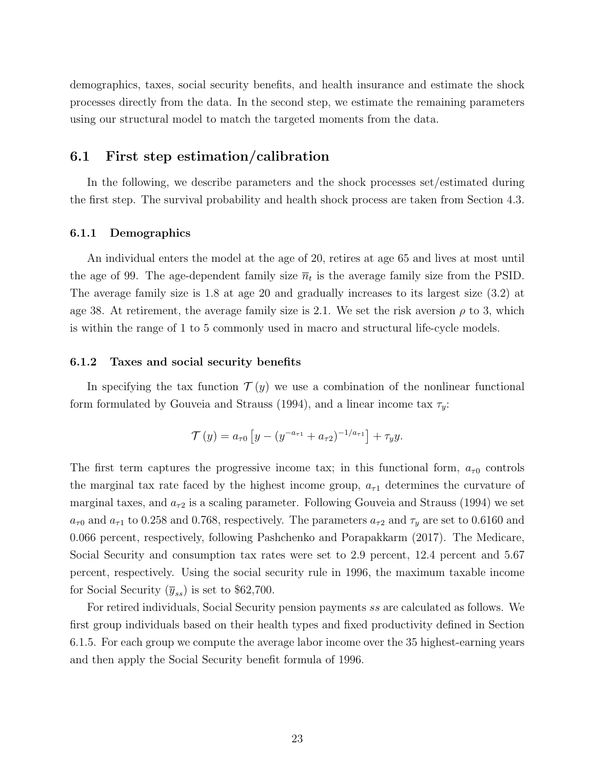demographics, taxes, social security benefits, and health insurance and estimate the shock processes directly from the data. In the second step, we estimate the remaining parameters using our structural model to match the targeted moments from the data.

## 6.1 First step estimation/calibration

In the following, we describe parameters and the shock processes set/estimated during the first step. The survival probability and health shock process are taken from Section 4.3.

### 6.1.1 Demographics

An individual enters the model at the age of 20, retires at age 65 and lives at most until the age of 99. The age-dependent family size $\overline{n}_t$ is the average family size from the PSID. The average family size is 1.8 at age 20 and gradually increases to its largest size (3.2) at age 38. At retirement, the average family size is 2.1. We set the risk aversion $\rho$ to 3, which is within the range of 1 to 5 commonly used in macro and structural life-cycle models.

### 6.1.2 Taxes and social security benefits

In specifying the tax function $\mathcal{T}(y)$ we use a combination of the nonlinear functional form formulated by Gouveia and Strauss (1994), and a linear income tax $\tau_y$:

$$\mathcal{T}(y) = a_{\tau 0}\left[y - \left(y^{-a_{\tau 1}} + a_{\tau 2}\right)^{-1/a_{\tau 1}}\right] + \tau_y y.$$

The first term captures the progressive income tax; in this functional form, $a_{\tau 0}$ controls the marginal tax rate faced by the highest income group, $a_{\tau 1}$ determines the curvature of marginal taxes, and $a_{\tau 2}$ is a scaling parameter. Following Gouveia and Strauss (1994) we set $a_{\tau 0}$ and $a_{\tau 1}$ to 0.258 and 0.768, respectively. The parameters $a_{\tau 2}$ and $\tau_y$ are set to 0.6160 and 0.066 percent, respectively, following Pashchenko and Porapakkarm (2017). The Medicare, Social Security and consumption tax rates were set to 2.9 percent, 12.4 percent and 5.67 percent, respectively. Using the social security rule in 1996, the maximum taxable income for Social Security ($\overline{y}_{ss}$) is set to \$62,700.

For retired individuals, Social Security pension payments $ss$ are calculated as follows. We first group individuals based on their health types and fixed productivity defined in Section 6.1.5. For each group we compute the average labor income over the 35 highest-earning years and then apply the Social Security benefit formula of 1996.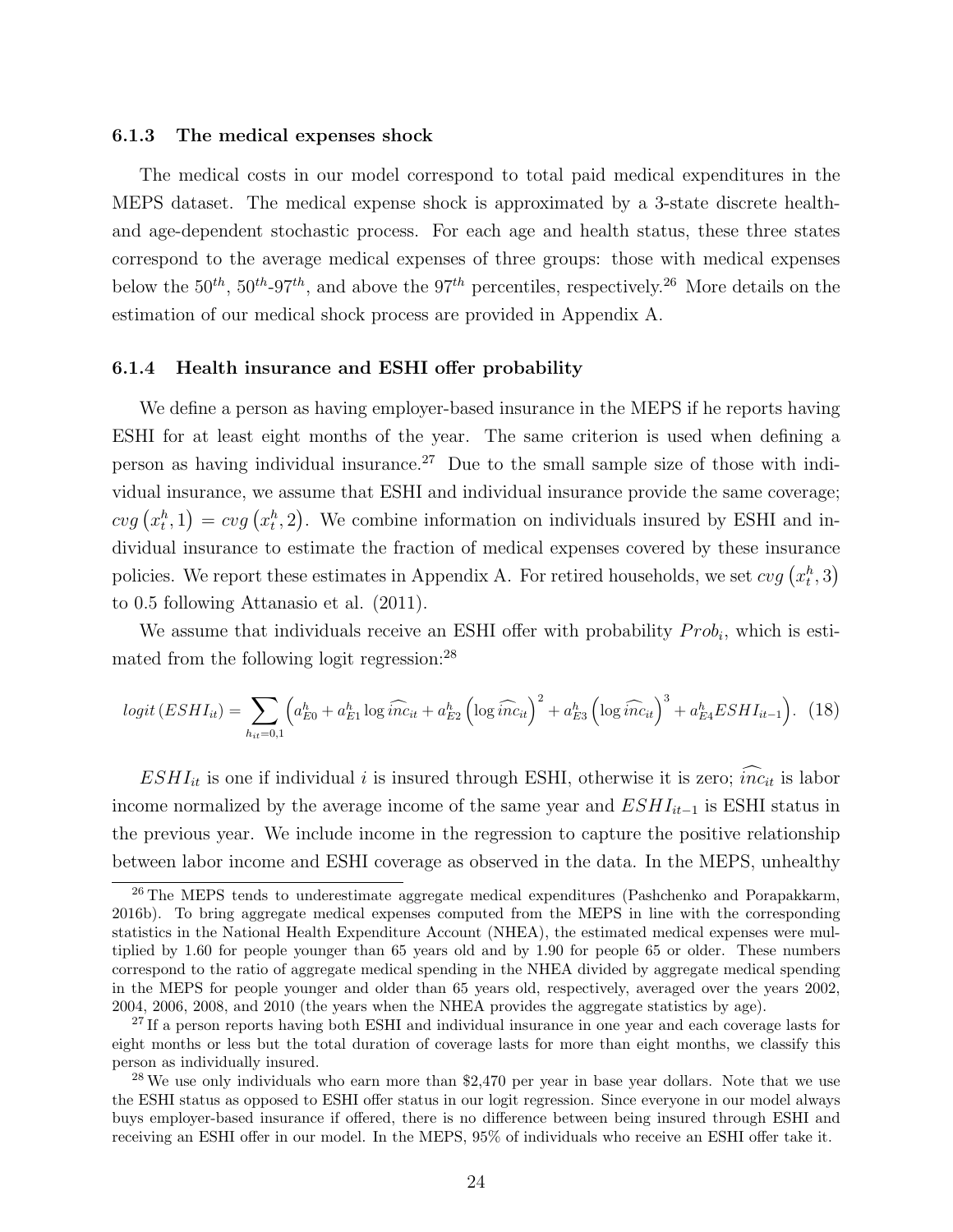### 6.1.3 The medical expenses shock

The medical costs in our model correspond to total paid medical expenditures in the MEPS dataset. The medical expense shock is approximated by a 3-state discrete health- and age-dependent stochastic process. For each age and health status, these three states correspond to the average medical expenses of three groups: those with medical expenses below the $50^{th}$, $50^{th}$-$97^{th}$, and above the $97^{th}$ percentiles, respectively.[26] More details on the estimation of our medical shock process are provided in Appendix A.

### 6.1.4 Health insurance and ESHI offer probability

We define a person as having employer-based insurance in the MEPS if he reports having ESHI for at least eight months of the year. The same criterion is used when defining a person as having individual insurance.[27] Due to the small sample size of those with individual insurance, we assume that ESHI and individual insurance provide the same coverage; $cvg\left(x_t^h, 1\right) = cvg\left(x_t^h, 2\right)$. We combine information on individuals insured by ESHI and individual insurance to estimate the fraction of medical expenses covered by these insurance policies. We report these estimates in Appendix A. For retired households, we set $cvg\left(x_t^h, 3\right)$ to 0.5 following Attanasio et al. (2011).

We assume that individuals receive an ESHI offer with probability $Prob_i$, which is estimated from the following logit regression:[28]

$$logit\left(ESHI_{it}\right) = \sum_{h_{it}=0,1}\left(a_{E0}^h + a_{E1}^h \log \widehat{inc}_{it} + a_{E2}^h \left(\log \widehat{inc}_{it}\right)^2 + a_{E3}^h \left(\log \widehat{inc}_{it}\right)^3 + a_{E4}^h ESHI_{it-1}\right). \quad (18)$$

$ESHI_{it}$ is one if individual $i$ is insured through ESHI, otherwise it is zero; $\widehat{inc}_{it}$ is labor income normalized by the average income of the same year and $ESHI_{it-1}$ is ESHI status in the previous year. We include income in the regression to capture the positive relationship between labor income and ESHI coverage as observed in the data. In the MEPS, unhealthy

---

[26] The MEPS tends to underestimate aggregate medical expenditures (Pashchenko and Porapakkarm, 2016b). To bring aggregate medical expenses computed from the MEPS in line with the corresponding statistics in the National Health Expenditure Account (NHEA), the estimated medical expenses were multiplied by 1.60 for people younger than 65 years old and by 1.90 for people 65 or older. These numbers correspond to the ratio of aggregate medical spending in the NHEA divided by aggregate medical spending in the MEPS for people younger and older than 65 years old, respectively, averaged over the years 2002, 2004, 2006, 2008, and 2010 (the years when the NHEA provides the aggregate statistics by age).

[27] If a person reports having both ESHI and individual insurance in one year and each coverage lasts for eight months or less but the total duration of coverage lasts for more than eight months, we classify this person as individually insured.

[28] We use only individuals who earn more than \$2,470 per year in base year dollars. Note that we use the ESHI status as opposed to ESHI offer status in our logit regression. Since everyone in our model always buys employer-based insurance if offered, there is no difference between being insured through ESHI and receiving an ESHI offer in our model. In the MEPS, 95% of individuals who receive an ESHI offer take it.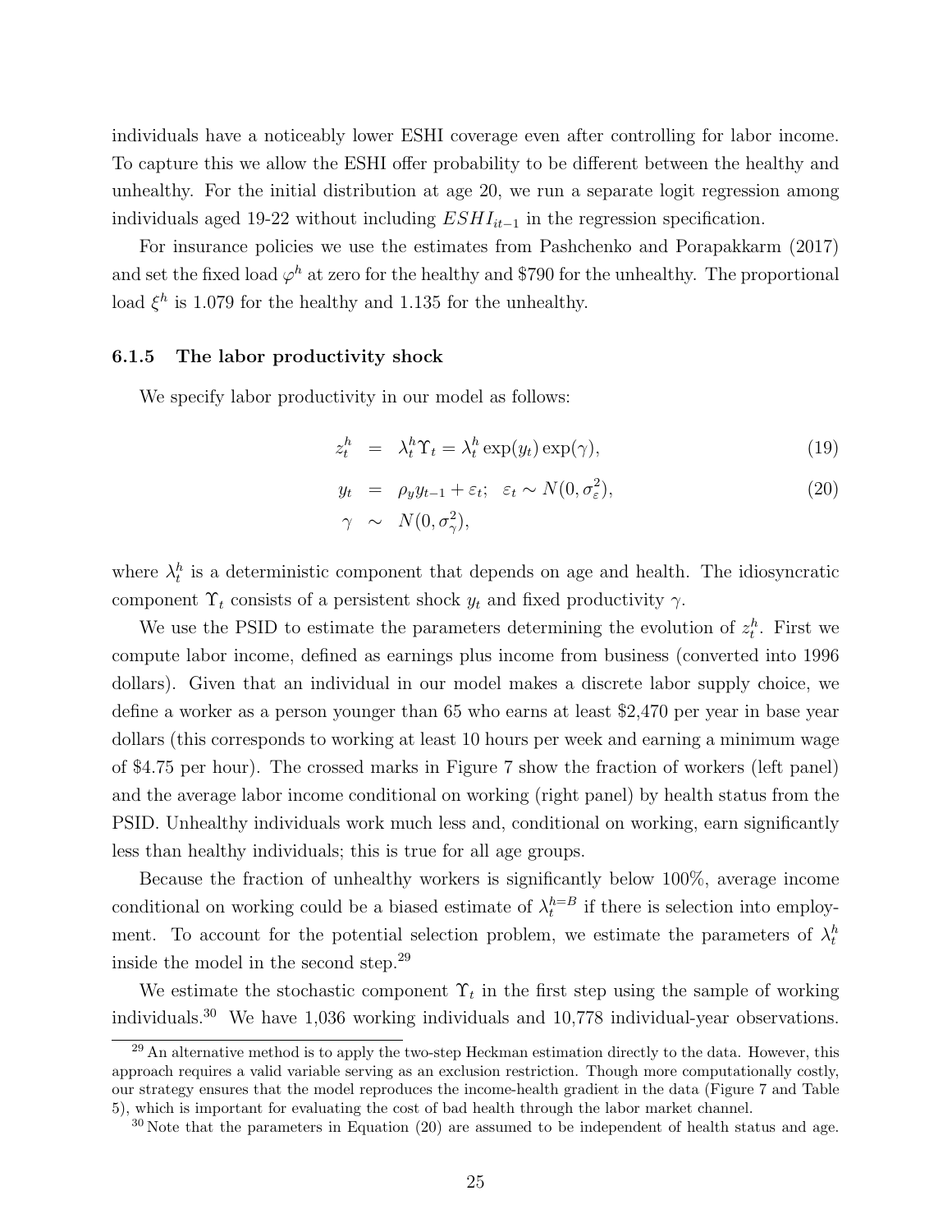individuals have a noticeably lower ESHI coverage even after controlling for labor income. To capture this we allow the ESHI offer probability to be different between the healthy and unhealthy. For the initial distribution at age 20, we run a separate logit regression among individuals aged 19-22 without including $ESHI_{it-1}$ in the regression specification.

For insurance policies we use the estimates from Pashchenko and Porapakkarm (2017) and set the fixed load $\varphi^h$ at zero for the healthy and \$790 for the unhealthy. The proportional load $\xi^h$ is 1.079 for the healthy and 1.135 for the unhealthy.

### 6.1.5 The labor productivity shock

We specify labor productivity in our model as follows:

$$
z_t^h = \lambda_t^h \Upsilon_t = \lambda_t^h \exp(y_t) \exp(\gamma), \tag{19}
$$

$$
y_t = \rho_y y_{t-1} + \varepsilon_t; \quad \varepsilon_t \sim N(0, \sigma_\varepsilon^2), \tag{20}
$$

$$
\gamma \sim N(0, \sigma_\gamma^2),
$$

where $\lambda_t^h$ is a deterministic component that depends on age and health. The idiosyncratic component $\Upsilon_t$ consists of a persistent shock $y_t$ and fixed productivity $\gamma$.

We use the PSID to estimate the parameters determining the evolution of $z_t^h$. First we compute labor income, defined as earnings plus income from business (converted into 1996 dollars). Given that an individual in our model makes a discrete labor supply choice, we define a worker as a person younger than 65 who earns at least \$2,470 per year in base year dollars (this corresponds to working at least 10 hours per week and earning a minimum wage of \$4.75 per hour). The crossed marks in Figure 7 show the fraction of workers (left panel) and the average labor income conditional on working (right panel) by health status from the PSID. Unhealthy individuals work much less and, conditional on working, earn significantly less than healthy individuals; this is true for all age groups.

Because the fraction of unhealthy workers is significantly below 100%, average income conditional on working could be a biased estimate of $\lambda_t^{h=B}$ if there is selection into employment. To account for the potential selection problem, we estimate the parameters of $\lambda_t^h$ inside the model in the second step.[29]

We estimate the stochastic component $\Upsilon_t$ in the first step using the sample of working individuals.[30] We have 1,036 working individuals and 10,778 individual-year observations.

[29] An alternative method is to apply the two-step Heckman estimation directly to the data. However, this approach requires a valid variable serving as an exclusion restriction. Though more computationally costly, our strategy ensures that the model reproduces the income-health gradient in the data (Figure 7 and Table 5), which is important for evaluating the cost of bad health through the labor market channel.

[30] Note that the parameters in Equation (20) are assumed to be independent of health status and age.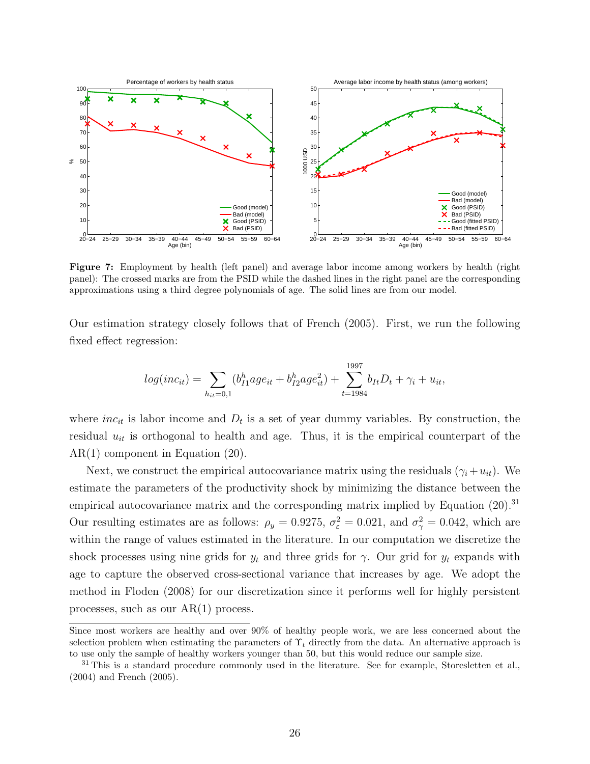Percentage of workers by health status

100
90
80
70
60
50
40
30
20
10
0

%

20–24 25–29 30–34 35–39 40–44 45–49 50–54 55–59 60–64

Age (bin)

Good (model)
Bad (model)
Good (PSID)
Bad (PSID)

Average labor income by health status (among workers)

50
45
40
35
30
25
20
15
10
5
0

1000 USD

20–24 25–29 30–34 35–39 40–44 45–49 50–54 55–59 60–64

Age (bin)

Good (model)
Bad (model)
Good (PSID)
Bad (PSID)
Good (fitted PSID)
Bad (fitted PSID)

**Figure 7:** Employment by health (left panel) and average labor income among workers by health (right panel): The crossed marks are from the PSID while the dashed lines in the right panel are the corresponding approximations using a third degree polynomials of age. The solid lines are from our model.

Our estimation strategy closely follows that of French (2005). First, we run the following fixed effect regression:

$$log(inc_{it}) = \sum_{h_{it}=0,1} (b_{I1}^h age_{it} + b_{I2}^h age_{it}^2) + \sum_{t=1984}^{1997} b_{It} D_t + \gamma_i + u_{it},$$

where $inc_{it}$ is labor income and $D_t$ is a set of year dummy variables. By construction, the residual $u_{it}$ is orthogonal to health and age. Thus, it is the empirical counterpart of the AR(1) component in Equation (20).

Next, we construct the empirical autocovariance matrix using the residuals $(\gamma_i + u_{it})$. We estimate the parameters of the productivity shock by minimizing the distance between the empirical autocovariance matrix and the corresponding matrix implied by Equation (20).[31] Our resulting estimates are as follows: $\rho_y = 0.9275$, $\sigma_\varepsilon^2 = 0.021$, and $\sigma_\gamma^2 = 0.042$, which are within the range of values estimated in the literature. In our computation we discretize the shock processes using nine grids for $y_t$ and three grids for $\gamma$. Our grid for $y_t$ expands with age to capture the observed cross-sectional variance that increases by age. We adopt the method in Floden (2008) for our discretization since it performs well for highly persistent processes, such as our AR(1) process.

---

Since most workers are healthy and over 90% of healthy people work, we are less concerned about the selection problem when estimating the parameters of $\Upsilon_t$ directly from the data. An alternative approach is to use only the sample of healthy workers younger than 50, but this would reduce our sample size.

[31] This is a standard procedure commonly used in the literature. See for example, Storesletten et al., (2004) and French (2005).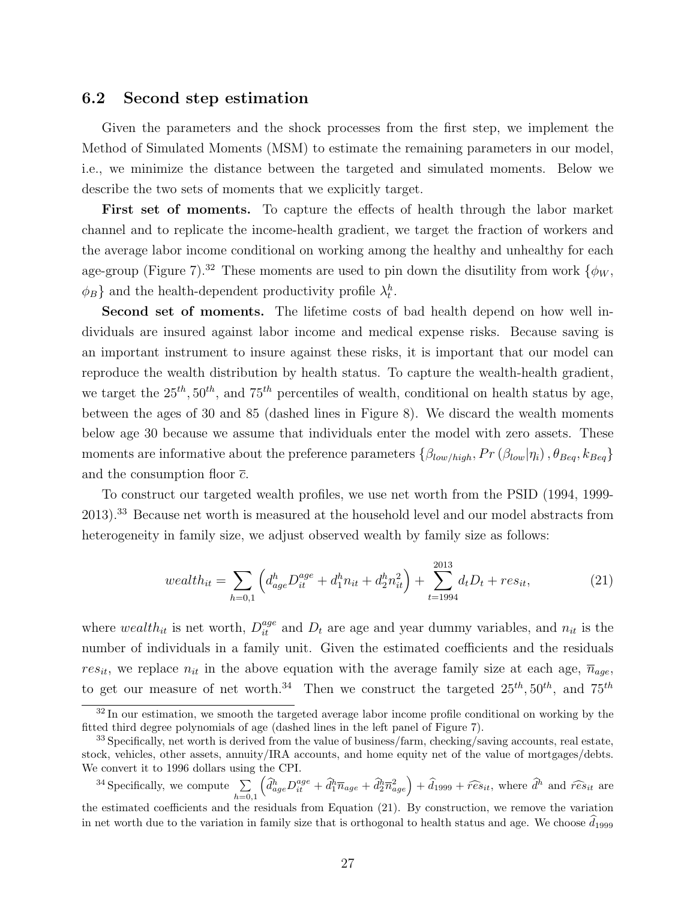### 6.2 Second step estimation

Given the parameters and the shock processes from the first step, we implement the Method of Simulated Moments (MSM) to estimate the remaining parameters in our model, i.e., we minimize the distance between the targeted and simulated moments. Below we describe the two sets of moments that we explicitly target.

**First set of moments.** To capture the effects of health through the labor market channel and to replicate the income-health gradient, we target the fraction of workers and the average labor income conditional on working among the healthy and unhealthy for each age-group (Figure 7).[32] These moments are used to pin down the disutility from work $\{\phi_W, \phi_B\}$ and the health-dependent productivity profile $\lambda_t^h$.

**Second set of moments.** The lifetime costs of bad health depend on how well individuals are insured against labor income and medical expense risks. Because saving is an important instrument to insure against these risks, it is important that our model can reproduce the wealth distribution by health status. To capture the wealth-health gradient, we target the $25^{th}, 50^{th}$, and $75^{th}$ percentiles of wealth, conditional on health status by age, between the ages of 30 and 85 (dashed lines in Figure 8). We discard the wealth moments below age 30 because we assume that individuals enter the model with zero assets. These moments are informative about the preference parameters $\{\beta_{low/high}, Pr\left(\beta_{low}|\eta_i\right), \theta_{Beq}, k_{Beq}\}$ and the consumption floor $\overline{c}$.

To construct our targeted wealth profiles, we use net worth from the PSID (1994, 1999-2013).[33] Because net worth is measured at the household level and our model abstracts from heterogeneity in family size, we adjust observed wealth by family size as follows:

$$wealth_{it} = \sum_{h=0,1}\left(d_{age}^h D_{it}^{age} + d_1^h n_{it} + d_2^h n_{it}^2\right) + \sum_{t=1994}^{2013} d_t D_t + res_{it}, \tag{21}$$

where $wealth_{it}$ is net worth, $D_{it}^{age}$ and $D_t$ are age and year dummy variables, and $n_{it}$ is the number of individuals in a family unit. Given the estimated coefficients and the residuals $res_{it}$, we replace $n_{it}$ in the above equation with the average family size at each age, $\overline{n}_{age}$, to get our measure of net worth.[34] Then we construct the targeted $25^{th}, 50^{th}$, and $75^{th}$

---

[32] In our estimation, we smooth the targeted average labor income profile conditional on working by the fitted third degree polynomials of age (dashed lines in the left panel of Figure 7).

[33] Specifically, net worth is derived from the value of business/farm, checking/saving accounts, real estate, stock, vehicles, other assets, annuity/IRA accounts, and home equity net of the value of mortgages/debts. We convert it to 1996 dollars using the CPI.

[34] Specifically, we compute $\sum_{h=0,1}\left(\widehat{d}_{age}^h D_{it}^{age} + \widehat{d}_1^h \overline{n}_{age} + \widehat{d}_2^h \overline{n}_{age}^2\right) + \widehat{d}_{1999} + \widehat{res}_{it}$, where $\widehat{d}^h$ and $\widehat{res}_{it}$ are the estimated coefficients and the residuals from Equation (21). By construction, we remove the variation in net worth due to the variation in family size that is orthogonal to health status and age. We choose $\widehat{d}_{1999}$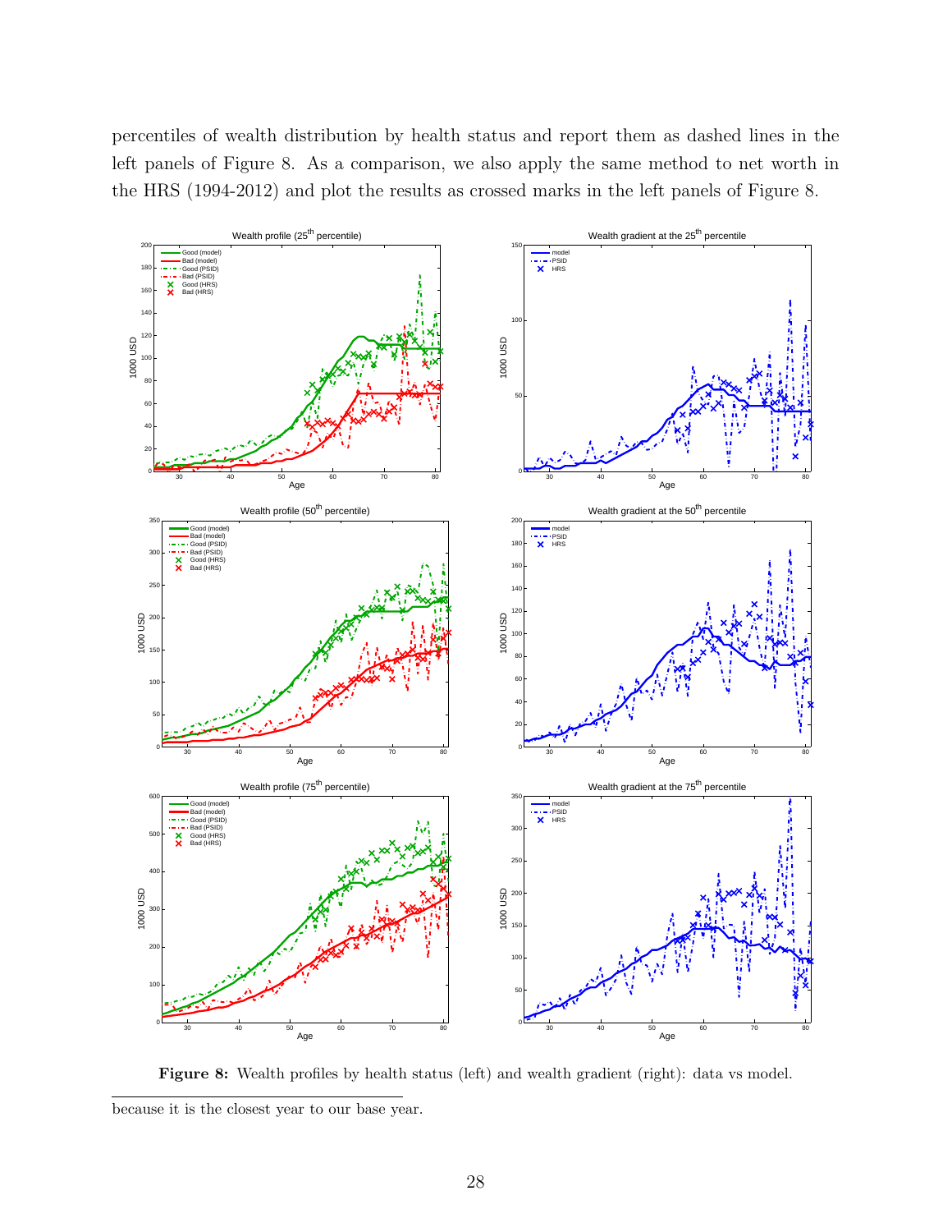percentiles of wealth distribution by health status and report them as dashed lines in the left panels of Figure 8. As a comparison, we also apply the same method to net worth in the HRS (1994-2012) and plot the results as crossed marks in the left panels of Figure 8.

Wealth profile (25th percentile)

Good (model)
Bad (model)
Good (PSID)
Bad (PSID)
Good (HRS)
Bad (HRS)

1000 USD

Age

Wealth gradient at the 25th percentile

model
PSID
HRS

1000 USD

Age

Wealth profile (50th percentile)

Good (model)
Bad (model)
Good (PSID)
Bad (PSID)
Good (HRS)
Bad (HRS)

1000 USD

Age

Wealth gradient at the 50th percentile

model
PSID
HRS

1000 USD

Age

Wealth profile (75th percentile)

Good (model)
Bad (model)
Good (PSID)
Bad (PSID)
Good (HRS)
Bad (HRS)

1000 USD

Age

Wealth gradient at the 75th percentile

model
PSID
HRS

1000 USD

Age

**Figure 8:** Wealth profiles by health status (left) and wealth gradient (right): data vs model.

because it is the closest year to our base year.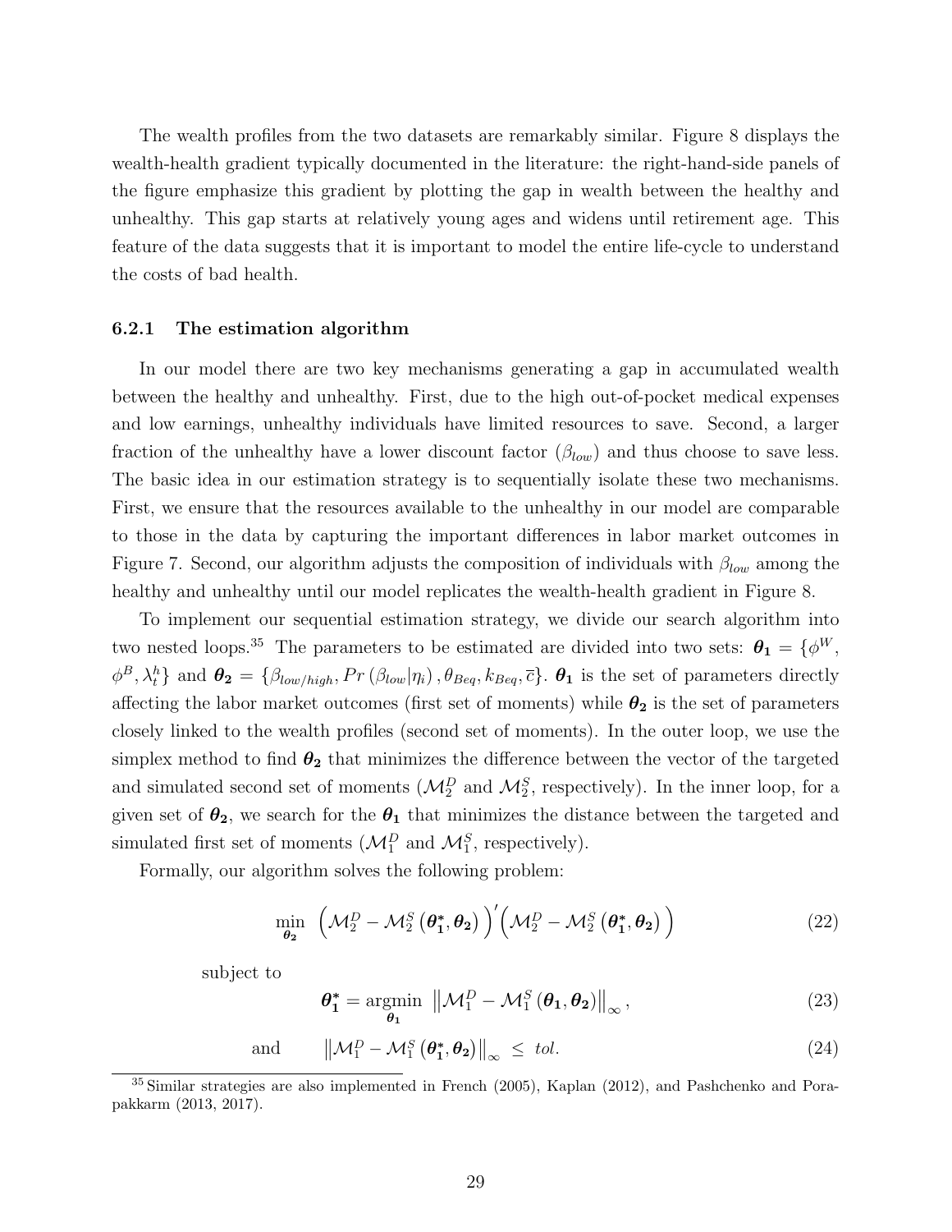The wealth profiles from the two datasets are remarkably similar. Figure 8 displays the wealth-health gradient typically documented in the literature: the right-hand-side panels of the figure emphasize this gradient by plotting the gap in wealth between the healthy and unhealthy. This gap starts at relatively young ages and widens until retirement age. This feature of the data suggests that it is important to model the entire life-cycle to understand the costs of bad health.

### 6.2.1 The estimation algorithm

In our model there are two key mechanisms generating a gap in accumulated wealth between the healthy and unhealthy. First, due to the high out-of-pocket medical expenses and low earnings, unhealthy individuals have limited resources to save. Second, a larger fraction of the unhealthy have a lower discount factor ($\beta_{low}$) and thus choose to save less. The basic idea in our estimation strategy is to sequentially isolate these two mechanisms. First, we ensure that the resources available to the unhealthy in our model are comparable to those in the data by capturing the important differences in labor market outcomes in Figure 7. Second, our algorithm adjusts the composition of individuals with $\beta_{low}$ among the healthy and unhealthy until our model replicates the wealth-health gradient in Figure 8.

To implement our sequential estimation strategy, we divide our search algorithm into two nested loops.[35] The parameters to be estimated are divided into two sets: $\boldsymbol{\theta_1} = \{\phi^W, \phi^B, \lambda_t^h\}$ and $\boldsymbol{\theta_2} = \{\beta_{low/high}, Pr(\beta_{low}|\eta_i), \theta_{Beq}, k_{Beq}, \overline{c}\}$. $\boldsymbol{\theta_1}$ is the set of parameters directly affecting the labor market outcomes (first set of moments) while $\boldsymbol{\theta_2}$ is the set of parameters closely linked to the wealth profiles (second set of moments). In the outer loop, we use the simplex method to find $\boldsymbol{\theta_2}$ that minimizes the difference between the vector of the targeted and simulated second set of moments ($\mathcal{M}_2^D$ and $\mathcal{M}_2^S$, respectively). In the inner loop, for a given set of $\boldsymbol{\theta_2}$, we search for the $\boldsymbol{\theta_1}$ that minimizes the distance between the targeted and simulated first set of moments ($\mathcal{M}_1^D$ and $\mathcal{M}_1^S$, respectively).

Formally, our algorithm solves the following problem:

$$\min_{\boldsymbol{\theta_2}} \left(\mathcal{M}_2^D - \mathcal{M}_2^S\left(\boldsymbol{\theta_1^*}, \boldsymbol{\theta_2}\right)\right)'\left(\mathcal{M}_2^D - \mathcal{M}_2^S\left(\boldsymbol{\theta_1^*}, \boldsymbol{\theta_2}\right)\right) \tag{22}$$

subject to

$$\boldsymbol{\theta_1^*} = \underset{\boldsymbol{\theta_1}}{\operatorname{argmin}} \left\|\mathcal{M}_1^D - \mathcal{M}_1^S\left(\boldsymbol{\theta_1}, \boldsymbol{\theta_2}\right)\right\|_\infty, \tag{23}$$

$$\text{and} \qquad \left\|\mathcal{M}_1^D - \mathcal{M}_1^S\left(\boldsymbol{\theta_1^*}, \boldsymbol{\theta_2}\right)\right\|_\infty \leq tol. \tag{24}$$

[35] Similar strategies are also implemented in French (2005), Kaplan (2012), and Pashchenko and Porapakkarm (2013, 2017).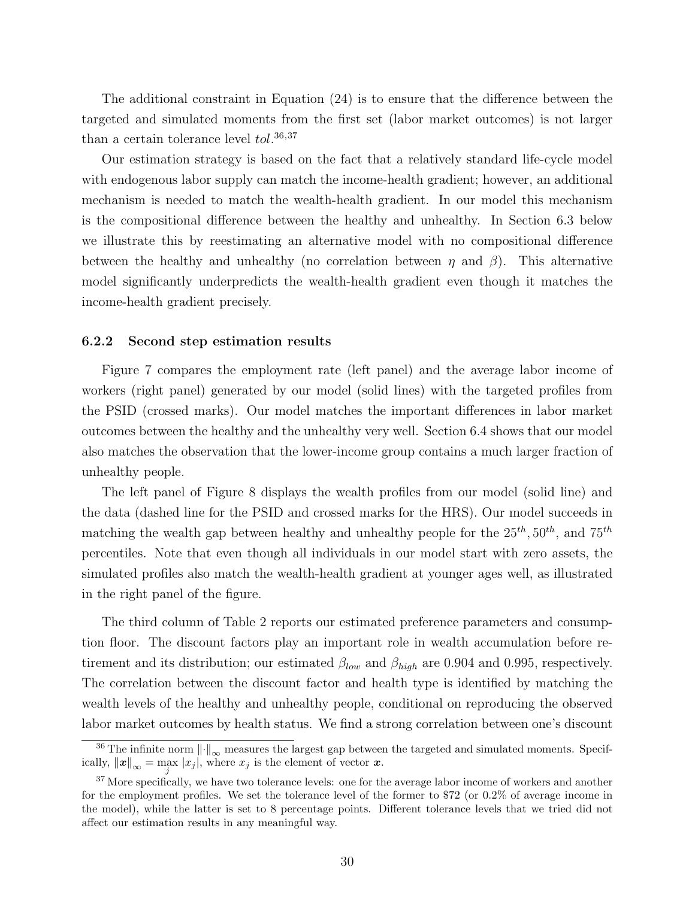The additional constraint in Equation (24) is to ensure that the difference between the targeted and simulated moments from the first set (labor market outcomes) is not larger than a certain tolerance level $tol$.[36,37]

Our estimation strategy is based on the fact that a relatively standard life-cycle model with endogenous labor supply can match the income-health gradient; however, an additional mechanism is needed to match the wealth-health gradient. In our model this mechanism is the compositional difference between the healthy and unhealthy. In Section 6.3 below we illustrate this by reestimating an alternative model with no compositional difference between the healthy and unhealthy (no correlation between $\eta$ and $\beta$). This alternative model significantly underpredicts the wealth-health gradient even though it matches the income-health gradient precisely.

### 6.2.2 Second step estimation results

Figure 7 compares the employment rate (left panel) and the average labor income of workers (right panel) generated by our model (solid lines) with the targeted profiles from the PSID (crossed marks). Our model matches the important differences in labor market outcomes between the healthy and the unhealthy very well. Section 6.4 shows that our model also matches the observation that the lower-income group contains a much larger fraction of unhealthy people.

The left panel of Figure 8 displays the wealth profiles from our model (solid line) and the data (dashed line for the PSID and crossed marks for the HRS). Our model succeeds in matching the wealth gap between healthy and unhealthy people for the $25^{th}, 50^{th}$, and $75^{th}$ percentiles. Note that even though all individuals in our model start with zero assets, the simulated profiles also match the wealth-health gradient at younger ages well, as illustrated in the right panel of the figure.

The third column of Table 2 reports our estimated preference parameters and consumption floor. The discount factors play an important role in wealth accumulation before retirement and its distribution; our estimated $\beta_{low}$ and $\beta_{high}$ are 0.904 and 0.995, respectively. The correlation between the discount factor and health type is identified by matching the wealth levels of the healthy and unhealthy people, conditional on reproducing the observed labor market outcomes by health status. We find a strong correlation between one's discount

[36] The infinite norm $\|\cdot\|_\infty$ measures the largest gap between the targeted and simulated moments. Specifically, $\|\boldsymbol{x}\|_\infty = \max_j |x_j|$, where $x_j$ is the element of vector $\boldsymbol{x}$.

[37] More specifically, we have two tolerance levels: one for the average labor income of workers and another for the employment profiles. We set the tolerance level of the former to \$72 (or 0.2% of average income in the model), while the latter is set to 8 percentage points. Different tolerance levels that we tried did not affect our estimation results in any meaningful way.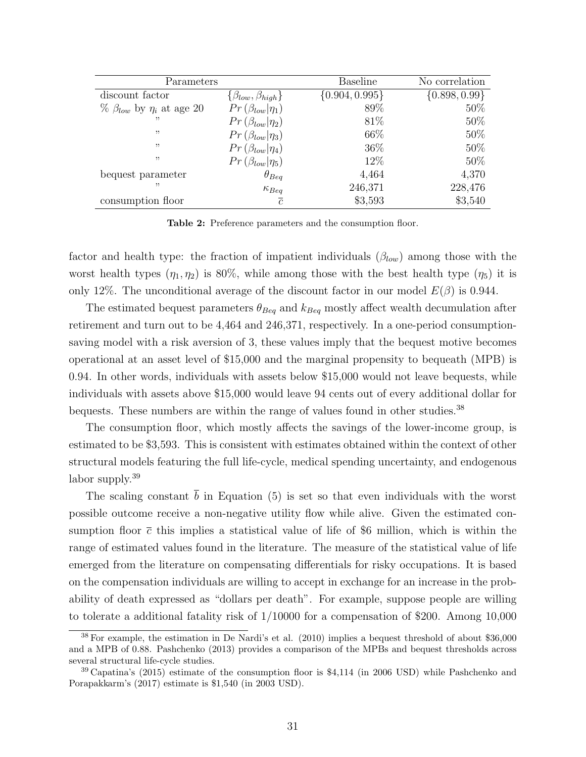| Parameters | | Baseline | No correlation |
| --- | --- | --- | --- |
| discount factor | $\{\beta_{low}, \beta_{high}\}$ | $\{0.904, 0.995\}$ | $\{0.898, 0.99\}$ |
| % $\beta_{low}$ by $\eta_i$ at age 20 | $Pr(\beta_{low}\|\eta_1)$ | 89% | 50% |
| " | $Pr(\beta_{low}\|\eta_2)$ | 81% | 50% |
| " | $Pr(\beta_{low}\|\eta_3)$ | 66% | 50% |
| " | $Pr(\beta_{low}\|\eta_4)$ | 36% | 50% |
| " | $Pr(\beta_{low}\|\eta_5)$ | 12% | 50% |
| bequest parameter | $\theta_{Beq}$ | 4,464 | 4,370 |
| " | $\kappa_{Beq}$ | 246,371 | 228,476 |
| consumption floor | $\overline{c}$ | \$3,593 | \$3,540 |

**Table 2:** Preference parameters and the consumption floor.

factor and health type: the fraction of impatient individuals ($\beta_{low}$) among those with the worst health types ($\eta_1, \eta_2$) is 80%, while among those with the best health type ($\eta_5$) it is only 12%. The unconditional average of the discount factor in our model $E(\beta)$ is 0.944.

The estimated bequest parameters $\theta_{Beq}$ and $k_{Beq}$ mostly affect wealth decumulation after retirement and turn out to be 4,464 and 246,371, respectively. In a one-period consumption-saving model with a risk aversion of 3, these values imply that the bequest motive becomes operational at an asset level of \$15,000 and the marginal propensity to bequeath (MPB) is 0.94. In other words, individuals with assets below \$15,000 would not leave bequests, while individuals with assets above \$15,000 would leave 94 cents out of every additional dollar for bequests. These numbers are within the range of values found in other studies.[38]

The consumption floor, which mostly affects the savings of the lower-income group, is estimated to be \$3,593. This is consistent with estimates obtained within the context of other structural models featuring the full life-cycle, medical spending uncertainty, and endogenous labor supply.[39]

The scaling constant $\overline{b}$ in Equation (5) is set so that even individuals with the worst possible outcome receive a non-negative utility flow while alive. Given the estimated consumption floor $\overline{c}$ this implies a statistical value of life of \$6 million, which is within the range of estimated values found in the literature. The measure of the statistical value of life emerged from the literature on compensating differentials for risky occupations. It is based on the compensation individuals are willing to accept in exchange for an increase in the probability of death expressed as "dollars per death". For example, suppose people are willing to tolerate a additional fatality risk of 1/10000 for a compensation of \$200. Among 10,000

[38] For example, the estimation in De Nardi's et al. (2010) implies a bequest threshold of about \$36,000 and a MPB of 0.88. Pashchenko (2013) provides a comparison of the MPBs and bequest thresholds across several structural life-cycle studies.

[39] Capatina's (2015) estimate of the consumption floor is \$4,114 (in 2006 USD) while Pashchenko and Porapakkarm's (2017) estimate is \$1,540 (in 2003 USD).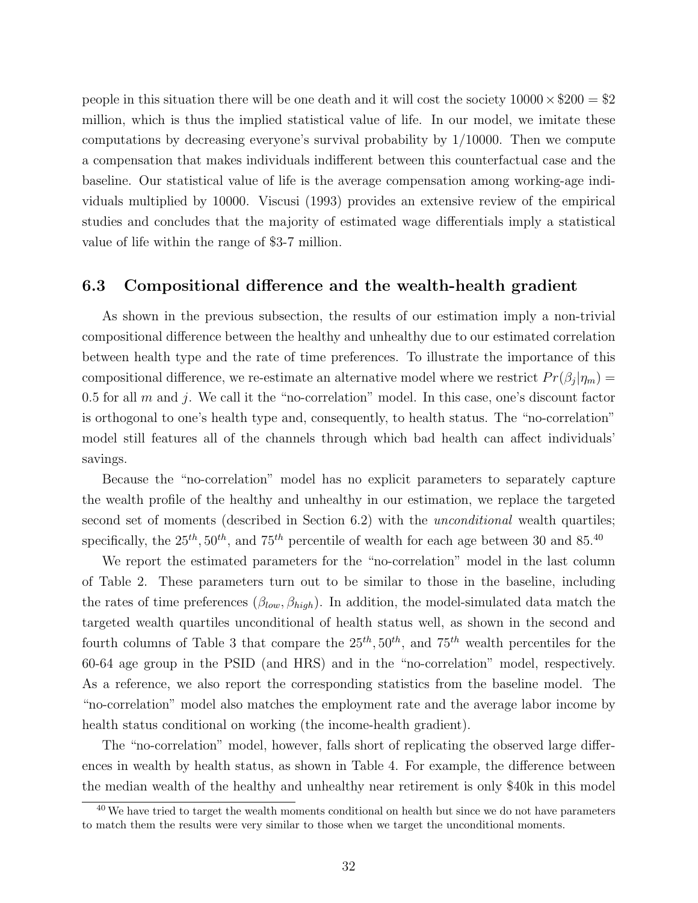people in this situation there will be one death and it will cost the society $10000 \times \$200 = \$2$ million, which is thus the implied statistical value of life. In our model, we imitate these computations by decreasing everyone's survival probability by 1/10000. Then we compute a compensation that makes individuals indifferent between this counterfactual case and the baseline. Our statistical value of life is the average compensation among working-age individuals multiplied by 10000. Viscusi (1993) provides an extensive review of the empirical studies and concludes that the majority of estimated wage differentials imply a statistical value of life within the range of \$3-7 million.

### 6.3 Compositional difference and the wealth-health gradient

As shown in the previous subsection, the results of our estimation imply a non-trivial compositional difference between the healthy and unhealthy due to our estimated correlation between health type and the rate of time preferences. To illustrate the importance of this compositional difference, we re-estimate an alternative model where we restrict $Pr(\beta_j|\eta_m) = 0.5$ for all $m$ and $j$. We call it the "no-correlation" model. In this case, one's discount factor is orthogonal to one's health type and, consequently, to health status. The "no-correlation" model still features all of the channels through which bad health can affect individuals' savings.

Because the "no-correlation" model has no explicit parameters to separately capture the wealth profile of the healthy and unhealthy in our estimation, we replace the targeted second set of moments (described in Section 6.2) with the *unconditional* wealth quartiles; specifically, the $25^{th}, 50^{th}$, and $75^{th}$ percentile of wealth for each age between 30 and 85.[40]

We report the estimated parameters for the "no-correlation" model in the last column of Table 2. These parameters turn out to be similar to those in the baseline, including the rates of time preferences ($\beta_{low}, \beta_{high}$). In addition, the model-simulated data match the targeted wealth quartiles unconditional of health status well, as shown in the second and fourth columns of Table 3 that compare the $25^{th}, 50^{th}$, and $75^{th}$ wealth percentiles for the 60-64 age group in the PSID (and HRS) and in the "no-correlation" model, respectively. As a reference, we also report the corresponding statistics from the baseline model. The "no-correlation" model also matches the employment rate and the average labor income by health status conditional on working (the income-health gradient).

The "no-correlation" model, however, falls short of replicating the observed large differences in wealth by health status, as shown in Table 4. For example, the difference between the median wealth of the healthy and unhealthy near retirement is only \$40k in this model

[40] We have tried to target the wealth moments conditional on health but since we do not have parameters to match them the results were very similar to those when we target the unconditional moments.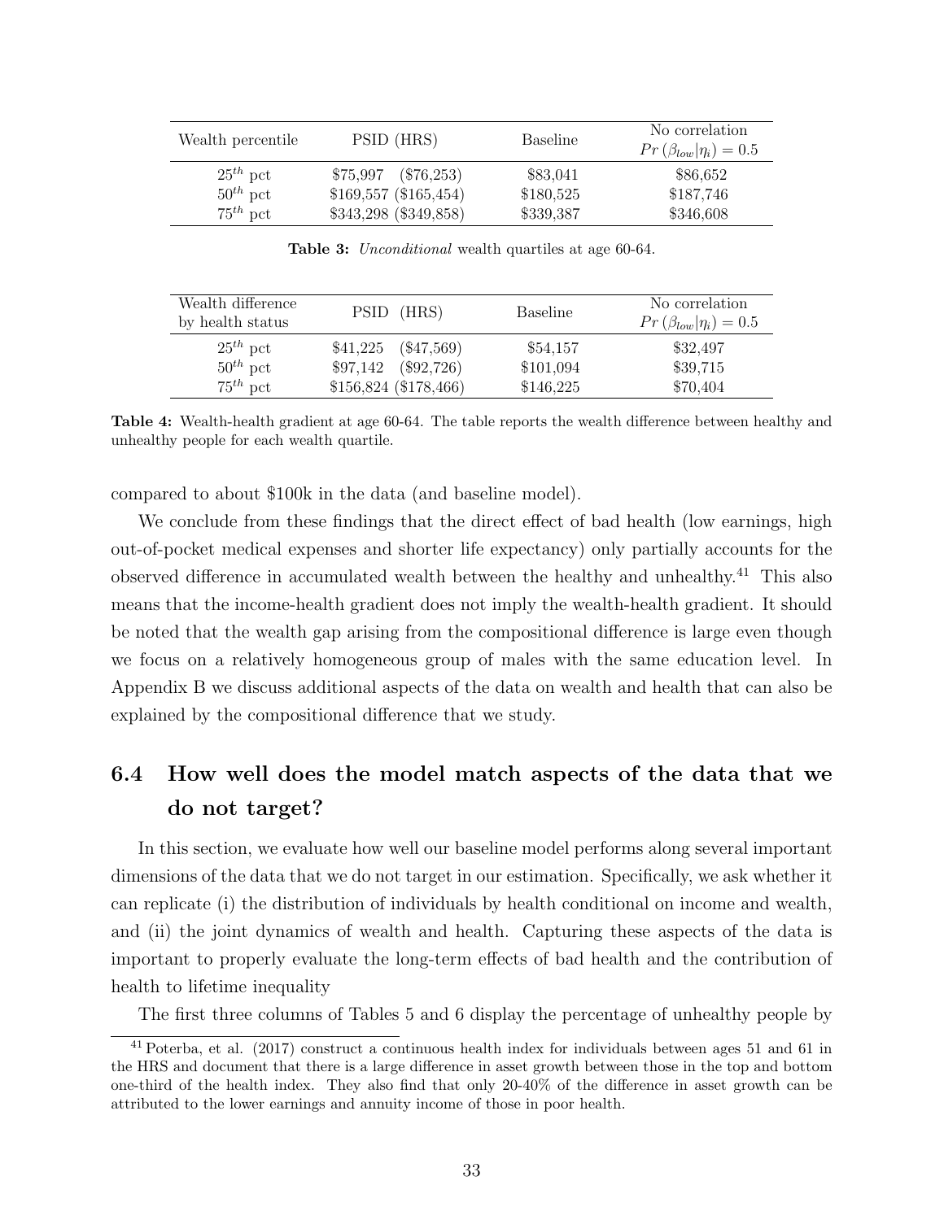| Wealth percentile | PSID (HRS) | Baseline | No correlation $Pr(\beta_{low}\|\eta_i) = 0.5$ |
|---|---|---|---|
| $25^{th}$ pct | \$75,997 (\$76,253) | \$83,041 | \$86,652 |
| $50^{th}$ pct | \$169,557 (\$165,454) | \$180,525 | \$187,746 |
| $75^{th}$ pct | \$343,298 (\$349,858) | \$339,387 | \$346,608 |

**Table 3:** *Unconditional* wealth quartiles at age 60-64.

| Wealth difference by health status | PSID (HRS) | Baseline | No correlation $Pr(\beta_{low}\|\eta_i) = 0.5$ |
|---|---|---|---|
| $25^{th}$ pct | \$41,225 (\$47,569) | \$54,157 | \$32,497 |
| $50^{th}$ pct | \$97,142 (\$92,726) | \$101,094 | \$39,715 |
| $75^{th}$ pct | \$156,824 (\$178,466) | \$146,225 | \$70,404 |

**Table 4:** Wealth-health gradient at age 60-64. The table reports the wealth difference between healthy and unhealthy people for each wealth quartile.

compared to about \$100k in the data (and baseline model).

We conclude from these findings that the direct effect of bad health (low earnings, high out-of-pocket medical expenses and shorter life expectancy) only partially accounts for the observed difference in accumulated wealth between the healthy and unhealthy.[41] This also means that the income-health gradient does not imply the wealth-health gradient. It should be noted that the wealth gap arising from the compositional difference is large even though we focus on a relatively homogeneous group of males with the same education level. In Appendix B we discuss additional aspects of the data on wealth and health that can also be explained by the compositional difference that we study.

## 6.4 How well does the model match aspects of the data that we do not target?

In this section, we evaluate how well our baseline model performs along several important dimensions of the data that we do not target in our estimation. Specifically, we ask whether it can replicate (i) the distribution of individuals by health conditional on income and wealth, and (ii) the joint dynamics of wealth and health. Capturing these aspects of the data is important to properly evaluate the long-term effects of bad health and the contribution of health to lifetime inequality

The first three columns of Tables 5 and 6 display the percentage of unhealthy people by

[41] Poterba, et al. (2017) construct a continuous health index for individuals between ages 51 and 61 in the HRS and document that there is a large difference in asset growth between those in the top and bottom one-third of the health index. They also find that only 20-40% of the difference in asset growth can be attributed to the lower earnings and annuity income of those in poor health.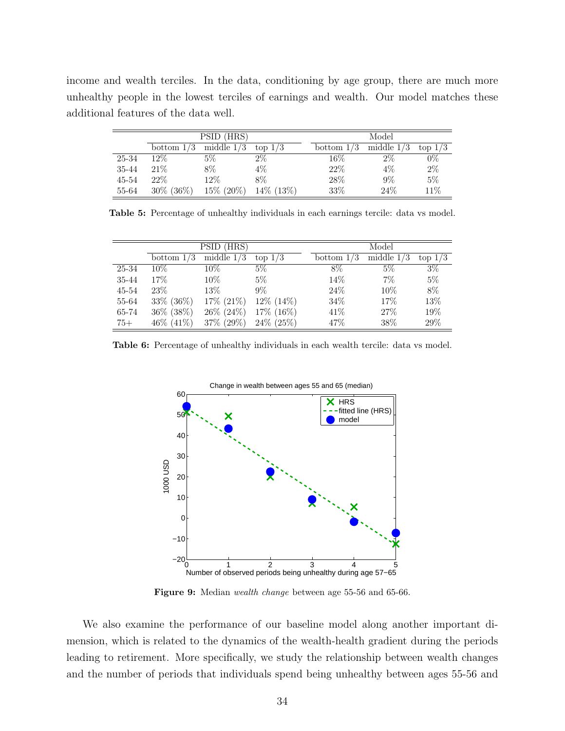income and wealth terciles. In the data, conditioning by age group, there are much more unhealthy people in the lowest terciles of earnings and wealth. Our model matches these additional features of the data well.

| | PSID (HRS) | | | Model | | |
|---|---|---|---|---|---|---|
| | bottom 1/3 | middle 1/3 | top 1/3 | bottom 1/3 | middle 1/3 | top 1/3 |
| 25-34 | 12% | 5% | 2% | 16% | 2% | 0% |
| 35-44 | 21% | 8% | 4% | 22% | 4% | 2% |
| 45-54 | 22% | 12% | 8% | 28% | 9% | 5% |
| 55-64 | 30% (36%) | 15% (20%) | 14% (13%) | 33% | 24% | 11% |

**Table 5:** Percentage of unhealthy individuals in each earnings tercile: data vs model.

| | PSID (HRS) | | | Model | | |
|---|---|---|---|---|---|---|
| | bottom 1/3 | middle 1/3 | top 1/3 | bottom 1/3 | middle 1/3 | top 1/3 |
| 25-34 | 10% | 10% | 5% | 8% | 5% | 3% |
| 35-44 | 17% | 10% | 5% | 14% | 7% | 5% |
| 45-54 | 23% | 13% | 9% | 24% | 10% | 8% |
| 55-64 | 33% (36%) | 17% (21%) | 12% (14%) | 34% | 17% | 13% |
| 65-74 | 36% (38%) | 26% (24%) | 17% (16%) | 41% | 27% | 19% |
| 75+ | 46% (41%) | 37% (29%) | 24% (25%) | 47% | 38% | 29% |

**Table 6:** Percentage of unhealthy individuals in each wealth tercile: data vs model.

Change in wealth between ages 55 and 65 (median)

HRS
fitted line (HRS)
model

1000 USD

60
50
40
30
20
10
0
−10
−20

0 1 2 3 4 5

Number of observed periods being unhealthy during age 57−65

**Figure 9:** Median *wealth change* between age 55-56 and 65-66.

We also examine the performance of our baseline model along another important dimension, which is related to the dynamics of the wealth-health gradient during the periods leading to retirement. More specifically, we study the relationship between wealth changes and the number of periods that individuals spend being unhealthy between ages 55-56 and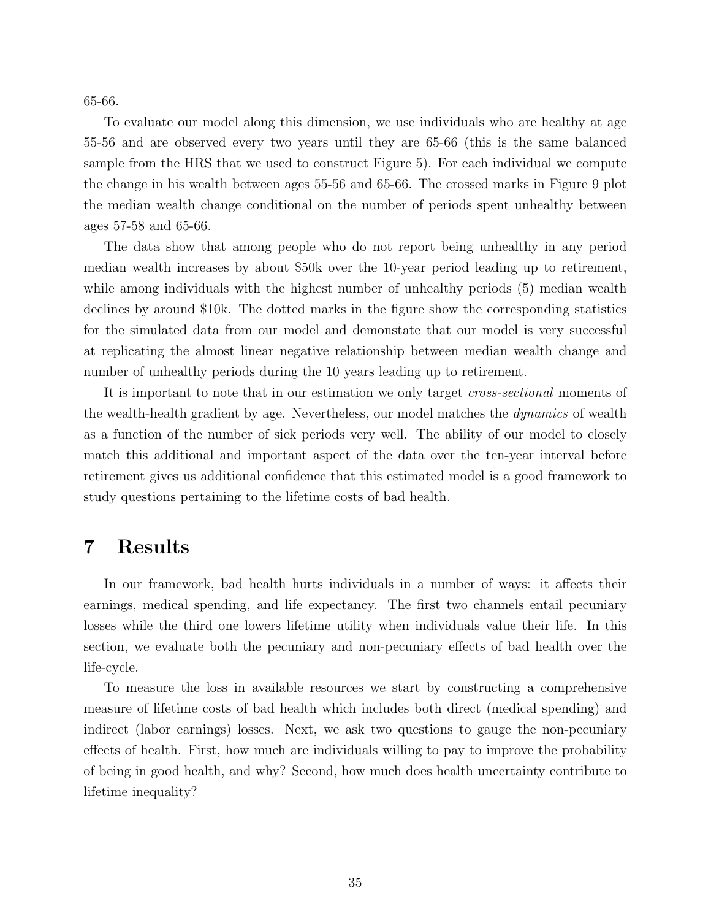65-66.

To evaluate our model along this dimension, we use individuals who are healthy at age 55-56 and are observed every two years until they are 65-66 (this is the same balanced sample from the HRS that we used to construct Figure 5). For each individual we compute the change in his wealth between ages 55-56 and 65-66. The crossed marks in Figure 9 plot the median wealth change conditional on the number of periods spent unhealthy between ages 57-58 and 65-66.

The data show that among people who do not report being unhealthy in any period median wealth increases by about $50k over the 10-year period leading up to retirement, while among individuals with the highest number of unhealthy periods (5) median wealth declines by around $10k. The dotted marks in the figure show the corresponding statistics for the simulated data from our model and demonstate that our model is very successful at replicating the almost linear negative relationship between median wealth change and number of unhealthy periods during the 10 years leading up to retirement.

It is important to note that in our estimation we only target *cross-sectional* moments of the wealth-health gradient by age. Nevertheless, our model matches the *dynamics* of wealth as a function of the number of sick periods very well. The ability of our model to closely match this additional and important aspect of the data over the ten-year interval before retirement gives us additional confidence that this estimated model is a good framework to study questions pertaining to the lifetime costs of bad health.

# 7 Results

In our framework, bad health hurts individuals in a number of ways: it affects their earnings, medical spending, and life expectancy. The first two channels entail pecuniary losses while the third one lowers lifetime utility when individuals value their life. In this section, we evaluate both the pecuniary and non-pecuniary effects of bad health over the life-cycle.

To measure the loss in available resources we start by constructing a comprehensive measure of lifetime costs of bad health which includes both direct (medical spending) and indirect (labor earnings) losses. Next, we ask two questions to gauge the non-pecuniary effects of health. First, how much are individuals willing to pay to improve the probability of being in good health, and why? Second, how much does health uncertainty contribute to lifetime inequality?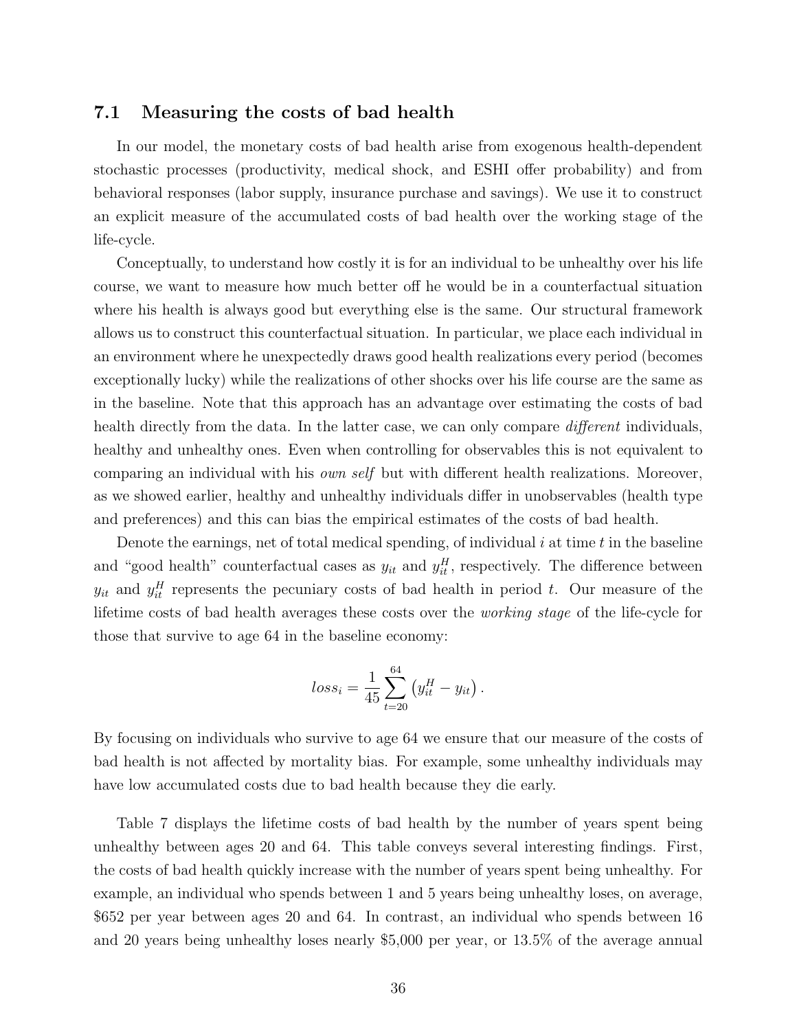### 7.1 Measuring the costs of bad health

In our model, the monetary costs of bad health arise from exogenous health-dependent stochastic processes (productivity, medical shock, and ESHI offer probability) and from behavioral responses (labor supply, insurance purchase and savings). We use it to construct an explicit measure of the accumulated costs of bad health over the working stage of the life-cycle.

Conceptually, to understand how costly it is for an individual to be unhealthy over his life course, we want to measure how much better off he would be in a counterfactual situation where his health is always good but everything else is the same. Our structural framework allows us to construct this counterfactual situation. In particular, we place each individual in an environment where he unexpectedly draws good health realizations every period (becomes exceptionally lucky) while the realizations of other shocks over his life course are the same as in the baseline. Note that this approach has an advantage over estimating the costs of bad health directly from the data. In the latter case, we can only compare *different* individuals, healthy and unhealthy ones. Even when controlling for observables this is not equivalent to comparing an individual with his *own self* but with different health realizations. Moreover, as we showed earlier, healthy and unhealthy individuals differ in unobservables (health type and preferences) and this can bias the empirical estimates of the costs of bad health.

Denote the earnings, net of total medical spending, of individual $i$ at time $t$ in the baseline and "good health" counterfactual cases as $y_{it}$ and $y_{it}^H$, respectively. The difference between $y_{it}$ and $y_{it}^H$ represents the pecuniary costs of bad health in period $t$. Our measure of the lifetime costs of bad health averages these costs over the *working stage* of the life-cycle for those that survive to age 64 in the baseline economy:

$$loss_i = \frac{1}{45} \sum_{t=20}^{64} \left( y_{it}^H - y_{it} \right).$$

By focusing on individuals who survive to age 64 we ensure that our measure of the costs of bad health is not affected by mortality bias. For example, some unhealthy individuals may have low accumulated costs due to bad health because they die early.

Table 7 displays the lifetime costs of bad health by the number of years spent being unhealthy between ages 20 and 64. This table conveys several interesting findings. First, the costs of bad health quickly increase with the number of years spent being unhealthy. For example, an individual who spends between 1 and 5 years being unhealthy loses, on average, \$652 per year between ages 20 and 64. In contrast, an individual who spends between 16 and 20 years being unhealthy loses nearly \$5,000 per year, or 13.5% of the average annual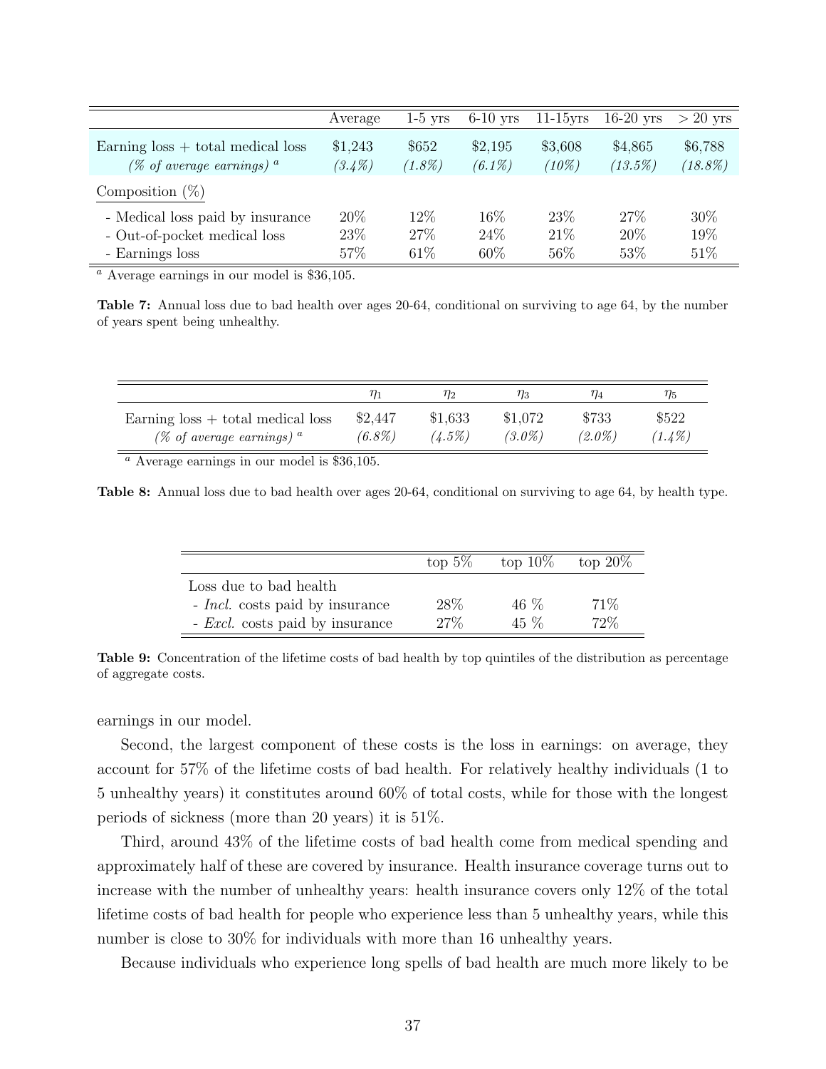| | Average | 1-5 yrs | 6-10 yrs | 11-15yrs | 16-20 yrs | > 20 yrs |
|---|---|---|---|---|---|---|
| Earning loss + total medical loss | \$1,243 | \$652 | \$2,195 | \$3,608 | \$4,865 | \$6,788 |
| *(% of average earnings)* [a] | *(3.4%)* | *(1.8%)* | *(6.1%)* | *(10%)* | *(13.5%)* | *(18.8%)* |
| Composition (%) | | | | | | |
| - Medical loss paid by insurance | 20% | 12% | 16% | 23% | 27% | 30% |
| - Out-of-pocket medical loss | 23% | 27% | 24% | 21% | 20% | 19% |
| - Earnings loss | 57% | 61% | 60% | 56% | 53% | 51% |

[a] Average earnings in our model is \$36,105.

**Table 7:** Annual loss due to bad health over ages 20-64, conditional on surviving to age 64, by the number of years spent being unhealthy.

| | $\eta_1$ | $\eta_2$ | $\eta_3$ | $\eta_4$ | $\eta_5$ |
|---|---|---|---|---|---|
| Earning loss + total medical loss | \$2,447 | \$1,633 | \$1,072 | \$733 | \$522 |
| *(% of average earnings)* [a] | *(6.8%)* | *(4.5%)* | *(3.0%)* | *(2.0%)* | *(1.4%)* |

[a] Average earnings in our model is \$36,105.

**Table 8:** Annual loss due to bad health over ages 20-64, conditional on surviving to age 64, by health type.

| | top 5% | top 10% | top 20% |
|---|---|---|---|
| Loss due to bad health | | | |
| - *Incl.* costs paid by insurance | 28% | 46 % | 71% |
| - *Excl.* costs paid by insurance | 27% | 45 % | 72% |

**Table 9:** Concentration of the lifetime costs of bad health by top quintiles of the distribution as percentage of aggregate costs.

earnings in our model.

Second, the largest component of these costs is the loss in earnings: on average, they account for 57% of the lifetime costs of bad health. For relatively healthy individuals (1 to 5 unhealthy years) it constitutes around 60% of total costs, while for those with the longest periods of sickness (more than 20 years) it is 51%.

Third, around 43% of the lifetime costs of bad health come from medical spending and approximately half of these are covered by insurance. Health insurance coverage turns out to increase with the number of unhealthy years: health insurance covers only 12% of the total lifetime costs of bad health for people who experience less than 5 unhealthy years, while this number is close to 30% for individuals with more than 16 unhealthy years.

Because individuals who experience long spells of bad health are much more likely to be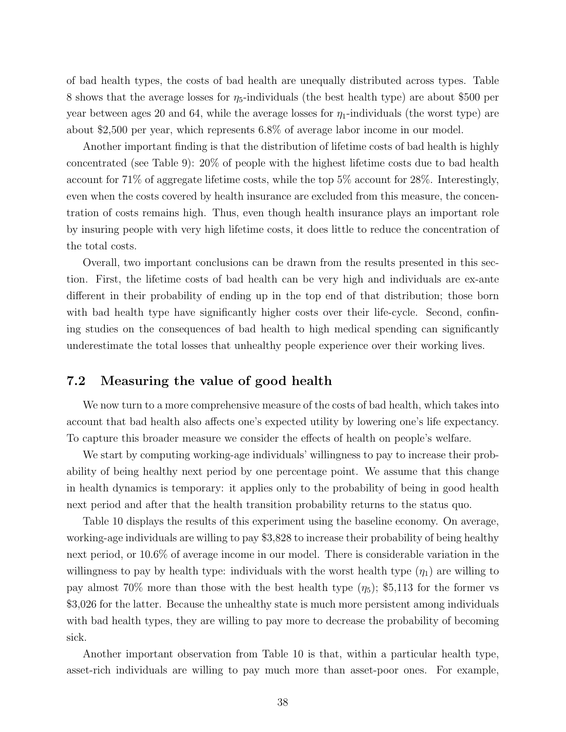of bad health types, the costs of bad health are unequally distributed across types. Table 8 shows that the average losses for $\eta_5$-individuals (the best health type) are about \$500 per year between ages 20 and 64, while the average losses for $\eta_1$-individuals (the worst type) are about \$2,500 per year, which represents 6.8% of average labor income in our model.

Another important finding is that the distribution of lifetime costs of bad health is highly concentrated (see Table 9): 20% of people with the highest lifetime costs due to bad health account for 71% of aggregate lifetime costs, while the top 5% account for 28%. Interestingly, even when the costs covered by health insurance are excluded from this measure, the concentration of costs remains high. Thus, even though health insurance plays an important role by insuring people with very high lifetime costs, it does little to reduce the concentration of the total costs.

Overall, two important conclusions can be drawn from the results presented in this section. First, the lifetime costs of bad health can be very high and individuals are ex-ante different in their probability of ending up in the top end of that distribution; those born with bad health type have significantly higher costs over their life-cycle. Second, confining studies on the consequences of bad health to high medical spending can significantly underestimate the total losses that unhealthy people experience over their working lives.

## 7.2 Measuring the value of good health

We now turn to a more comprehensive measure of the costs of bad health, which takes into account that bad health also affects one's expected utility by lowering one's life expectancy. To capture this broader measure we consider the effects of health on people's welfare.

We start by computing working-age individuals' willingness to pay to increase their probability of being healthy next period by one percentage point. We assume that this change in health dynamics is temporary: it applies only to the probability of being in good health next period and after that the health transition probability returns to the status quo.

Table 10 displays the results of this experiment using the baseline economy. On average, working-age individuals are willing to pay \$3,828 to increase their probability of being healthy next period, or 10.6% of average income in our model. There is considerable variation in the willingness to pay by health type: individuals with the worst health type ($\eta_1$) are willing to pay almost 70% more than those with the best health type ($\eta_5$); \$5,113 for the former vs \$3,026 for the latter. Because the unhealthy state is much more persistent among individuals with bad health types, they are willing to pay more to decrease the probability of becoming sick.

Another important observation from Table 10 is that, within a particular health type, asset-rich individuals are willing to pay much more than asset-poor ones. For example,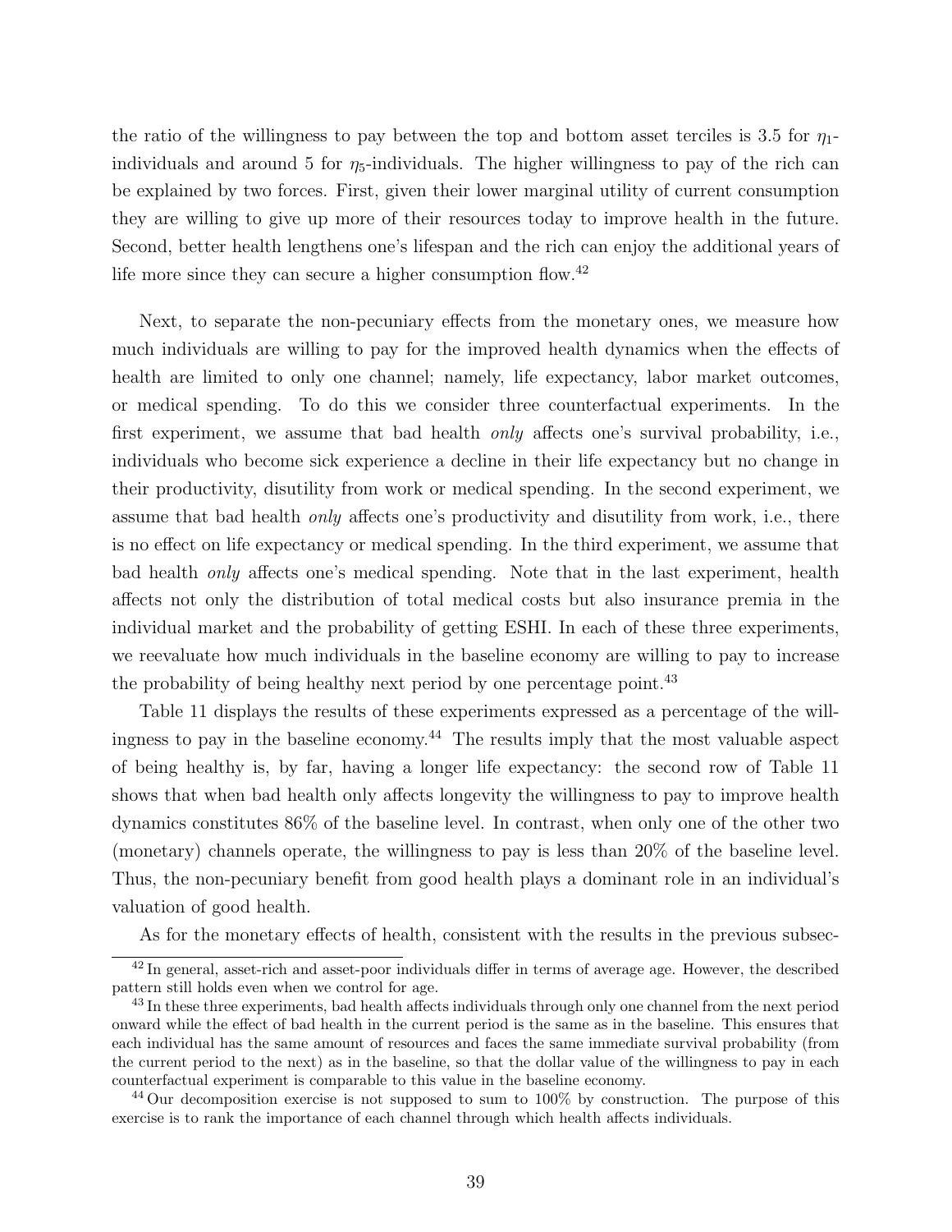the ratio of the willingness to pay between the top and bottom asset terciles is 3.5 for $\eta_1$-individuals and around 5 for $\eta_5$-individuals. The higher willingness to pay of the rich can be explained by two forces. First, given their lower marginal utility of current consumption they are willing to give up more of their resources today to improve health in the future. Second, better health lengthens one's lifespan and the rich can enjoy the additional years of life more since they can secure a higher consumption flow.[42]

Next, to separate the non-pecuniary effects from the monetary ones, we measure how much individuals are willing to pay for the improved health dynamics when the effects of health are limited to only one channel; namely, life expectancy, labor market outcomes, or medical spending. To do this we consider three counterfactual experiments. In the first experiment, we assume that bad health *only* affects one's survival probability, i.e., individuals who become sick experience a decline in their life expectancy but no change in their productivity, disutility from work or medical spending. In the second experiment, we assume that bad health *only* affects one's productivity and disutility from work, i.e., there is no effect on life expectancy or medical spending. In the third experiment, we assume that bad health *only* affects one's medical spending. Note that in the last experiment, health affects not only the distribution of total medical costs but also insurance premia in the individual market and the probability of getting ESHI. In each of these three experiments, we reevaluate how much individuals in the baseline economy are willing to pay to increase the probability of being healthy next period by one percentage point.[43]

Table 11 displays the results of these experiments expressed as a percentage of the willingness to pay in the baseline economy.[44] The results imply that the most valuable aspect of being healthy is, by far, having a longer life expectancy: the second row of Table 11 shows that when bad health only affects longevity the willingness to pay to improve health dynamics constitutes 86% of the baseline level. In contrast, when only one of the other two (monetary) channels operate, the willingness to pay is less than 20% of the baseline level. Thus, the non-pecuniary benefit from good health plays a dominant role in an individual's valuation of good health.

As for the monetary effects of health, consistent with the results in the previous subsec-

[42] In general, asset-rich and asset-poor individuals differ in terms of average age. However, the described pattern still holds even when we control for age.

[43] In these three experiments, bad health affects individuals through only one channel from the next period onward while the effect of bad health in the current period is the same as in the baseline. This ensures that each individual has the same amount of resources and faces the same immediate survival probability (from the current period to the next) as in the baseline, so that the dollar value of the willingness to pay in each counterfactual experiment is comparable to this value in the baseline economy.

[44] Our decomposition exercise is not supposed to sum to 100% by construction. The purpose of this exercise is to rank the importance of each channel through which health affects individuals.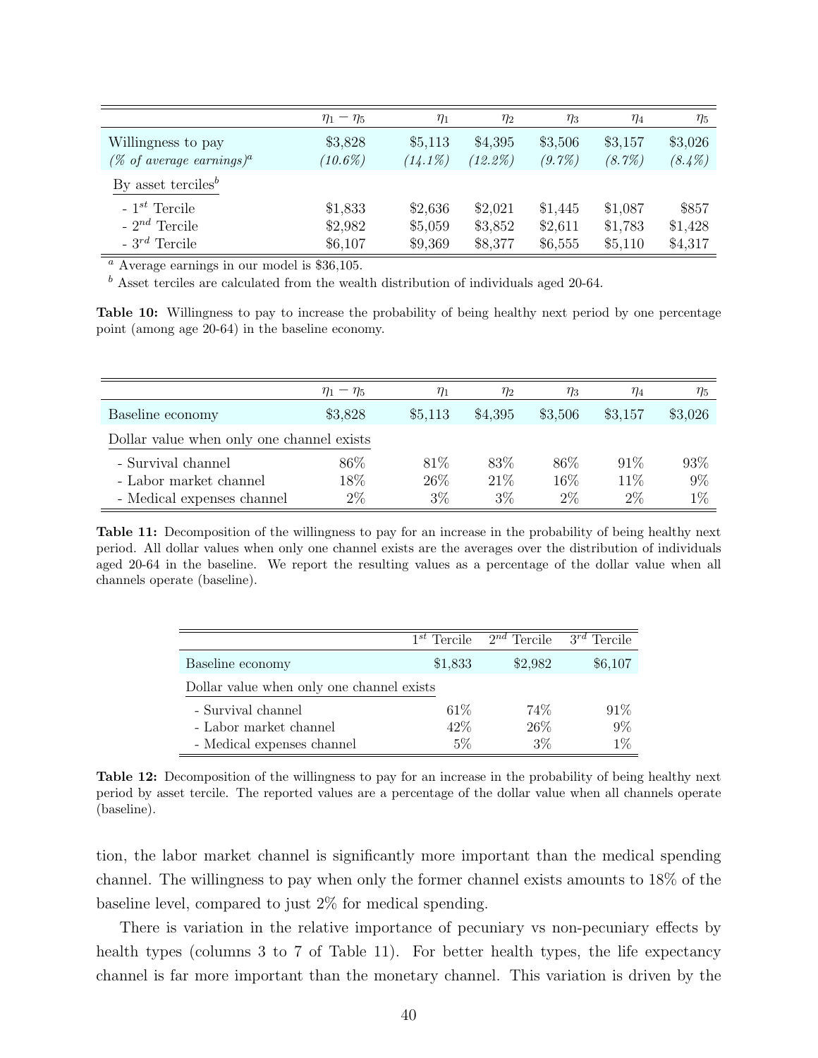| | $\eta_1 - \eta_5$ | $\eta_1$ | $\eta_2$ | $\eta_3$ | $\eta_4$ | $\eta_5$ |
|---|---|---|---|---|---|---|
| Willingness to pay | \$3,828 | \$5,113 | \$4,395 | \$3,506 | \$3,157 | \$3,026 |
| *(% of average earnings)*[a] | *(10.6%)* | *(14.1%)* | *(12.2%)* | *(9.7%)* | *(8.7%)* | *(8.4%)* |
| By asset terciles[b] | | | | | | |
| - $1^{st}$ Tercile | \$1,833 | \$2,636 | \$2,021 | \$1,445 | \$1,087 | \$857 |
| - $2^{nd}$ Tercile | \$2,982 | \$5,059 | \$3,852 | \$2,611 | \$1,783 | \$1,428 |
| - $3^{rd}$ Tercile | \$6,107 | \$9,369 | \$8,377 | \$6,555 | \$5,110 | \$4,317 |

[a] Average earnings in our model is \$36,105.

[b] Asset terciles are calculated from the wealth distribution of individuals aged 20-64.

**Table 10:** Willingness to pay to increase the probability of being healthy next period by one percentage point (among age 20-64) in the baseline economy.

| | $\eta_1 - \eta_5$ | $\eta_1$ | $\eta_2$ | $\eta_3$ | $\eta_4$ | $\eta_5$ |
|---|---|---|---|---|---|---|
| Baseline economy | \$3,828 | \$5,113 | \$4,395 | \$3,506 | \$3,157 | \$3,026 |
| Dollar value when only one channel exists | | | | | | |
| - Survival channel | 86% | 81% | 83% | 86% | 91% | 93% |
| - Labor market channel | 18% | 26% | 21% | 16% | 11% | 9% |
| - Medical expenses channel | 2% | 3% | 3% | 2% | 2% | 1% |

**Table 11:** Decomposition of the willingness to pay for an increase in the probability of being healthy next period. All dollar values when only one channel exists are the averages over the distribution of individuals aged 20-64 in the baseline. We report the resulting values as a percentage of the dollar value when all channels operate (baseline).

| | $1^{st}$ Tercile | $2^{nd}$ Tercile | $3^{rd}$ Tercile |
|---|---|---|---|
| Baseline economy | \$1,833 | \$2,982 | \$6,107 |
| Dollar value when only one channel exists | | | |
| - Survival channel | 61% | 74% | 91% |
| - Labor market channel | 42% | 26% | 9% |
| - Medical expenses channel | 5% | 3% | 1% |

**Table 12:** Decomposition of the willingness to pay for an increase in the probability of being healthy next period by asset tercile. The reported values are a percentage of the dollar value when all channels operate (baseline).

tion, the labor market channel is significantly more important than the medical spending channel. The willingness to pay when only the former channel exists amounts to 18% of the baseline level, compared to just 2% for medical spending.

There is variation in the relative importance of pecuniary vs non-pecuniary effects by health types (columns 3 to 7 of Table 11). For better health types, the life expectancy channel is far more important than the monetary channel. This variation is driven by the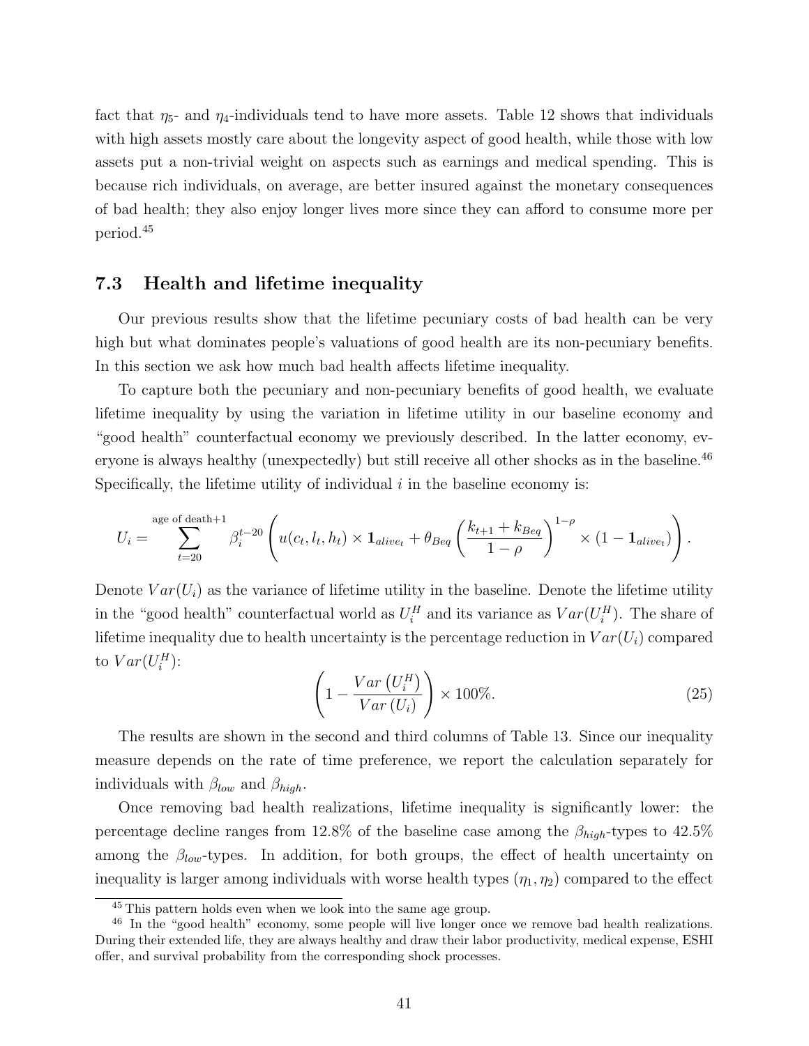fact that $\eta_5$- and $\eta_4$-individuals tend to have more assets. Table 12 shows that individuals with high assets mostly care about the longevity aspect of good health, while those with low assets put a non-trivial weight on aspects such as earnings and medical spending. This is because rich individuals, on average, are better insured against the monetary consequences of bad health; they also enjoy longer lives more since they can afford to consume more per period.[45]

### 7.3 Health and lifetime inequality

Our previous results show that the lifetime pecuniary costs of bad health can be very high but what dominates people's valuations of good health are its non-pecuniary benefits. In this section we ask how much bad health affects lifetime inequality.

To capture both the pecuniary and non-pecuniary benefits of good health, we evaluate lifetime inequality by using the variation in lifetime utility in our baseline economy and "good health" counterfactual economy we previously described. In the latter economy, everyone is always healthy (unexpectedly) but still receive all other shocks as in the baseline.[46] Specifically, the lifetime utility of individual $i$ in the baseline economy is:

$$U_i = \sum_{t=20}^{\text{age of death}+1} \beta_i^{t-20} \left( u(c_t, l_t, h_t) \times \mathbf{1}_{alive_t} + \theta_{Beq} \left( \frac{k_{t+1} + k_{Beq}}{1-\rho} \right)^{1-\rho} \times (1 - \mathbf{1}_{alive_t}) \right).$$

Denote $Var(U_i)$ as the variance of lifetime utility in the baseline. Denote the lifetime utility in the "good health" counterfactual world as $U_i^H$ and its variance as $Var(U_i^H)$. The share of lifetime inequality due to health uncertainty is the percentage reduction in $Var(U_i)$ compared to $Var(U_i^H)$:

$$\left( 1 - \frac{Var\left(U_i^H\right)}{Var\left(U_i\right)} \right) \times 100\%. \tag{25}$$

The results are shown in the second and third columns of Table 13. Since our inequality measure depends on the rate of time preference, we report the calculation separately for individuals with $\beta_{low}$ and $\beta_{high}$.

Once removing bad health realizations, lifetime inequality is significantly lower: the percentage decline ranges from 12.8% of the baseline case among the $\beta_{high}$-types to 42.5% among the $\beta_{low}$-types. In addition, for both groups, the effect of health uncertainty on inequality is larger among individuals with worse health types ($\eta_1, \eta_2$) compared to the effect

[45] This pattern holds even when we look into the same age group.

[46] In the "good health" economy, some people will live longer once we remove bad health realizations. During their extended life, they are always healthy and draw their labor productivity, medical expense, ESHI offer, and survival probability from the corresponding shock processes.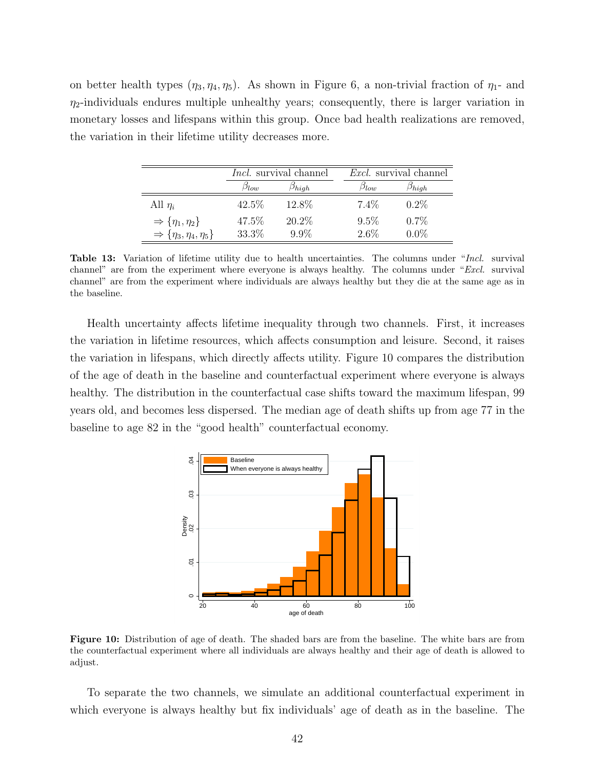on better health types ($\eta_3, \eta_4, \eta_5$). As shown in Figure 6, a non-trivial fraction of $\eta_1$- and $\eta_2$-individuals endures multiple unhealthy years; consequently, there is larger variation in monetary losses and lifespans within this group. Once bad health realizations are removed, the variation in their lifetime utility decreases more.

| | *Incl.* survival channel | | *Excl.* survival channel | |
|---|---|---|---|---|
| | $\beta_{low}$ | $\beta_{high}$ | $\beta_{low}$ | $\beta_{high}$ |
| All $\eta_i$ | 42.5% | 12.8% | 7.4% | 0.2% |
| $\Rightarrow \{\eta_1, \eta_2\}$ | 47.5% | 20.2% | 9.5% | 0.7% |
| $\Rightarrow \{\eta_3, \eta_4, \eta_5\}$ | 33.3% | 9.9% | 2.6% | 0.0% |

**Table 13:** Variation of lifetime utility due to health uncertainties. The columns under "*Incl.* survival channel" are from the experiment where everyone is always healthy. The columns under "*Excl.* survival channel" are from the experiment where individuals are always healthy but they die at the same age as in the baseline.

Health uncertainty affects lifetime inequality through two channels. First, it increases the variation in lifetime resources, which affects consumption and leisure. Second, it raises the variation in lifespans, which directly affects utility. Figure 10 compares the distribution of the age of death in the baseline and counterfactual experiment where everyone is always healthy. The distribution in the counterfactual case shifts toward the maximum lifespan, 99 years old, and becomes less dispersed. The median age of death shifts up from age 77 in the baseline to age 82 in the "good health" counterfactual economy.

Baseline
When everyone is always healthy
Density
0
.01
.02
.03
.04
20
40
60
80
100
age of death

**Figure 10:** Distribution of age of death. The shaded bars are from the baseline. The white bars are from the counterfactual experiment where all individuals are always healthy and their age of death is allowed to adjust.

To separate the two channels, we simulate an additional counterfactual experiment in which everyone is always healthy but fix individuals' age of death as in the baseline. The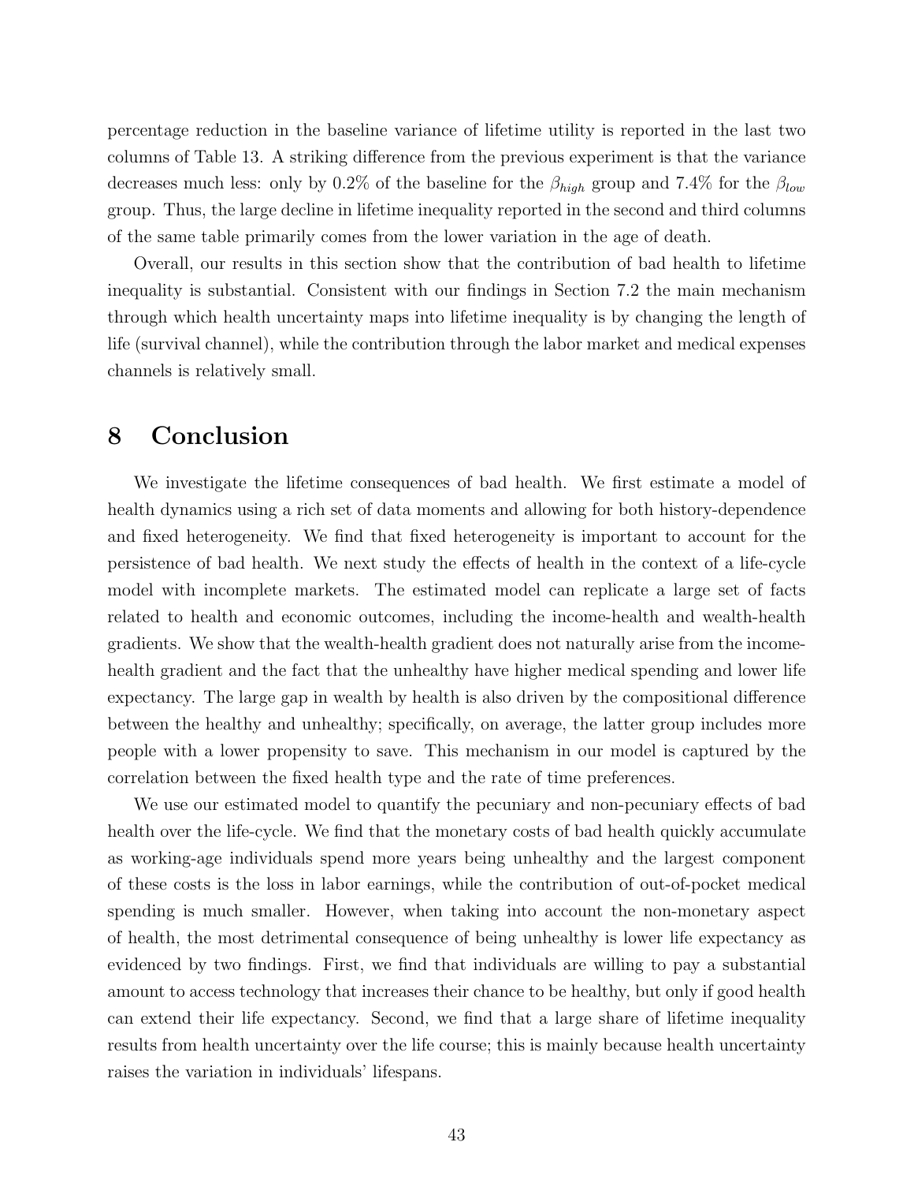percentage reduction in the baseline variance of lifetime utility is reported in the last two columns of Table 13. A striking difference from the previous experiment is that the variance decreases much less: only by 0.2% of the baseline for the $\beta_{high}$ group and 7.4% for the $\beta_{low}$ group. Thus, the large decline in lifetime inequality reported in the second and third columns of the same table primarily comes from the lower variation in the age of death.

Overall, our results in this section show that the contribution of bad health to lifetime inequality is substantial. Consistent with our findings in Section 7.2 the main mechanism through which health uncertainty maps into lifetime inequality is by changing the length of life (survival channel), while the contribution through the labor market and medical expenses channels is relatively small.

# 8 Conclusion

We investigate the lifetime consequences of bad health. We first estimate a model of health dynamics using a rich set of data moments and allowing for both history-dependence and fixed heterogeneity. We find that fixed heterogeneity is important to account for the persistence of bad health. We next study the effects of health in the context of a life-cycle model with incomplete markets. The estimated model can replicate a large set of facts related to health and economic outcomes, including the income-health and wealth-health gradients. We show that the wealth-health gradient does not naturally arise from the income-health gradient and the fact that the unhealthy have higher medical spending and lower life expectancy. The large gap in wealth by health is also driven by the compositional difference between the healthy and unhealthy; specifically, on average, the latter group includes more people with a lower propensity to save. This mechanism in our model is captured by the correlation between the fixed health type and the rate of time preferences.

We use our estimated model to quantify the pecuniary and non-pecuniary effects of bad health over the life-cycle. We find that the monetary costs of bad health quickly accumulate as working-age individuals spend more years being unhealthy and the largest component of these costs is the loss in labor earnings, while the contribution of out-of-pocket medical spending is much smaller. However, when taking into account the non-monetary aspect of health, the most detrimental consequence of being unhealthy is lower life expectancy as evidenced by two findings. First, we find that individuals are willing to pay a substantial amount to access technology that increases their chance to be healthy, but only if good health can extend their life expectancy. Second, we find that a large share of lifetime inequality results from health uncertainty over the life course; this is mainly because health uncertainty raises the variation in individuals' lifespans.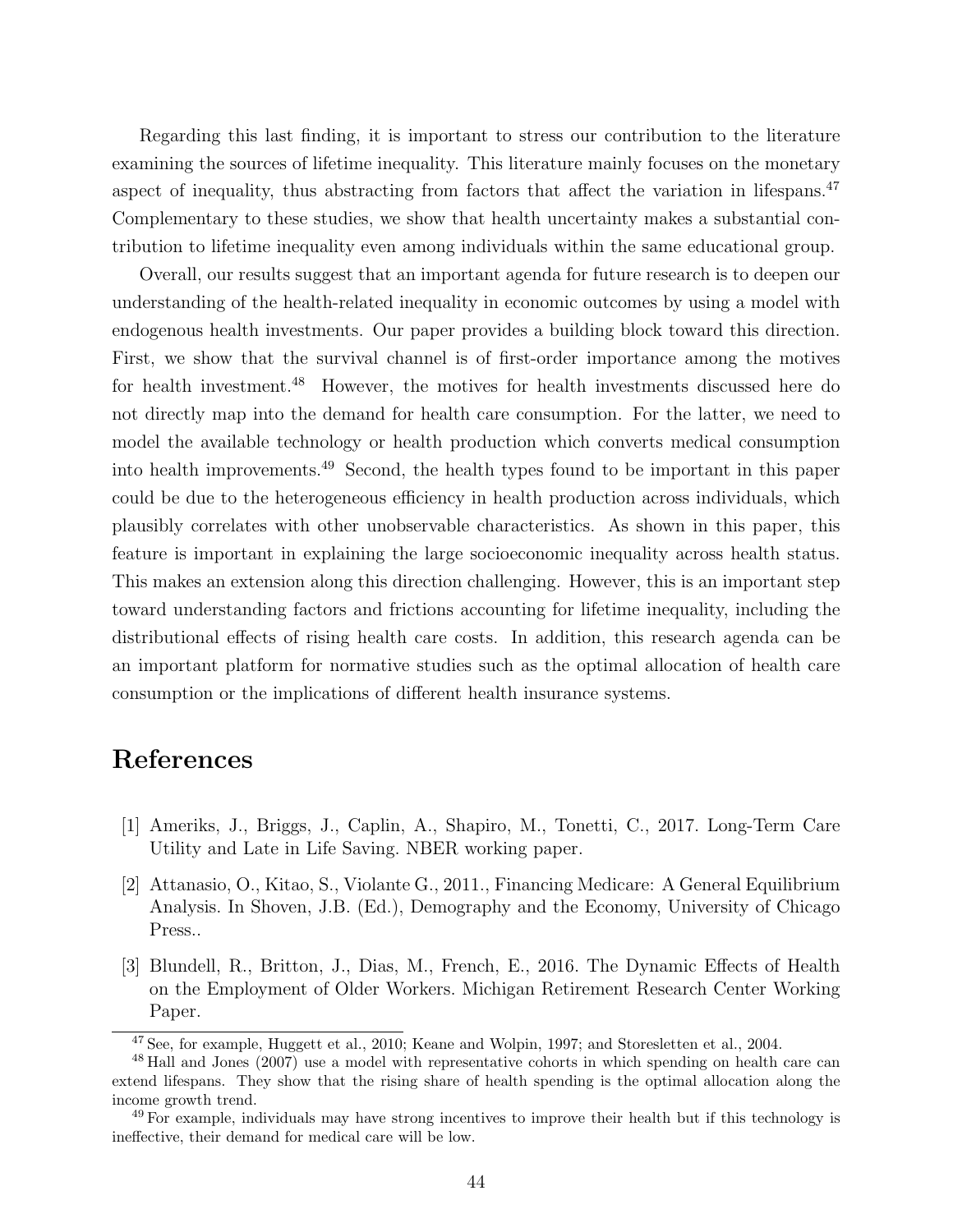Regarding this last finding, it is important to stress our contribution to the literature examining the sources of lifetime inequality. This literature mainly focuses on the monetary aspect of inequality, thus abstracting from factors that affect the variation in lifespans.[47] Complementary to these studies, we show that health uncertainty makes a substantial contribution to lifetime inequality even among individuals within the same educational group.

Overall, our results suggest that an important agenda for future research is to deepen our understanding of the health-related inequality in economic outcomes by using a model with endogenous health investments. Our paper provides a building block toward this direction. First, we show that the survival channel is of first-order importance among the motives for health investment.[48] However, the motives for health investments discussed here do not directly map into the demand for health care consumption. For the latter, we need to model the available technology or health production which converts medical consumption into health improvements.[49] Second, the health types found to be important in this paper could be due to the heterogeneous efficiency in health production across individuals, which plausibly correlates with other unobservable characteristics. As shown in this paper, this feature is important in explaining the large socioeconomic inequality across health status. This makes an extension along this direction challenging. However, this is an important step toward understanding factors and frictions accounting for lifetime inequality, including the distributional effects of rising health care costs. In addition, this research agenda can be an important platform for normative studies such as the optimal allocation of health care consumption or the implications of different health insurance systems.

# References

[1] Ameriks, J., Briggs, J., Caplin, A., Shapiro, M., Tonetti, C., 2017. Long-Term Care Utility and Late in Life Saving. NBER working paper.

[2] Attanasio, O., Kitao, S., Violante G., 2011., Financing Medicare: A General Equilibrium Analysis. In Shoven, J.B. (Ed.), Demography and the Economy, University of Chicago Press..

[3] Blundell, R., Britton, J., Dias, M., French, E., 2016. The Dynamic Effects of Health on the Employment of Older Workers. Michigan Retirement Research Center Working Paper.

---

[47] See, for example, Huggett et al., 2010; Keane and Wolpin, 1997; and Storesletten et al., 2004.

[48] Hall and Jones (2007) use a model with representative cohorts in which spending on health care can extend lifespans. They show that the rising share of health spending is the optimal allocation along the income growth trend.

[49] For example, individuals may have strong incentives to improve their health but if this technology is ineffective, their demand for medical care will be low.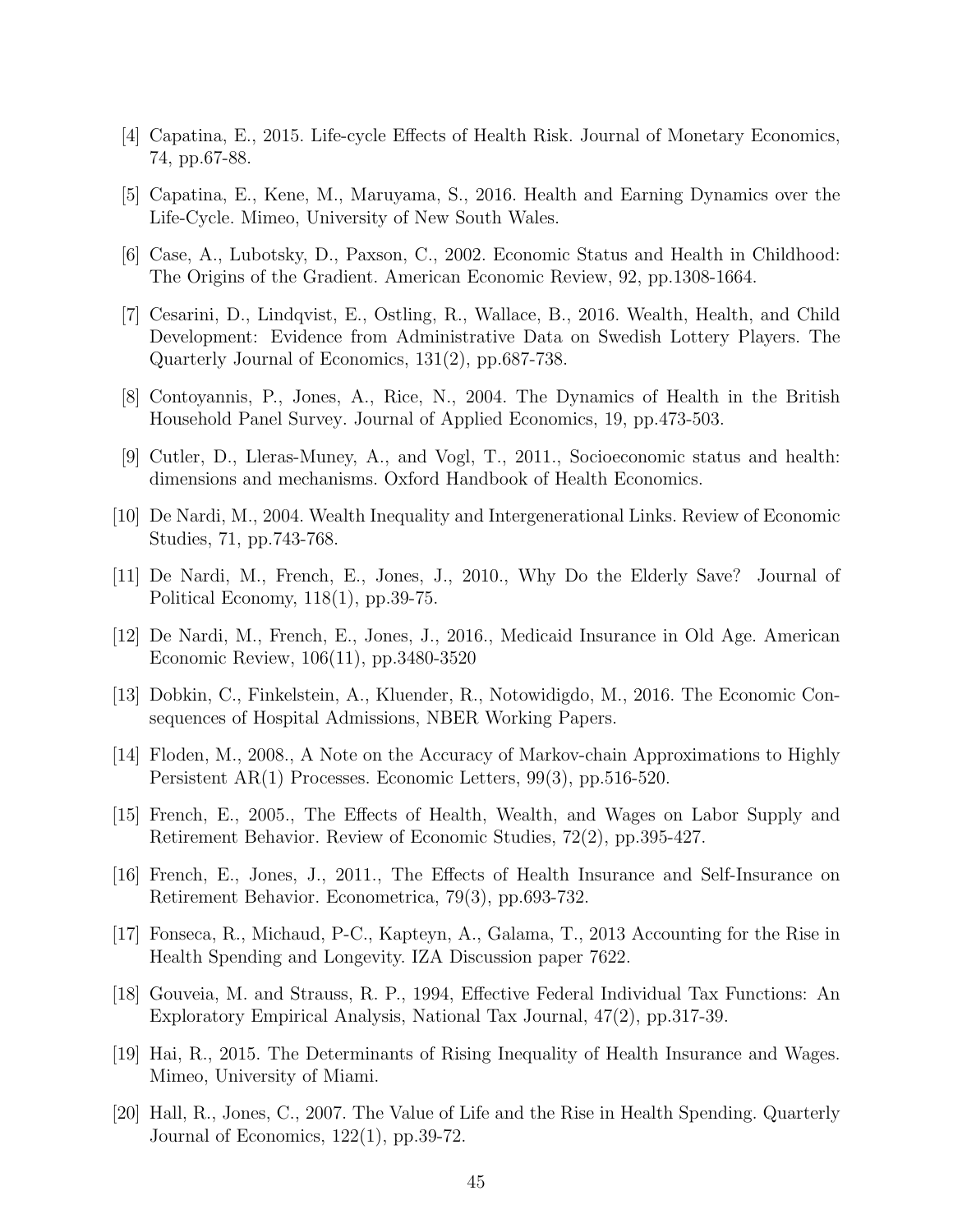[4] Capatina, E., 2015. Life-cycle Effects of Health Risk. Journal of Monetary Economics, 74, pp.67-88.

[5] Capatina, E., Kene, M., Maruyama, S., 2016. Health and Earning Dynamics over the Life-Cycle. Mimeo, University of New South Wales.

[6] Case, A., Lubotsky, D., Paxson, C., 2002. Economic Status and Health in Childhood: The Origins of the Gradient. American Economic Review, 92, pp.1308-1664.

[7] Cesarini, D., Lindqvist, E., Ostling, R., Wallace, B., 2016. Wealth, Health, and Child Development: Evidence from Administrative Data on Swedish Lottery Players. The Quarterly Journal of Economics, 131(2), pp.687-738.

[8] Contoyannis, P., Jones, A., Rice, N., 2004. The Dynamics of Health in the British Household Panel Survey. Journal of Applied Economics, 19, pp.473-503.

[9] Cutler, D., Lleras-Muney, A., and Vogl, T., 2011., Socioeconomic status and health: dimensions and mechanisms. Oxford Handbook of Health Economics.

[10] De Nardi, M., 2004. Wealth Inequality and Intergenerational Links. Review of Economic Studies, 71, pp.743-768.

[11] De Nardi, M., French, E., Jones, J., 2010., Why Do the Elderly Save? Journal of Political Economy, 118(1), pp.39-75.

[12] De Nardi, M., French, E., Jones, J., 2016., Medicaid Insurance in Old Age. American Economic Review, 106(11), pp.3480-3520

[13] Dobkin, C., Finkelstein, A., Kluender, R., Notowidigdo, M., 2016. The Economic Consequences of Hospital Admissions, NBER Working Papers.

[14] Floden, M., 2008., A Note on the Accuracy of Markov-chain Approximations to Highly Persistent AR(1) Processes. Economic Letters, 99(3), pp.516-520.

[15] French, E., 2005., The Effects of Health, Wealth, and Wages on Labor Supply and Retirement Behavior. Review of Economic Studies, 72(2), pp.395-427.

[16] French, E., Jones, J., 2011., The Effects of Health Insurance and Self-Insurance on Retirement Behavior. Econometrica, 79(3), pp.693-732.

[17] Fonseca, R., Michaud, P-C., Kapteyn, A., Galama, T., 2013 Accounting for the Rise in Health Spending and Longevity. IZA Discussion paper 7622.

[18] Gouveia, M. and Strauss, R. P., 1994, Effective Federal Individual Tax Functions: An Exploratory Empirical Analysis, National Tax Journal, 47(2), pp.317-39.

[19] Hai, R., 2015. The Determinants of Rising Inequality of Health Insurance and Wages. Mimeo, University of Miami.

[20] Hall, R., Jones, C., 2007. The Value of Life and the Rise in Health Spending. Quarterly Journal of Economics, 122(1), pp.39-72.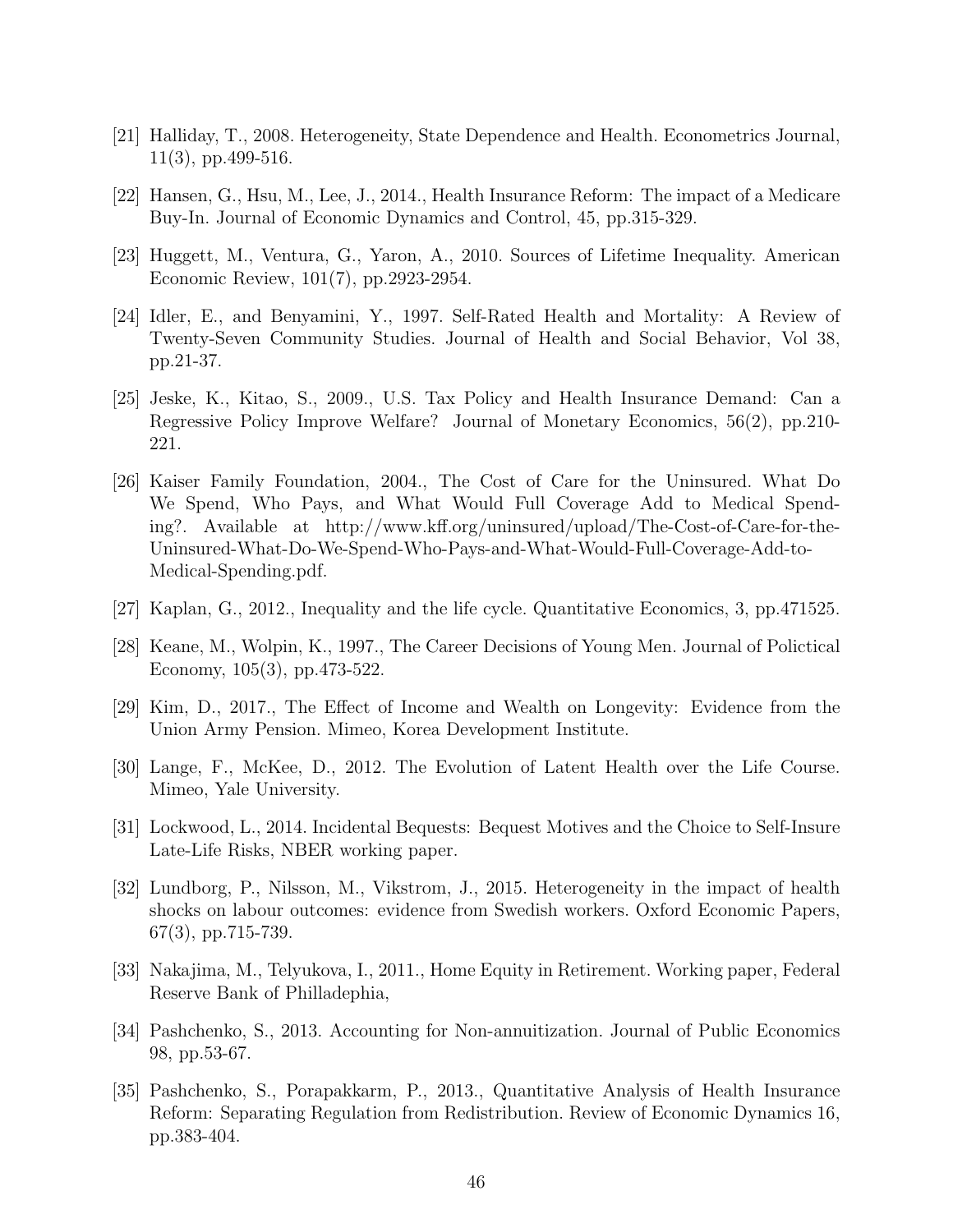[21] Halliday, T., 2008. Heterogeneity, State Dependence and Health. Econometrics Journal, 11(3), pp.499-516.

[22] Hansen, G., Hsu, M., Lee, J., 2014., Health Insurance Reform: The impact of a Medicare Buy-In. Journal of Economic Dynamics and Control, 45, pp.315-329.

[23] Huggett, M., Ventura, G., Yaron, A., 2010. Sources of Lifetime Inequality. American Economic Review, 101(7), pp.2923-2954.

[24] Idler, E., and Benyamini, Y., 1997. Self-Rated Health and Mortality: A Review of Twenty-Seven Community Studies. Journal of Health and Social Behavior, Vol 38, pp.21-37.

[25] Jeske, K., Kitao, S., 2009., U.S. Tax Policy and Health Insurance Demand: Can a Regressive Policy Improve Welfare? Journal of Monetary Economics, 56(2), pp.210-221.

[26] Kaiser Family Foundation, 2004., The Cost of Care for the Uninsured. What Do We Spend, Who Pays, and What Would Full Coverage Add to Medical Spending?. Available at http://www.kff.org/uninsured/upload/The-Cost-of-Care-for-the-Uninsured-What-Do-We-Spend-Who-Pays-and-What-Would-Full-Coverage-Add-to-Medical-Spending.pdf.

[27] Kaplan, G., 2012., Inequality and the life cycle. Quantitative Economics, 3, pp.471525.

[28] Keane, M., Wolpin, K., 1997., The Career Decisions of Young Men. Journal of Polictical Economy, 105(3), pp.473-522.

[29] Kim, D., 2017., The Effect of Income and Wealth on Longevity: Evidence from the Union Army Pension. Mimeo, Korea Development Institute.

[30] Lange, F., McKee, D., 2012. The Evolution of Latent Health over the Life Course. Mimeo, Yale University.

[31] Lockwood, L., 2014. Incidental Bequests: Bequest Motives and the Choice to Self-Insure Late-Life Risks, NBER working paper.

[32] Lundborg, P., Nilsson, M., Vikstrom, J., 2015. Heterogeneity in the impact of health shocks on labour outcomes: evidence from Swedish workers. Oxford Economic Papers, 67(3), pp.715-739.

[33] Nakajima, M., Telyukova, I., 2011., Home Equity in Retirement. Working paper, Federal Reserve Bank of Philladephia,

[34] Pashchenko, S., 2013. Accounting for Non-annuitization. Journal of Public Economics 98, pp.53-67.

[35] Pashchenko, S., Porapakkarm, P., 2013., Quantitative Analysis of Health Insurance Reform: Separating Regulation from Redistribution. Review of Economic Dynamics 16, pp.383-404.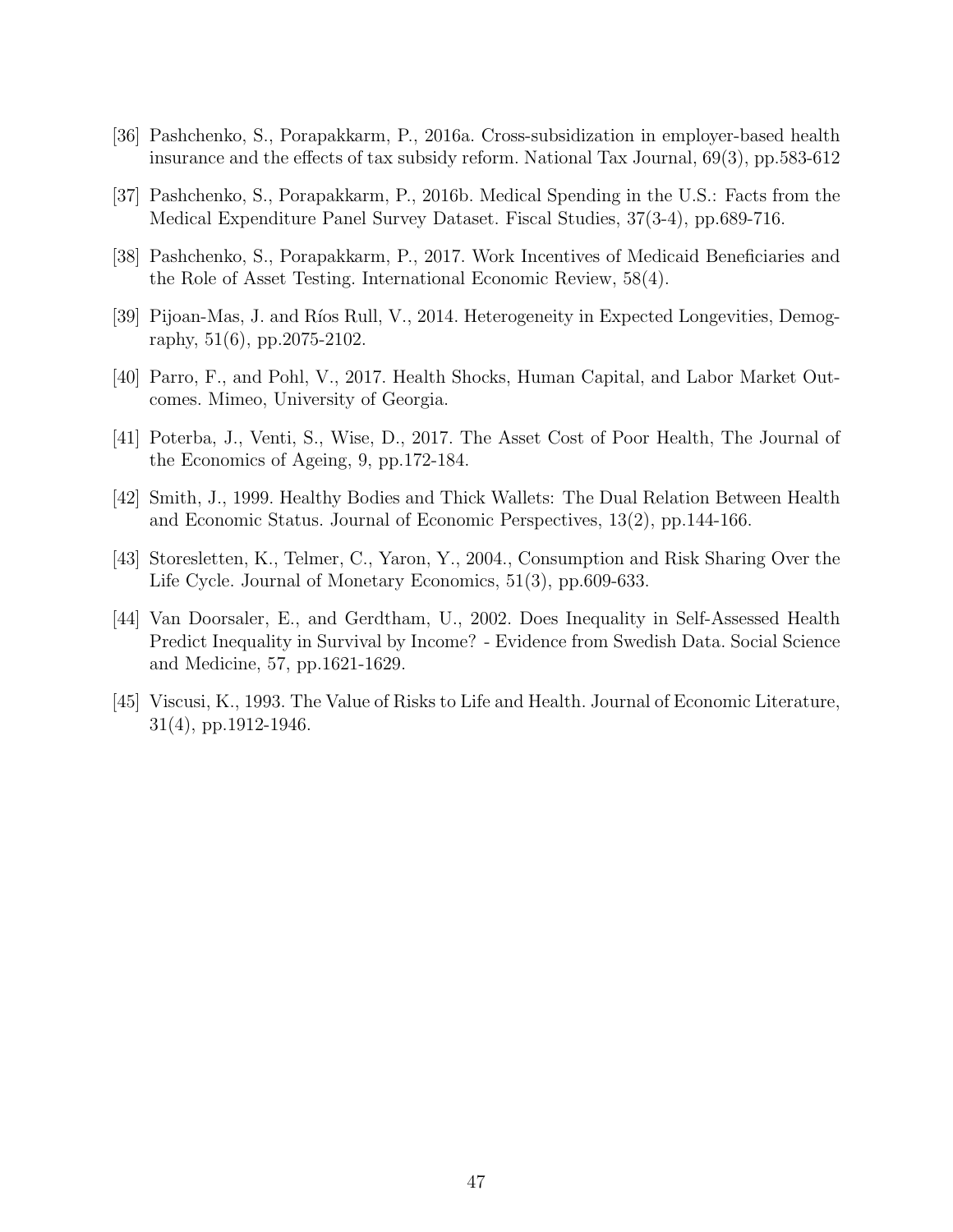[36] Pashchenko, S., Porapakkarm, P., 2016a. Cross-subsidization in employer-based health insurance and the effects of tax subsidy reform. National Tax Journal, 69(3), pp.583-612

[37] Pashchenko, S., Porapakkarm, P., 2016b. Medical Spending in the U.S.: Facts from the Medical Expenditure Panel Survey Dataset. Fiscal Studies, 37(3-4), pp.689-716.

[38] Pashchenko, S., Porapakkarm, P., 2017. Work Incentives of Medicaid Beneficiaries and the Role of Asset Testing. International Economic Review, 58(4).

[39] Pijoan-Mas, J. and Ríos Rull, V., 2014. Heterogeneity in Expected Longevities, Demography, 51(6), pp.2075-2102.

[40] Parro, F., and Pohl, V., 2017. Health Shocks, Human Capital, and Labor Market Outcomes. Mimeo, University of Georgia.

[41] Poterba, J., Venti, S., Wise, D., 2017. The Asset Cost of Poor Health, The Journal of the Economics of Ageing, 9, pp.172-184.

[42] Smith, J., 1999. Healthy Bodies and Thick Wallets: The Dual Relation Between Health and Economic Status. Journal of Economic Perspectives, 13(2), pp.144-166.

[43] Storesletten, K., Telmer, C., Yaron, Y., 2004., Consumption and Risk Sharing Over the Life Cycle. Journal of Monetary Economics, 51(3), pp.609-633.

[44] Van Doorsaler, E., and Gerdtham, U., 2002. Does Inequality in Self-Assessed Health Predict Inequality in Survival by Income? - Evidence from Swedish Data. Social Science and Medicine, 57, pp.1621-1629.

[45] Viscusi, K., 1993. The Value of Risks to Life and Health. Journal of Economic Literature, 31(4), pp.1912-1946.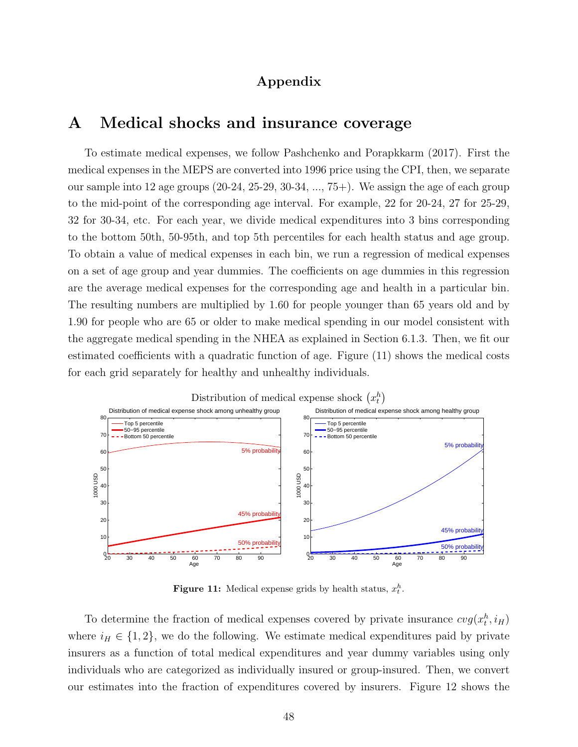# Appendix

## A Medical shocks and insurance coverage

To estimate medical expenses, we follow Pashchenko and Porapkkarm (2017). First the medical expenses in the MEPS are converted into 1996 price using the CPI, then, we separate our sample into 12 age groups (20-24, 25-29, 30-34, ..., 75+). We assign the age of each group to the mid-point of the corresponding age interval. For example, 22 for 20-24, 27 for 25-29, 32 for 30-34, etc. For each year, we divide medical expenditures into 3 bins corresponding to the bottom 50th, 50-95th, and top 5th percentiles for each health status and age group. To obtain a value of medical expenses in each bin, we run a regression of medical expenses on a set of age group and year dummies. The coefficients on age dummies in this regression are the average medical expenses for the corresponding age and health in a particular bin. The resulting numbers are multiplied by 1.60 for people younger than 65 years old and by 1.90 for people who are 65 or older to make medical spending in our model consistent with the aggregate medical spending in the NHEA as explained in Section 6.1.3. Then, we fit our estimated coefficients with a quadratic function of age. Figure (11) shows the medical costs for each grid separately for healthy and unhealthy individuals.

Distribution of medical expense shock $\left(x_t^h\right)$

Distribution of medical expense shock among unhealthy group

Top 5 percentile
50−95 percentile
Bottom 50 percentile

5% probability
45% probability
50% probability

1000 USD
Age

Distribution of medical expense shock among healthy group

Top 5 percentile
50−95 percentile
Bottom 50 percentile

5% probability
45% probability
50% probability

1000 USD
Age

**Figure 11:** Medical expense grids by health status, $x_t^h$.

To determine the fraction of medical expenses covered by private insurance $cvg(x_t^h, i_H)$ where $i_H \in \{1, 2\}$, we do the following. We estimate medical expenditures paid by private insurers as a function of total medical expenditures and year dummy variables using only individuals who are categorized as individually insured or group-insured. Then, we convert our estimates into the fraction of expenditures covered by insurers. Figure 12 shows the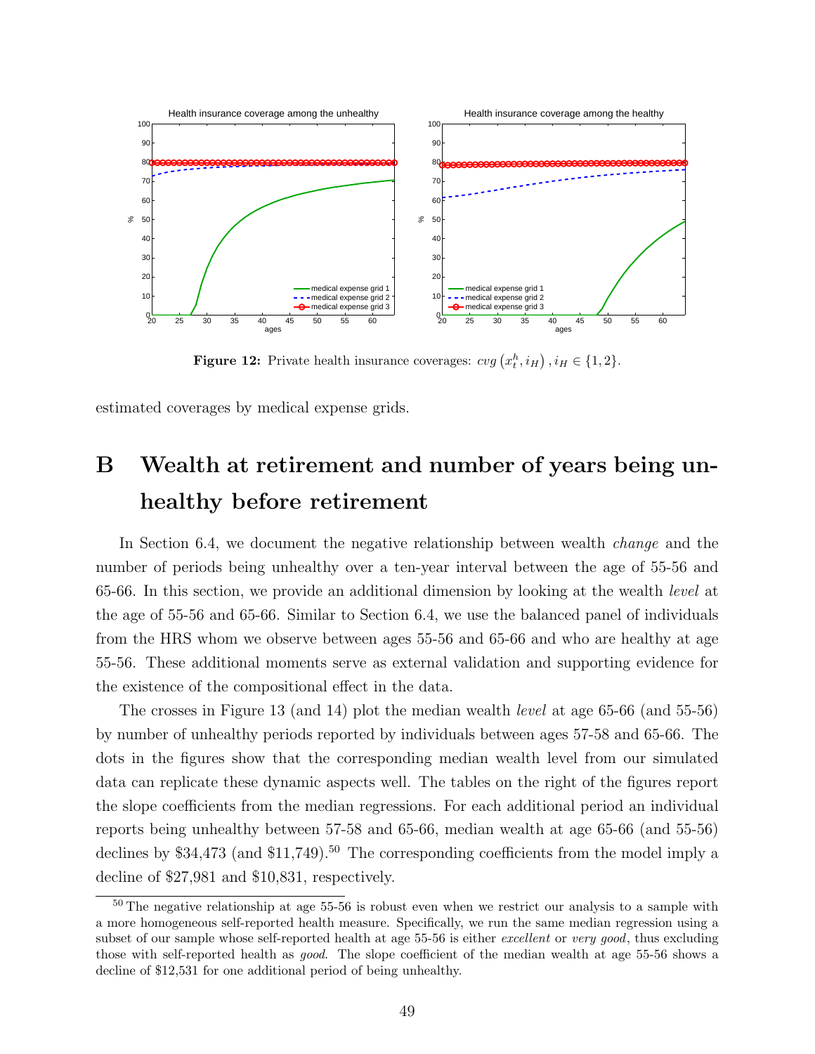Health insurance coverage among the unhealthy

100
90
80
70
60
50
40
30
20
10
0

%

20 25 30 35 40 45 50 55 60

ages

medical expense grid 1
medical expense grid 2
medical expense grid 3

Health insurance coverage among the healthy

100
90
80
70
60
50
40
30
20
10
0

%

20 25 30 35 40 45 50 55 60

ages

medical expense grid 1
medical expense grid 2
medical expense grid 3

**Figure 12:** Private health insurance coverages: $cvg\left(x_t^h, i_H\right), i_H \in \{1, 2\}$.

estimated coverages by medical expense grids.

# B Wealth at retirement and number of years being unhealthy before retirement

In Section 6.4, we document the negative relationship between wealth *change* and the number of periods being unhealthy over a ten-year interval between the age of 55-56 and 65-66. In this section, we provide an additional dimension by looking at the wealth *level* at the age of 55-56 and 65-66. Similar to Section 6.4, we use the balanced panel of individuals from the HRS whom we observe between ages 55-56 and 65-66 and who are healthy at age 55-56. These additional moments serve as external validation and supporting evidence for the existence of the compositional effect in the data.

The crosses in Figure 13 (and 14) plot the median wealth *level* at age 65-66 (and 55-56) by number of unhealthy periods reported by individuals between ages 57-58 and 65-66. The dots in the figures show that the corresponding median wealth level from our simulated data can replicate these dynamic aspects well. The tables on the right of the figures report the slope coefficients from the median regressions. For each additional period an individual reports being unhealthy between 57-58 and 65-66, median wealth at age 65-66 (and 55-56) declines by \$34,473 (and \$11,749).[50] The corresponding coefficients from the model imply a decline of \$27,981 and \$10,831, respectively.

[50] The negative relationship at age 55-56 is robust even when we restrict our analysis to a sample with a more homogeneous self-reported health measure. Specifically, we run the same median regression using a subset of our sample whose self-reported health at age 55-56 is either *excellent* or *very good*, thus excluding those with self-reported health as *good*. The slope coefficient of the median wealth at age 55-56 shows a decline of \$12,531 for one additional period of being unhealthy.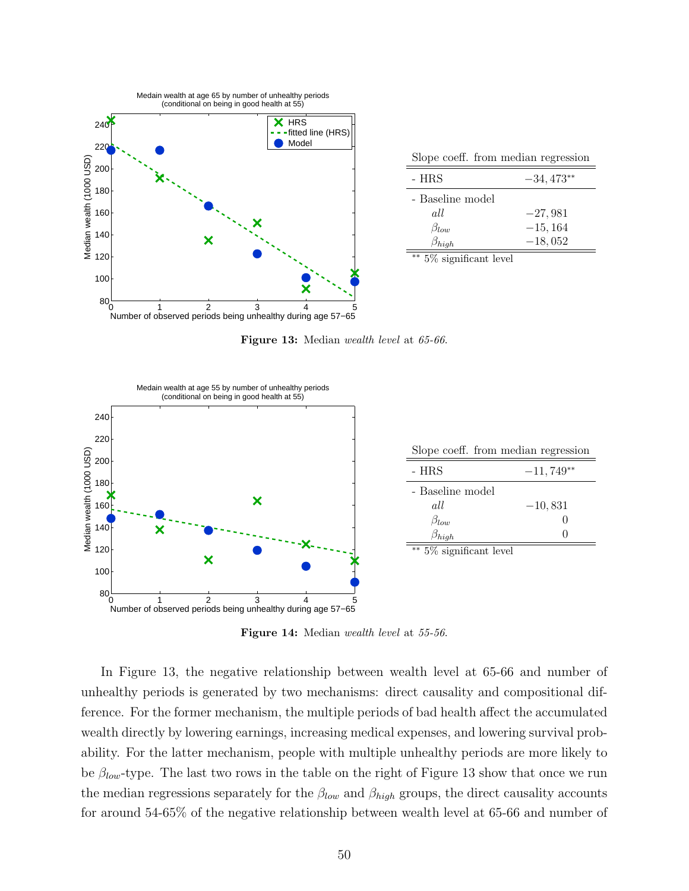Medain wealth at age 65 by number of unhealthy periods
(conditional on being in good health at 55)

HRS
fitted line (HRS)
Model

Median wealth (1000 USD)

80
100
120
140
160
180
200
220
240

0
1
2
3
4
5

Number of observed periods being unhealthy during age 57−65

| Slope coeff. from median regression | |
|---|---|
| - HRS | $-34,473^{**}$ |
| - Baseline model | |
| *all* | $-27,981$ |
| $\beta_{low}$ | $-15,164$ |
| $\beta_{high}$ | $-18,052$ |

** 5% significant level

**Figure 13:** Median *wealth level* at *65-66*.

Medain wealth at age 55 by number of unhealthy periods
(conditional on being in good health at 55)

Median wealth (1000 USD)

80
100
120
140
160
180
200
220
240

0
1
2
3
4
5

Number of observed periods being unhealthy during age 57−65

| Slope coeff. from median regression | |
|---|---|
| - HRS | $-11,749^{**}$ |
| - Baseline model | |
| *all* | $-10,831$ |
| $\beta_{low}$ | 0 |
| $\beta_{high}$ | 0 |

** 5% significant level

**Figure 14:** Median *wealth level* at *55-56*.

In Figure 13, the negative relationship between wealth level at 65-66 and number of unhealthy periods is generated by two mechanisms: direct causality and compositional difference. For the former mechanism, the multiple periods of bad health affect the accumulated wealth directly by lowering earnings, increasing medical expenses, and lowering survival probability. For the latter mechanism, people with multiple unhealthy periods are more likely to be $\beta_{low}$-type. The last two rows in the table on the right of Figure 13 show that once we run the median regressions separately for the $\beta_{low}$ and $\beta_{high}$ groups, the direct causality accounts for around 54-65% of the negative relationship between wealth level at 65-66 and number of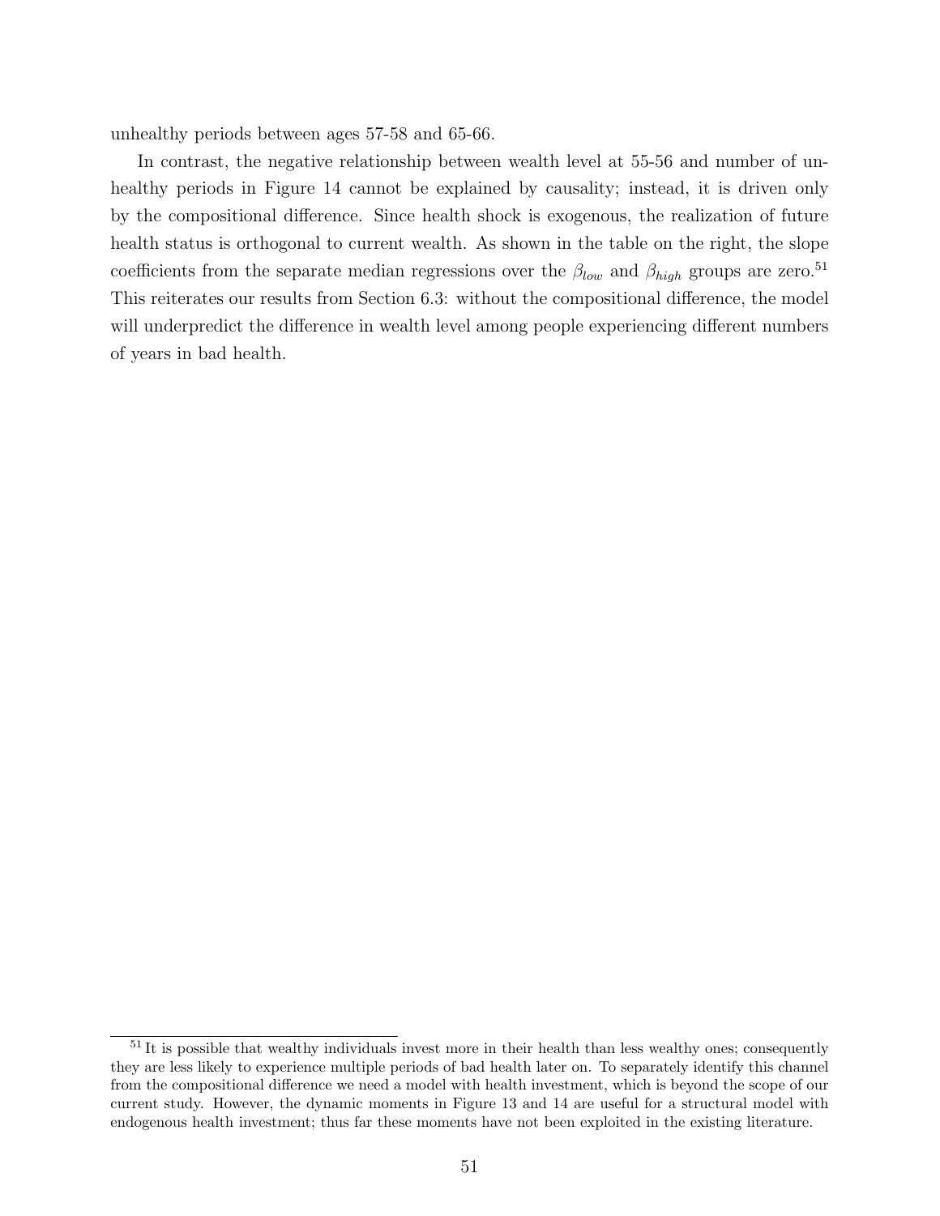unhealthy periods between ages 57-58 and 65-66.

In contrast, the negative relationship between wealth level at 55-56 and number of unhealthy periods in Figure 14 cannot be explained by causality; instead, it is driven only by the compositional difference. Since health shock is exogenous, the realization of future health status is orthogonal to current wealth. As shown in the table on the right, the slope coefficients from the separate median regressions over the $\beta_{low}$ and $\beta_{high}$ groups are zero.[51] This reiterates our results from Section 6.3: without the compositional difference, the model will underpredict the difference in wealth level among people experiencing different numbers of years in bad health.

[51] It is possible that wealthy individuals invest more in their health than less wealthy ones; consequently they are less likely to experience multiple periods of bad health later on. To separately identify this channel from the compositional difference we need a model with health investment, which is beyond the scope of our current study. However, the dynamic moments in Figure 13 and 14 are useful for a structural model with endogenous health investment; thus far these moments have not been exploited in the existing literature.